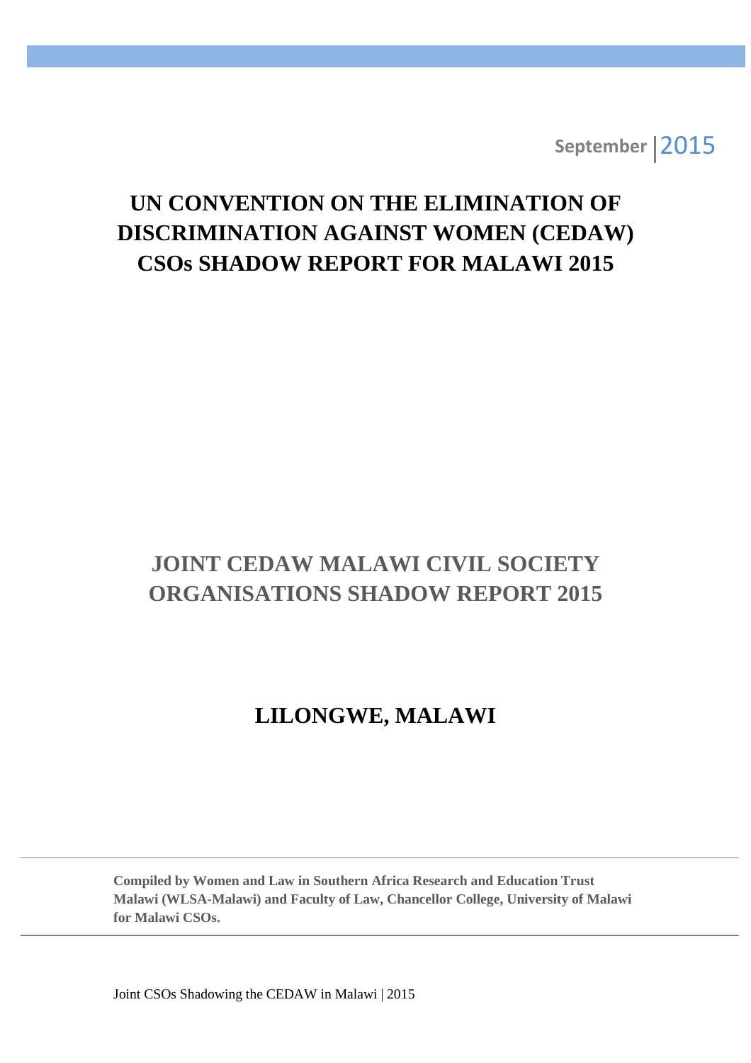September | 2015

# UN CONVENTION ON THE ELIMINATION OF DISCRIMINATION AGAINST WOMEN (CEDAW) CSOs SHADOW REPORT FOR MALAWI 2015

## JOINT CEDAW MALAWI CIVIL SOCIETY ORGANISATIONS SHADOW REPORT 2015

## LILONGWE, MALAWI

**Compiled by Women and Law in Southern Africa Research and Education Trust Malawi (WLSA-Malawi) and Faculty of Law, Chancellor College, University of Malawi for Malawi CSOs.**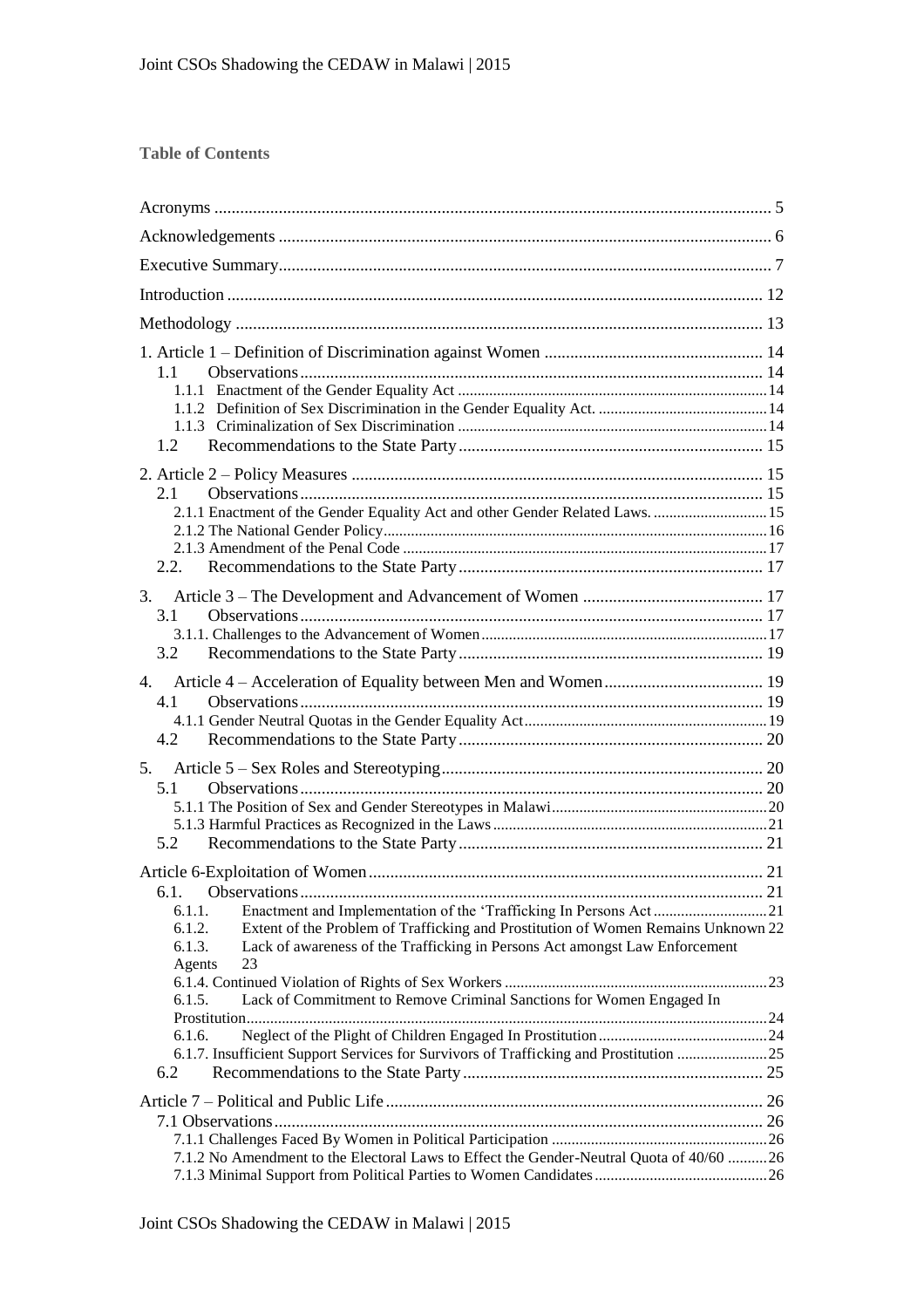**Table of Contents**

| | |
|---|---|
| Acronyms | 5 |
| Acknowledgements | 6 |
| Executive Summary | 7 |
| Introduction | 12 |
| Methodology | 13 |
| 1. Article 1 – Definition of Discrimination against Women | 14 |
| 1.1 Observations | 14 |
| 1.1.1 Enactment of the Gender Equality Act | 14 |
| 1.1.2 Definition of Sex Discrimination in the Gender Equality Act. | 14 |
| 1.1.3 Criminalization of Sex Discrimination | 14 |
| 1.2 Recommendations to the State Party | 15 |
| 2. Article 2 – Policy Measures | 15 |
| 2.1 Observations | 15 |
| 2.1.1 Enactment of the Gender Equality Act and other Gender Related Laws. | 15 |
| 2.1.2 The National Gender Policy | 16 |
| 2.1.3 Amendment of the Penal Code | 17 |
| 2.2. Recommendations to the State Party | 17 |
| 3. Article 3 – The Development and Advancement of Women | 17 |
| 3.1 Observations | 17 |
| 3.1.1. Challenges to the Advancement of Women | 17 |
| 3.2 Recommendations to the State Party | 19 |
| 4. Article 4 – Acceleration of Equality between Men and Women | 19 |
| 4.1 Observations | 19 |
| 4.1.1 Gender Neutral Quotas in the Gender Equality Act | 19 |
| 4.2 Recommendations to the State Party | 20 |
| 5. Article 5 – Sex Roles and Stereotyping | 20 |
| 5.1 Observations | 20 |
| 5.1.1 The Position of Sex and Gender Stereotypes in Malawi | 20 |
| 5.1.3 Harmful Practices as Recognized in the Laws | 21 |
| 5.2 Recommendations to the State Party | 21 |
| Article 6-Exploitation of Women | 21 |
| 6.1. Observations | 21 |
| 6.1.1. Enactment and Implementation of the 'Trafficking In Persons Act | 21 |
| 6.1.2. Extent of the Problem of Trafficking and Prostitution of Women Remains Unknown | 22 |
| 6.1.3. Lack of awareness of the Trafficking in Persons Act amongst Law Enforcement Agents | 23 |
| 6.1.4. Continued Violation of Rights of Sex Workers | 23 |
| 6.1.5. Lack of Commitment to Remove Criminal Sanctions for Women Engaged In Prostitution | 24 |
| 6.1.6. Neglect of the Plight of Children Engaged In Prostitution | 24 |
| 6.1.7. Insufficient Support Services for Survivors of Trafficking and Prostitution | 25 |
| 6.2 Recommendations to the State Party | 25 |
| Article 7 – Political and Public Life | 26 |
| 7.1 Observations | 26 |
| 7.1.1 Challenges Faced By Women in Political Participation | 26 |
| 7.1.2 No Amendment to the Electoral Laws to Effect the Gender-Neutral Quota of 40/60 | 26 |
| 7.1.3 Minimal Support from Political Parties to Women Candidates | 26 |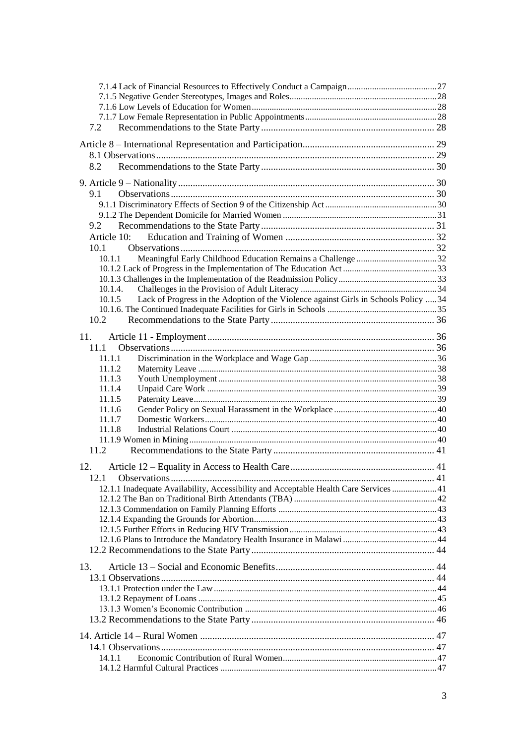7.1.4 Lack of Financial Resources to Effectively Conduct a Campaign ........ 27
7.1.5 Negative Gender Stereotypes, Images and Roles ........ 28
7.1.6 Low Levels of Education for Women ........ 28
7.1.7 Low Female Representation in Public Appointments ........ 28
7.2 Recommendations to the State Party ........ 28

Article 8 – International Representation and Participation ........ 29
8.1 Observations ........ 29
8.2 Recommendations to the State Party ........ 30

9. Article 9 – Nationality ........ 30
9.1 Observations ........ 30
9.1.1 Discriminatory Effects of Section 9 of the Citizenship Act ........ 30
9.1.2 The Dependent Domicile for Married Women ........ 31
9.2 Recommendations to the State Party ........ 31
Article 10: Education and Training of Women ........ 32
10.1 Observations ........ 32
10.1.1 Meaningful Early Childhood Education Remains a Challenge ........ 32
10.1.2 Lack of Progress in the Implementation of The Education Act ........ 33
10.1.3 Challenges in the Implementation of the Readmission Policy ........ 33
10.1.4. Challenges in the Provision of Adult Literacy ........ 34
10.1.5 Lack of Progress in the Adoption of the Violence against Girls in Schools Policy ........ 34
10.1.6. The Continued Inadequate Facilities for Girls in Schools ........ 35
10.2 Recommendations to the State Party ........ 36

11. Article 11 - Employment ........ 36
11.1 Observations ........ 36
11.1.1 Discrimination in the Workplace and Wage Gap ........ 36
11.1.2 Maternity Leave ........ 38
11.1.3 Youth Unemployment ........ 38
11.1.4 Unpaid Care Work ........ 39
11.1.5 Paternity Leave ........ 39
11.1.6 Gender Policy on Sexual Harassment in the Workplace ........ 40
11.1.7 Domestic Workers ........ 40
11.1.8 Industrial Relations Court ........ 40
11.1.9 Women in Mining ........ 40
11.2 Recommendations to the State Party ........ 41

12. Article 12 – Equality in Access to Health Care ........ 41
12.1 Observations ........ 41
12.1.1 Inadequate Availability, Accessibility and Acceptable Health Care Services ........ 41
12.1.2 The Ban on Traditional Birth Attendants (TBA) ........ 42
12.1.3 Commendation on Family Planning Efforts ........ 43
12.1.4 Expanding the Grounds for Abortion ........ 43
12.1.5 Further Efforts in Reducing HIV Transmission ........ 43
12.1.6 Plans to Introduce the Mandatory Health Insurance in Malawi ........ 44
12.2 Recommendations to the State Party ........ 44

13. Article 13 – Social and Economic Benefits ........ 44
13.1 Observations ........ 44
13.1.1 Protection under the Law ........ 44
13.1.2 Repayment of Loans ........ 45
13.1.3 Women's Economic Contribution ........ 46
13.2 Recommendations to the State Party ........ 46

14. Article 14 – Rural Women ........ 47
14.1 Observations ........ 47
14.1.1 Economic Contribution of Rural Women ........ 47
14.1.2 Harmful Cultural Practices ........ 47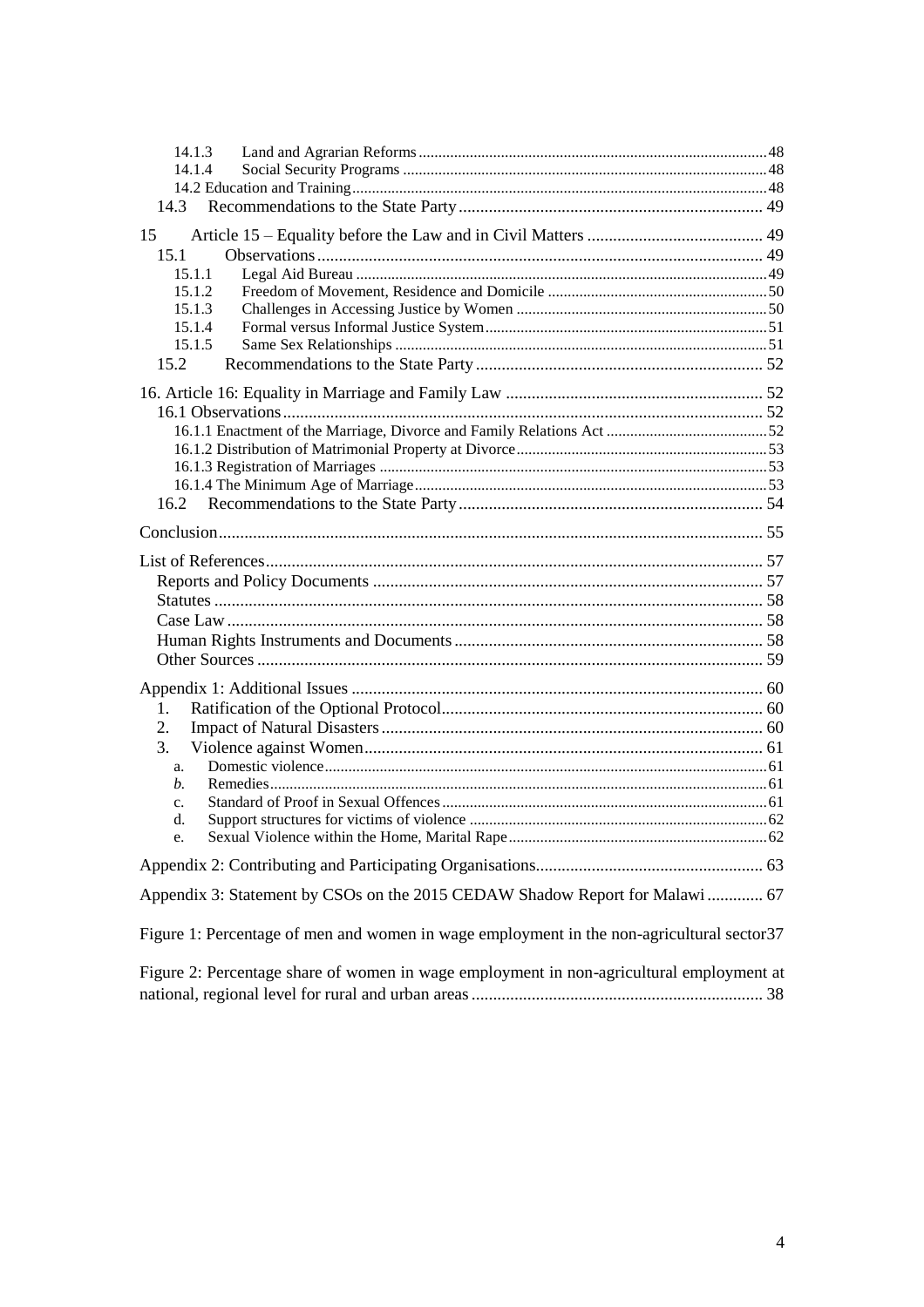- 14.1.3 Land and Agrarian Reforms ........ 48
- 14.1.4 Social Security Programs ........ 48
- 14.2 Education and Training ........ 48
- 14.3 Recommendations to the State Party ........ 49

15 Article 15 – Equality before the Law and in Civil Matters ........ 49

- 15.1 Observations ........ 49
  - 15.1.1 Legal Aid Bureau ........ 49
  - 15.1.2 Freedom of Movement, Residence and Domicile ........ 50
  - 15.1.3 Challenges in Accessing Justice by Women ........ 50
  - 15.1.4 Formal versus Informal Justice System ........ 51
  - 15.1.5 Same Sex Relationships ........ 51
- 15.2 Recommendations to the State Party ........ 52

16. Article 16: Equality in Marriage and Family Law ........ 52

- 16.1 Observations ........ 52
  - 16.1.1 Enactment of the Marriage, Divorce and Family Relations Act ........ 52
  - 16.1.2 Distribution of Matrimonial Property at Divorce ........ 53
  - 16.1.3 Registration of Marriages ........ 53
  - 16.1.4 The Minimum Age of Marriage ........ 53
- 16.2 Recommendations to the State Party ........ 54

Conclusion ........ 55

List of References ........ 57

- Reports and Policy Documents ........ 57
- Statutes ........ 58
- Case Law ........ 58
- Human Rights Instruments and Documents ........ 58
- Other Sources ........ 59

Appendix 1: Additional Issues ........ 60

1. Ratification of the Optional Protocol ........ 60
2. Impact of Natural Disasters ........ 60
3. Violence against Women ........ 61
   - a. Domestic violence ........ 61
   - *b.* Remedies ........ 61
   - c. Standard of Proof in Sexual Offences ........ 61
   - d. Support structures for victims of violence ........ 62
   - e. Sexual Violence within the Home, Marital Rape ........ 62

Appendix 2: Contributing and Participating Organisations ........ 63

Appendix 3: Statement by CSOs on the 2015 CEDAW Shadow Report for Malawi ........ 67

Figure 1: Percentage of men and women in wage employment in the non-agricultural sector 37

Figure 2: Percentage share of women in wage employment in non-agricultural employment at national, regional level for rural and urban areas ........ 38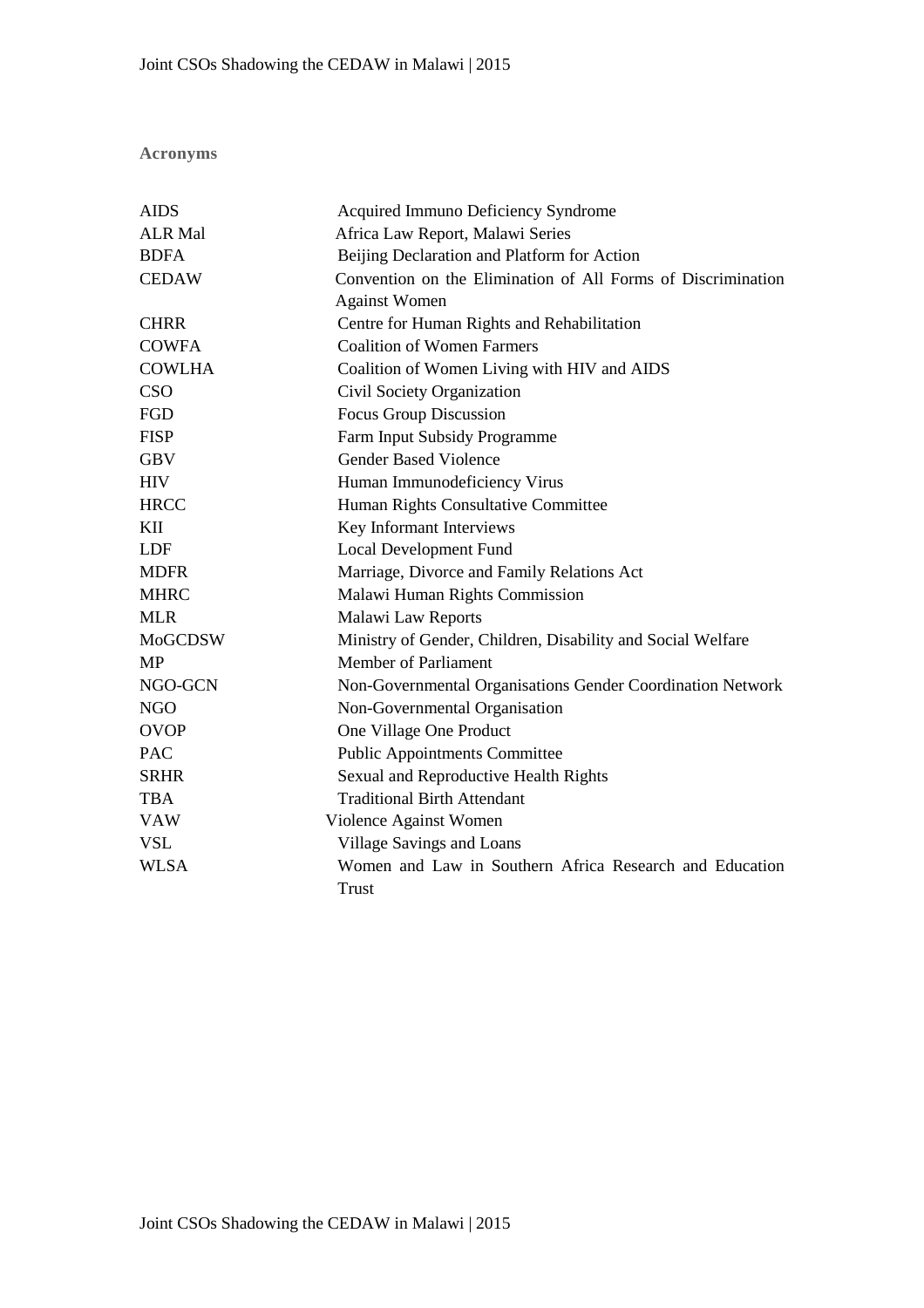## Acronyms

| | |
|---|---|
| AIDS | Acquired Immuno Deficiency Syndrome |
| ALR Mal | Africa Law Report, Malawi Series |
| BDFA | Beijing Declaration and Platform for Action |
| CEDAW | Convention on the Elimination of All Forms of Discrimination Against Women |
| CHRR | Centre for Human Rights and Rehabilitation |
| COWFA | Coalition of Women Farmers |
| COWLHA | Coalition of Women Living with HIV and AIDS |
| CSO | Civil Society Organization |
| FGD | Focus Group Discussion |
| FISP | Farm Input Subsidy Programme |
| GBV | Gender Based Violence |
| HIV | Human Immunodeficiency Virus |
| HRCC | Human Rights Consultative Committee |
| KII | Key Informant Interviews |
| LDF | Local Development Fund |
| MDFR | Marriage, Divorce and Family Relations Act |
| MHRC | Malawi Human Rights Commission |
| MLR | Malawi Law Reports |
| MoGCDSW | Ministry of Gender, Children, Disability and Social Welfare |
| MP | Member of Parliament |
| NGO-GCN | Non-Governmental Organisations Gender Coordination Network |
| NGO | Non-Governmental Organisation |
| OVOP | One Village One Product |
| PAC | Public Appointments Committee |
| SRHR | Sexual and Reproductive Health Rights |
| TBA | Traditional Birth Attendant |
| VAW | Violence Against Women |
| VSL | Village Savings and Loans |
| WLSA | Women and Law in Southern Africa Research and Education Trust |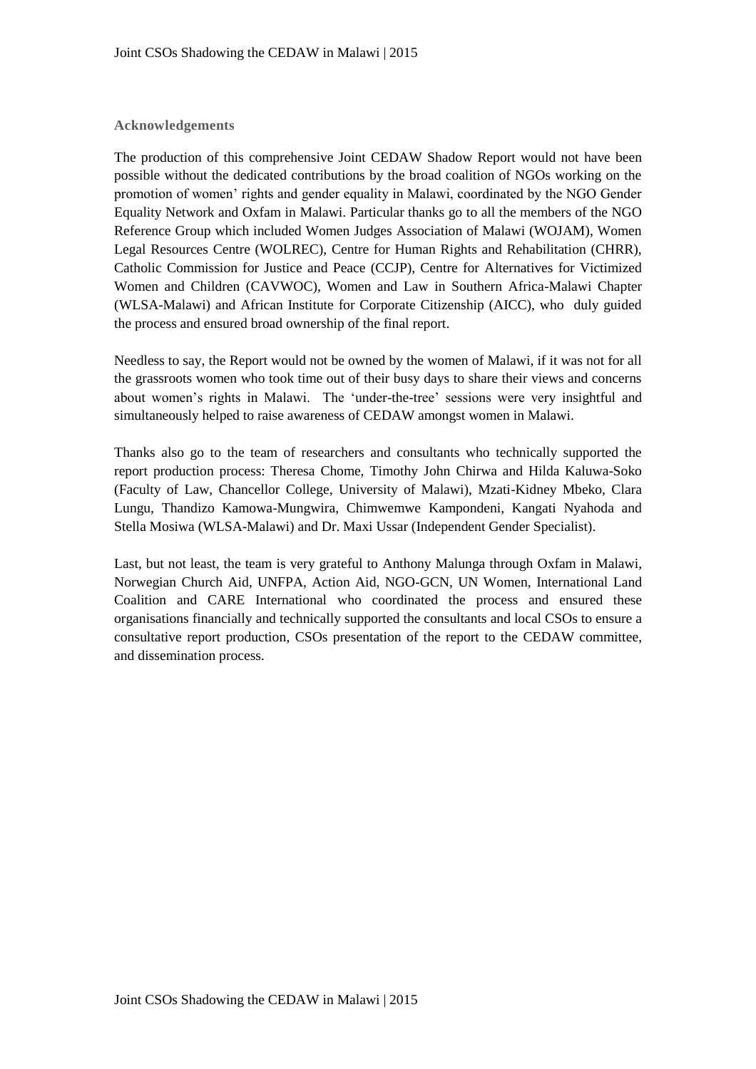## Acknowledgements

The production of this comprehensive Joint CEDAW Shadow Report would not have been possible without the dedicated contributions by the broad coalition of NGOs working on the promotion of women' rights and gender equality in Malawi, coordinated by the NGO Gender Equality Network and Oxfam in Malawi. Particular thanks go to all the members of the NGO Reference Group which included Women Judges Association of Malawi (WOJAM), Women Legal Resources Centre (WOLREC), Centre for Human Rights and Rehabilitation (CHRR), Catholic Commission for Justice and Peace (CCJP), Centre for Alternatives for Victimized Women and Children (CAVWOC), Women and Law in Southern Africa-Malawi Chapter (WLSA-Malawi) and African Institute for Corporate Citizenship (AICC), who duly guided the process and ensured broad ownership of the final report.

Needless to say, the Report would not be owned by the women of Malawi, if it was not for all the grassroots women who took time out of their busy days to share their views and concerns about women's rights in Malawi. The 'under-the-tree' sessions were very insightful and simultaneously helped to raise awareness of CEDAW amongst women in Malawi.

Thanks also go to the team of researchers and consultants who technically supported the report production process: Theresa Chome, Timothy John Chirwa and Hilda Kaluwa-Soko (Faculty of Law, Chancellor College, University of Malawi), Mzati-Kidney Mbeko, Clara Lungu, Thandizo Kamowa-Mungwira, Chimwemwe Kampondeni, Kangati Nyahoda and Stella Mosiwa (WLSA-Malawi) and Dr. Maxi Ussar (Independent Gender Specialist).

Last, but not least, the team is very grateful to Anthony Malunga through Oxfam in Malawi, Norwegian Church Aid, UNFPA, Action Aid, NGO-GCN, UN Women, International Land Coalition and CARE International who coordinated the process and ensured these organisations financially and technically supported the consultants and local CSOs to ensure a consultative report production, CSOs presentation of the report to the CEDAW committee, and dissemination process.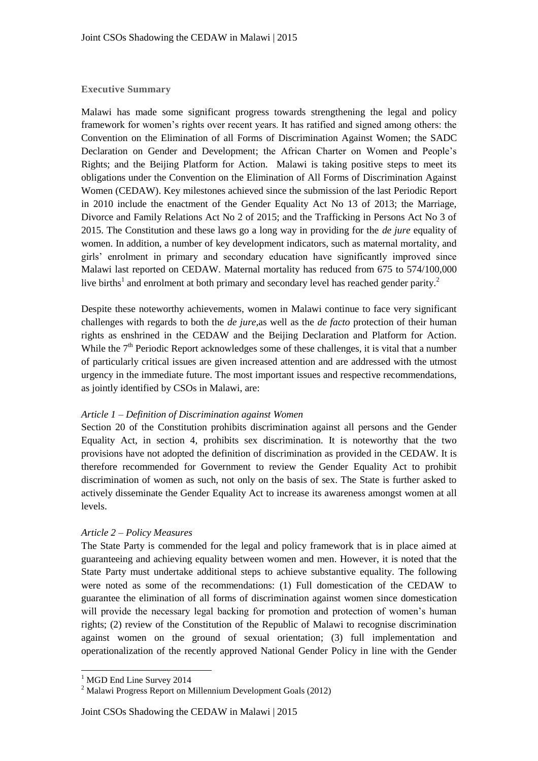## Executive Summary

Malawi has made some significant progress towards strengthening the legal and policy framework for women's rights over recent years. It has ratified and signed among others: the Convention on the Elimination of all Forms of Discrimination Against Women; the SADC Declaration on Gender and Development; the African Charter on Women and People's Rights; and the Beijing Platform for Action. Malawi is taking positive steps to meet its obligations under the Convention on the Elimination of All Forms of Discrimination Against Women (CEDAW). Key milestones achieved since the submission of the last Periodic Report in 2010 include the enactment of the Gender Equality Act No 13 of 2013; the Marriage, Divorce and Family Relations Act No 2 of 2015; and the Trafficking in Persons Act No 3 of 2015. The Constitution and these laws go a long way in providing for the *de jure* equality of women. In addition, a number of key development indicators, such as maternal mortality, and girls' enrolment in primary and secondary education have significantly improved since Malawi last reported on CEDAW. Maternal mortality has reduced from 675 to 574/100,000 live births[1] and enrolment at both primary and secondary level has reached gender parity.[2]

Despite these noteworthy achievements, women in Malawi continue to face very significant challenges with regards to both the *de jure*,as well as the *de facto* protection of their human rights as enshrined in the CEDAW and the Beijing Declaration and Platform for Action. While the 7th Periodic Report acknowledges some of these challenges, it is vital that a number of particularly critical issues are given increased attention and are addressed with the utmost urgency in the immediate future. The most important issues and respective recommendations, as jointly identified by CSOs in Malawi, are:

*Article 1 – Definition of Discrimination against Women*

Section 20 of the Constitution prohibits discrimination against all persons and the Gender Equality Act, in section 4, prohibits sex discrimination. It is noteworthy that the two provisions have not adopted the definition of discrimination as provided in the CEDAW. It is therefore recommended for Government to review the Gender Equality Act to prohibit discrimination of women as such, not only on the basis of sex. The State is further asked to actively disseminate the Gender Equality Act to increase its awareness amongst women at all levels.

*Article 2 – Policy Measures*

The State Party is commended for the legal and policy framework that is in place aimed at guaranteeing and achieving equality between women and men. However, it is noted that the State Party must undertake additional steps to achieve substantive equality. The following were noted as some of the recommendations: (1) Full domestication of the CEDAW to guarantee the elimination of all forms of discrimination against women since domestication will provide the necessary legal backing for promotion and protection of women's human rights; (2) review of the Constitution of the Republic of Malawi to recognise discrimination against women on the ground of sexual orientation; (3) full implementation and operationalization of the recently approved National Gender Policy in line with the Gender

---

[1] MGD End Line Survey 2014

[2] Malawi Progress Report on Millennium Development Goals (2012)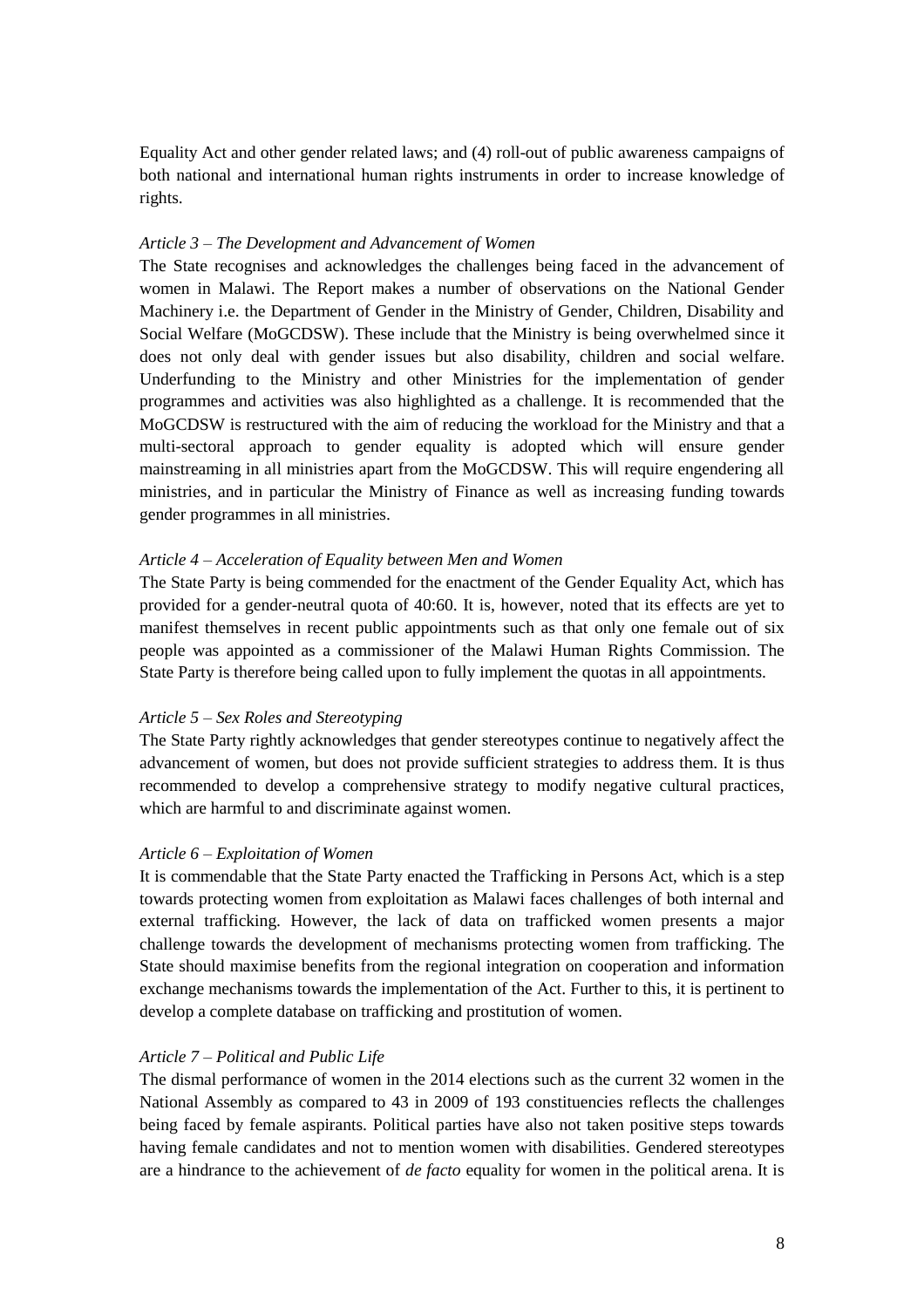Equality Act and other gender related laws; and (4) roll-out of public awareness campaigns of both national and international human rights instruments in order to increase knowledge of rights.

*Article 3 – The Development and Advancement of Women*

The State recognises and acknowledges the challenges being faced in the advancement of women in Malawi. The Report makes a number of observations on the National Gender Machinery i.e. the Department of Gender in the Ministry of Gender, Children, Disability and Social Welfare (MoGCDSW). These include that the Ministry is being overwhelmed since it does not only deal with gender issues but also disability, children and social welfare. Underfunding to the Ministry and other Ministries for the implementation of gender programmes and activities was also highlighted as a challenge. It is recommended that the MoGCDSW is restructured with the aim of reducing the workload for the Ministry and that a multi-sectoral approach to gender equality is adopted which will ensure gender mainstreaming in all ministries apart from the MoGCDSW. This will require engendering all ministries, and in particular the Ministry of Finance as well as increasing funding towards gender programmes in all ministries.

*Article 4 – Acceleration of Equality between Men and Women*

The State Party is being commended for the enactment of the Gender Equality Act, which has provided for a gender-neutral quota of 40:60. It is, however, noted that its effects are yet to manifest themselves in recent public appointments such as that only one female out of six people was appointed as a commissioner of the Malawi Human Rights Commission. The State Party is therefore being called upon to fully implement the quotas in all appointments.

*Article 5 – Sex Roles and Stereotyping*

The State Party rightly acknowledges that gender stereotypes continue to negatively affect the advancement of women, but does not provide sufficient strategies to address them. It is thus recommended to develop a comprehensive strategy to modify negative cultural practices, which are harmful to and discriminate against women.

*Article 6 – Exploitation of Women*

It is commendable that the State Party enacted the Trafficking in Persons Act, which is a step towards protecting women from exploitation as Malawi faces challenges of both internal and external trafficking. However, the lack of data on trafficked women presents a major challenge towards the development of mechanisms protecting women from trafficking. The State should maximise benefits from the regional integration on cooperation and information exchange mechanisms towards the implementation of the Act. Further to this, it is pertinent to develop a complete database on trafficking and prostitution of women.

*Article 7 – Political and Public Life*

The dismal performance of women in the 2014 elections such as the current 32 women in the National Assembly as compared to 43 in 2009 of 193 constituencies reflects the challenges being faced by female aspirants. Political parties have also not taken positive steps towards having female candidates and not to mention women with disabilities. Gendered stereotypes are a hindrance to the achievement of *de facto* equality for women in the political arena. It is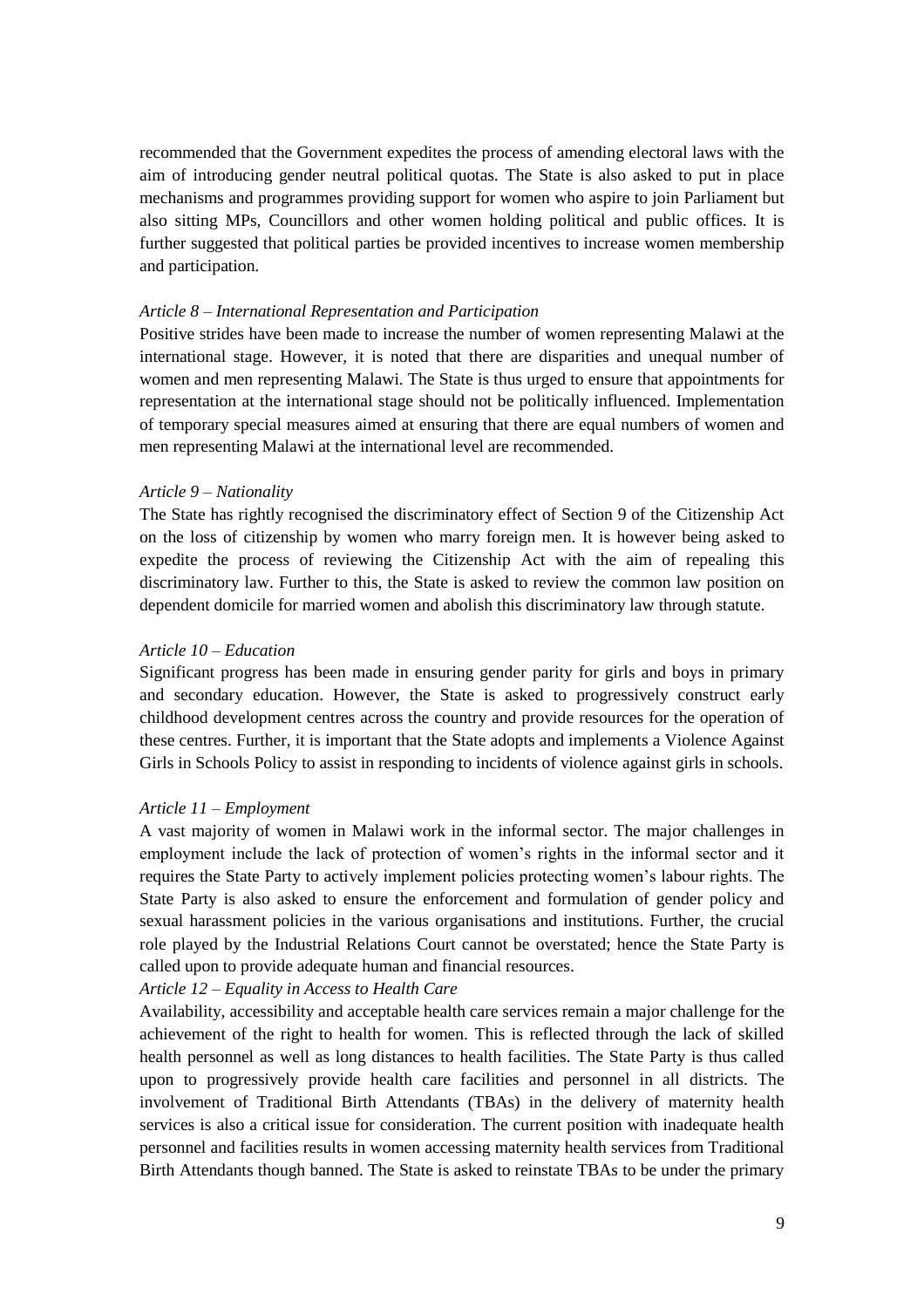recommended that the Government expedites the process of amending electoral laws with the aim of introducing gender neutral political quotas. The State is also asked to put in place mechanisms and programmes providing support for women who aspire to join Parliament but also sitting MPs, Councillors and other women holding political and public offices. It is further suggested that political parties be provided incentives to increase women membership and participation.

*Article 8 – International Representation and Participation*

Positive strides have been made to increase the number of women representing Malawi at the international stage. However, it is noted that there are disparities and unequal number of women and men representing Malawi. The State is thus urged to ensure that appointments for representation at the international stage should not be politically influenced. Implementation of temporary special measures aimed at ensuring that there are equal numbers of women and men representing Malawi at the international level are recommended.

*Article 9 – Nationality*

The State has rightly recognised the discriminatory effect of Section 9 of the Citizenship Act on the loss of citizenship by women who marry foreign men. It is however being asked to expedite the process of reviewing the Citizenship Act with the aim of repealing this discriminatory law. Further to this, the State is asked to review the common law position on dependent domicile for married women and abolish this discriminatory law through statute.

*Article 10 – Education*

Significant progress has been made in ensuring gender parity for girls and boys in primary and secondary education. However, the State is asked to progressively construct early childhood development centres across the country and provide resources for the operation of these centres. Further, it is important that the State adopts and implements a Violence Against Girls in Schools Policy to assist in responding to incidents of violence against girls in schools.

*Article 11 – Employment*

A vast majority of women in Malawi work in the informal sector. The major challenges in employment include the lack of protection of women's rights in the informal sector and it requires the State Party to actively implement policies protecting women's labour rights. The State Party is also asked to ensure the enforcement and formulation of gender policy and sexual harassment policies in the various organisations and institutions. Further, the crucial role played by the Industrial Relations Court cannot be overstated; hence the State Party is called upon to provide adequate human and financial resources.

*Article 12 – Equality in Access to Health Care*

Availability, accessibility and acceptable health care services remain a major challenge for the achievement of the right to health for women. This is reflected through the lack of skilled health personnel as well as long distances to health facilities. The State Party is thus called upon to progressively provide health care facilities and personnel in all districts. The involvement of Traditional Birth Attendants (TBAs) in the delivery of maternity health services is also a critical issue for consideration. The current position with inadequate health personnel and facilities results in women accessing maternity health services from Traditional Birth Attendants though banned. The State is asked to reinstate TBAs to be under the primary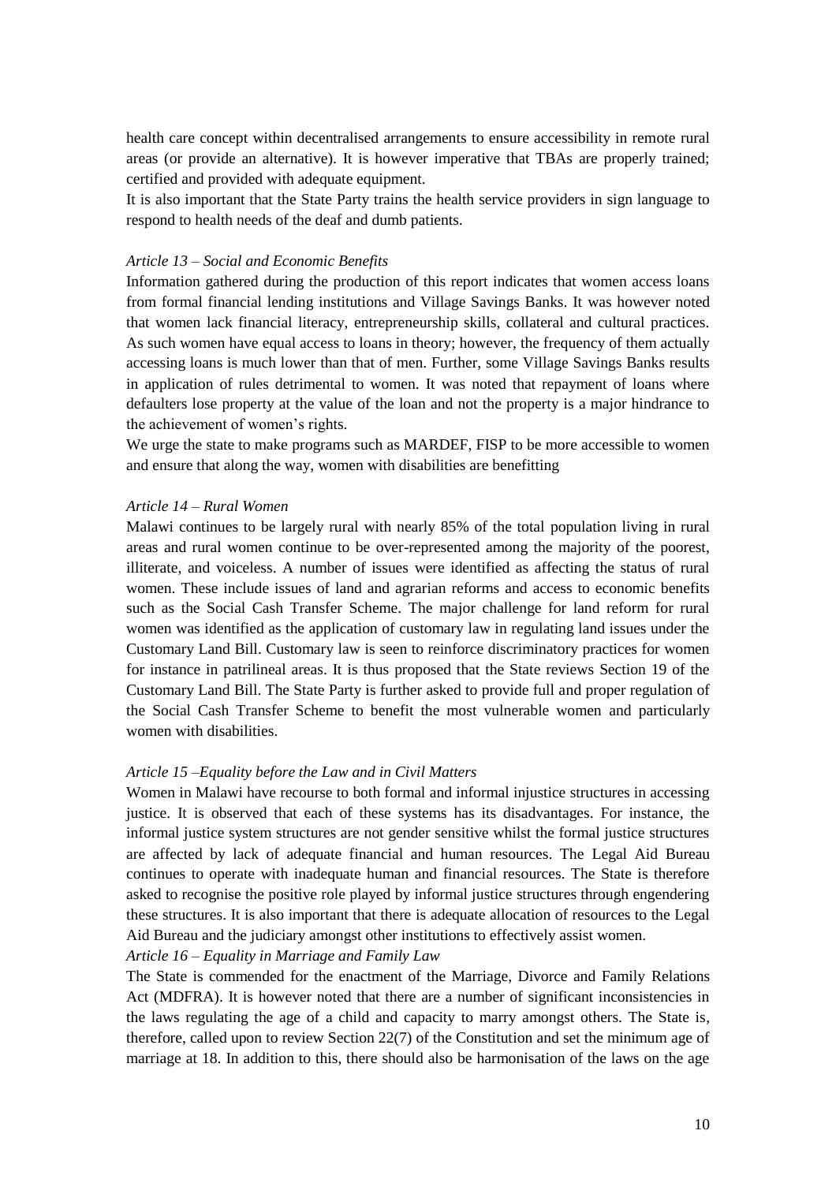health care concept within decentralised arrangements to ensure accessibility in remote rural areas (or provide an alternative). It is however imperative that TBAs are properly trained; certified and provided with adequate equipment.

It is also important that the State Party trains the health service providers in sign language to respond to health needs of the deaf and dumb patients.

*Article 13 – Social and Economic Benefits*

Information gathered during the production of this report indicates that women access loans from formal financial lending institutions and Village Savings Banks. It was however noted that women lack financial literacy, entrepreneurship skills, collateral and cultural practices. As such women have equal access to loans in theory; however, the frequency of them actually accessing loans is much lower than that of men. Further, some Village Savings Banks results in application of rules detrimental to women. It was noted that repayment of loans where defaulters lose property at the value of the loan and not the property is a major hindrance to the achievement of women's rights.

We urge the state to make programs such as MARDEF, FISP to be more accessible to women and ensure that along the way, women with disabilities are benefitting

*Article 14 – Rural Women*

Malawi continues to be largely rural with nearly 85% of the total population living in rural areas and rural women continue to be over-represented among the majority of the poorest, illiterate, and voiceless. A number of issues were identified as affecting the status of rural women. These include issues of land and agrarian reforms and access to economic benefits such as the Social Cash Transfer Scheme. The major challenge for land reform for rural women was identified as the application of customary law in regulating land issues under the Customary Land Bill. Customary law is seen to reinforce discriminatory practices for women for instance in patrilineal areas. It is thus proposed that the State reviews Section 19 of the Customary Land Bill. The State Party is further asked to provide full and proper regulation of the Social Cash Transfer Scheme to benefit the most vulnerable women and particularly women with disabilities.

*Article 15 –Equality before the Law and in Civil Matters*

Women in Malawi have recourse to both formal and informal injustice structures in accessing justice. It is observed that each of these systems has its disadvantages. For instance, the informal justice system structures are not gender sensitive whilst the formal justice structures are affected by lack of adequate financial and human resources. The Legal Aid Bureau continues to operate with inadequate human and financial resources. The State is therefore asked to recognise the positive role played by informal justice structures through engendering these structures. It is also important that there is adequate allocation of resources to the Legal Aid Bureau and the judiciary amongst other institutions to effectively assist women.

*Article 16 – Equality in Marriage and Family Law*

The State is commended for the enactment of the Marriage, Divorce and Family Relations Act (MDFRA). It is however noted that there are a number of significant inconsistencies in the laws regulating the age of a child and capacity to marry amongst others. The State is, therefore, called upon to review Section 22(7) of the Constitution and set the minimum age of marriage at 18. In addition to this, there should also be harmonisation of the laws on the age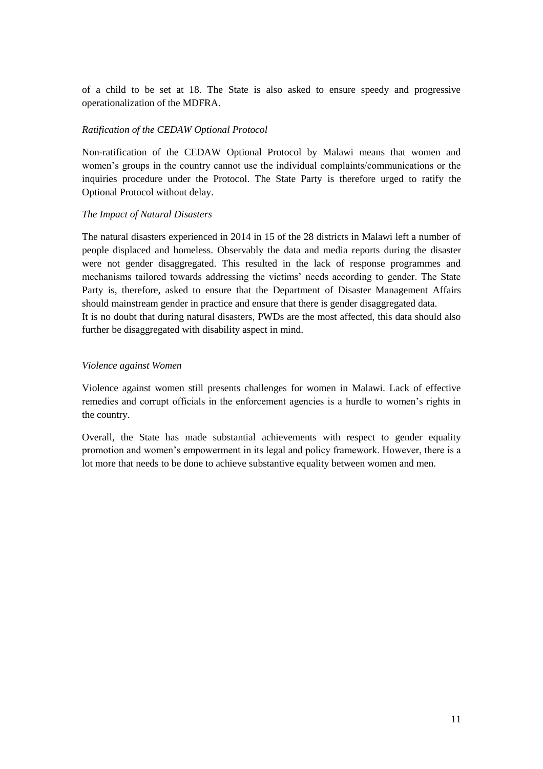of a child to be set at 18. The State is also asked to ensure speedy and progressive operationalization of the MDFRA.

*Ratification of the CEDAW Optional Protocol*

Non-ratification of the CEDAW Optional Protocol by Malawi means that women and women's groups in the country cannot use the individual complaints/communications or the inquiries procedure under the Protocol. The State Party is therefore urged to ratify the Optional Protocol without delay.

*The Impact of Natural Disasters*

The natural disasters experienced in 2014 in 15 of the 28 districts in Malawi left a number of people displaced and homeless. Observably the data and media reports during the disaster were not gender disaggregated. This resulted in the lack of response programmes and mechanisms tailored towards addressing the victims' needs according to gender. The State Party is, therefore, asked to ensure that the Department of Disaster Management Affairs should mainstream gender in practice and ensure that there is gender disaggregated data.
It is no doubt that during natural disasters, PWDs are the most affected, this data should also further be disaggregated with disability aspect in mind.

*Violence against Women*

Violence against women still presents challenges for women in Malawi. Lack of effective remedies and corrupt officials in the enforcement agencies is a hurdle to women's rights in the country.

Overall, the State has made substantial achievements with respect to gender equality promotion and women's empowerment in its legal and policy framework. However, there is a lot more that needs to be done to achieve substantive equality between women and men.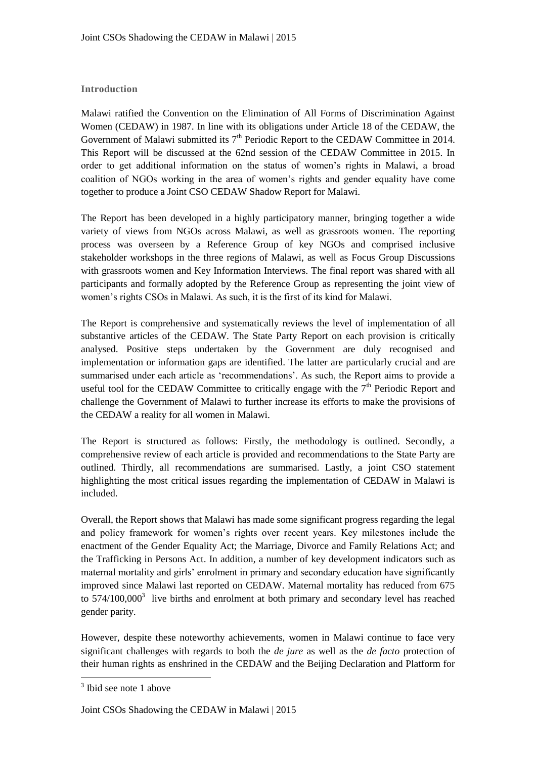## Introduction

Malawi ratified the Convention on the Elimination of All Forms of Discrimination Against Women (CEDAW) in 1987. In line with its obligations under Article 18 of the CEDAW, the Government of Malawi submitted its 7th Periodic Report to the CEDAW Committee in 2014. This Report will be discussed at the 62nd session of the CEDAW Committee in 2015. In order to get additional information on the status of women's rights in Malawi, a broad coalition of NGOs working in the area of women's rights and gender equality have come together to produce a Joint CSO CEDAW Shadow Report for Malawi.

The Report has been developed in a highly participatory manner, bringing together a wide variety of views from NGOs across Malawi, as well as grassroots women. The reporting process was overseen by a Reference Group of key NGOs and comprised inclusive stakeholder workshops in the three regions of Malawi, as well as Focus Group Discussions with grassroots women and Key Information Interviews. The final report was shared with all participants and formally adopted by the Reference Group as representing the joint view of women's rights CSOs in Malawi. As such, it is the first of its kind for Malawi.

The Report is comprehensive and systematically reviews the level of implementation of all substantive articles of the CEDAW. The State Party Report on each provision is critically analysed. Positive steps undertaken by the Government are duly recognised and implementation or information gaps are identified. The latter are particularly crucial and are summarised under each article as 'recommendations'. As such, the Report aims to provide a useful tool for the CEDAW Committee to critically engage with the 7th Periodic Report and challenge the Government of Malawi to further increase its efforts to make the provisions of the CEDAW a reality for all women in Malawi.

The Report is structured as follows: Firstly, the methodology is outlined. Secondly, a comprehensive review of each article is provided and recommendations to the State Party are outlined. Thirdly, all recommendations are summarised. Lastly, a joint CSO statement highlighting the most critical issues regarding the implementation of CEDAW in Malawi is included.

Overall, the Report shows that Malawi has made some significant progress regarding the legal and policy framework for women's rights over recent years. Key milestones include the enactment of the Gender Equality Act; the Marriage, Divorce and Family Relations Act; and the Trafficking in Persons Act. In addition, a number of key development indicators such as maternal mortality and girls' enrolment in primary and secondary education have significantly improved since Malawi last reported on CEDAW. Maternal mortality has reduced from 675 to 574/100,000[3] live births and enrolment at both primary and secondary level has reached gender parity.

However, despite these noteworthy achievements, women in Malawi continue to face very significant challenges with regards to both the *de jure* as well as the *de facto* protection of their human rights as enshrined in the CEDAW and the Beijing Declaration and Platform for

[3] Ibid see note 1 above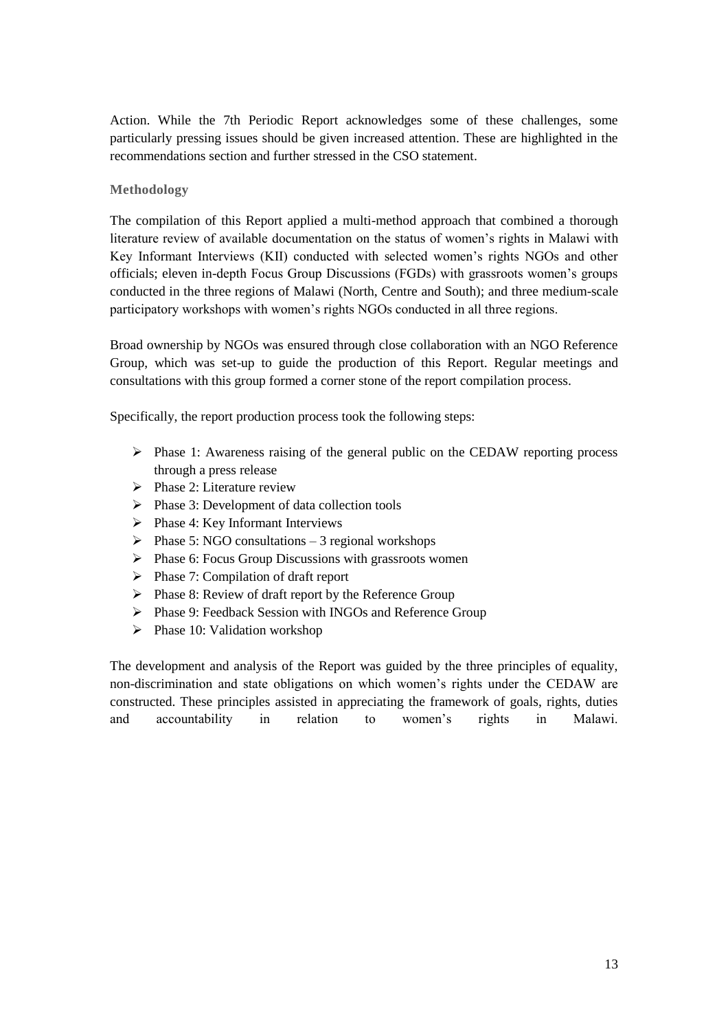Action. While the 7th Periodic Report acknowledges some of these challenges, some particularly pressing issues should be given increased attention. These are highlighted in the recommendations section and further stressed in the CSO statement.

### Methodology

The compilation of this Report applied a multi-method approach that combined a thorough literature review of available documentation on the status of women's rights in Malawi with Key Informant Interviews (KII) conducted with selected women's rights NGOs and other officials; eleven in-depth Focus Group Discussions (FGDs) with grassroots women's groups conducted in the three regions of Malawi (North, Centre and South); and three medium-scale participatory workshops with women's rights NGOs conducted in all three regions.

Broad ownership by NGOs was ensured through close collaboration with an NGO Reference Group, which was set-up to guide the production of this Report. Regular meetings and consultations with this group formed a corner stone of the report compilation process.

Specifically, the report production process took the following steps:

- Phase 1: Awareness raising of the general public on the CEDAW reporting process through a press release
- Phase 2: Literature review
- Phase 3: Development of data collection tools
- Phase 4: Key Informant Interviews
- Phase 5: NGO consultations – 3 regional workshops
- Phase 6: Focus Group Discussions with grassroots women
- Phase 7: Compilation of draft report
- Phase 8: Review of draft report by the Reference Group
- Phase 9: Feedback Session with INGOs and Reference Group
- Phase 10: Validation workshop

The development and analysis of the Report was guided by the three principles of equality, non-discrimination and state obligations on which women's rights under the CEDAW are constructed. These principles assisted in appreciating the framework of goals, rights, duties and accountability in relation to women's rights in Malawi.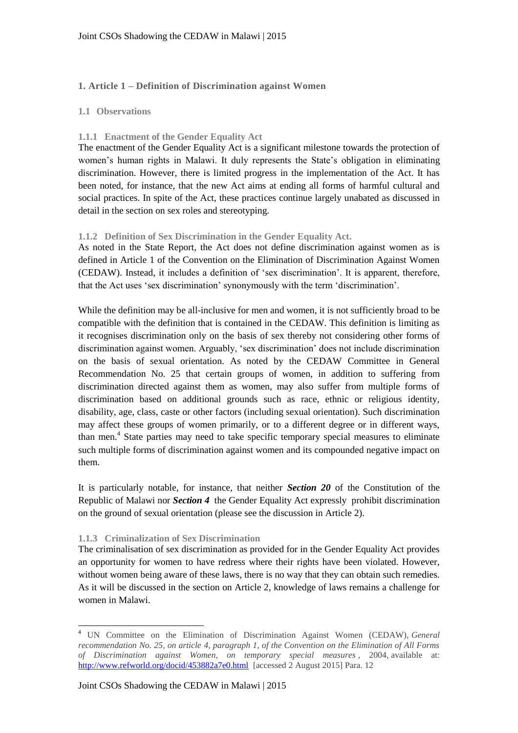## 1. Article 1 – Definition of Discrimination against Women

### 1.1 Observations

#### 1.1.1 Enactment of the Gender Equality Act

The enactment of the Gender Equality Act is a significant milestone towards the protection of women's human rights in Malawi. It duly represents the State's obligation in eliminating discrimination. However, there is limited progress in the implementation of the Act. It has been noted, for instance, that the new Act aims at ending all forms of harmful cultural and social practices. In spite of the Act, these practices continue largely unabated as discussed in detail in the section on sex roles and stereotyping.

#### 1.1.2 Definition of Sex Discrimination in the Gender Equality Act.

As noted in the State Report, the Act does not define discrimination against women as is defined in Article 1 of the Convention on the Elimination of Discrimination Against Women (CEDAW). Instead, it includes a definition of 'sex discrimination'. It is apparent, therefore, that the Act uses 'sex discrimination' synonymously with the term 'discrimination'.

While the definition may be all-inclusive for men and women, it is not sufficiently broad to be compatible with the definition that is contained in the CEDAW. This definition is limiting as it recognises discrimination only on the basis of sex thereby not considering other forms of discrimination against women. Arguably, 'sex discrimination' does not include discrimination on the basis of sexual orientation. As noted by the CEDAW Committee in General Recommendation No. 25 that certain groups of women, in addition to suffering from discrimination directed against them as women, may also suffer from multiple forms of discrimination based on additional grounds such as race, ethnic or religious identity, disability, age, class, caste or other factors (including sexual orientation). Such discrimination may affect these groups of women primarily, or to a different degree or in different ways, than men.[4] State parties may need to take specific temporary special measures to eliminate such multiple forms of discrimination against women and its compounded negative impact on them.

It is particularly notable, for instance, that neither ***Section 20*** of the Constitution of the Republic of Malawi nor ***Section 4*** the Gender Equality Act expressly prohibit discrimination on the ground of sexual orientation (please see the discussion in Article 2).

#### 1.1.3 Criminalization of Sex Discrimination

The criminalisation of sex discrimination as provided for in the Gender Equality Act provides an opportunity for women to have redress where their rights have been violated. However, without women being aware of these laws, there is no way that they can obtain such remedies. As it will be discussed in the section on Article 2, knowledge of laws remains a challenge for women in Malawi.

---

[4] UN Committee on the Elimination of Discrimination Against Women (CEDAW), *General recommendation No. 25, on article 4, paragraph 1, of the Convention on the Elimination of All Forms of Discrimination against Women, on temporary special measures*, 2004, available at: http://www.refworld.org/docid/453882a7e0.html [accessed 2 August 2015] Para. 12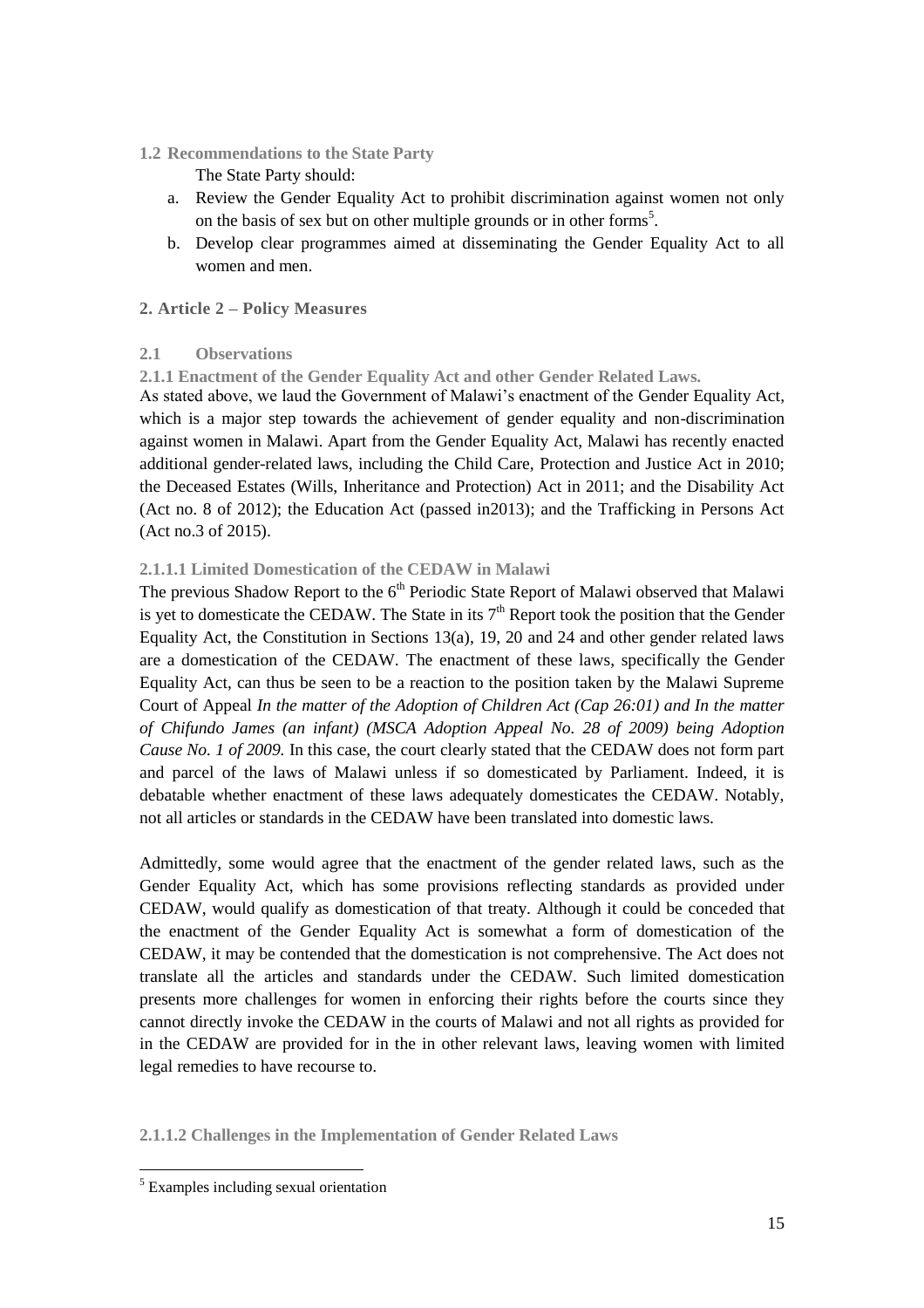### 1.2 Recommendations to the State Party

The State Party should:

a. Review the Gender Equality Act to prohibit discrimination against women not only on the basis of sex but on other multiple grounds or in other forms[5].
b. Develop clear programmes aimed at disseminating the Gender Equality Act to all women and men.

## 2. Article 2 – Policy Measures

### 2.1 Observations

#### 2.1.1 Enactment of the Gender Equality Act and other Gender Related Laws.

As stated above, we laud the Government of Malawi's enactment of the Gender Equality Act, which is a major step towards the achievement of gender equality and non-discrimination against women in Malawi. Apart from the Gender Equality Act, Malawi has recently enacted additional gender-related laws, including the Child Care, Protection and Justice Act in 2010; the Deceased Estates (Wills, Inheritance and Protection) Act in 2011; and the Disability Act (Act no. 8 of 2012); the Education Act (passed in2013); and the Trafficking in Persons Act (Act no.3 of 2015).

#### 2.1.1.1 Limited Domestication of the CEDAW in Malawi

The previous Shadow Report to the 6th Periodic State Report of Malawi observed that Malawi is yet to domesticate the CEDAW. The State in its 7th Report took the position that the Gender Equality Act, the Constitution in Sections 13(a), 19, 20 and 24 and other gender related laws are a domestication of the CEDAW. The enactment of these laws, specifically the Gender Equality Act, can thus be seen to be a reaction to the position taken by the Malawi Supreme Court of Appeal *In the matter of the Adoption of Children Act (Cap 26:01) and In the matter of Chifundo James (an infant) (MSCA Adoption Appeal No. 28 of 2009) being Adoption Cause No. 1 of 2009.* In this case, the court clearly stated that the CEDAW does not form part and parcel of the laws of Malawi unless if so domesticated by Parliament. Indeed, it is debatable whether enactment of these laws adequately domesticates the CEDAW. Notably, not all articles or standards in the CEDAW have been translated into domestic laws.

Admittedly, some would agree that the enactment of the gender related laws, such as the Gender Equality Act, which has some provisions reflecting standards as provided under CEDAW, would qualify as domestication of that treaty. Although it could be conceded that the enactment of the Gender Equality Act is somewhat a form of domestication of the CEDAW, it may be contended that the domestication is not comprehensive. The Act does not translate all the articles and standards under the CEDAW. Such limited domestication presents more challenges for women in enforcing their rights before the courts since they cannot directly invoke the CEDAW in the courts of Malawi and not all rights as provided for in the CEDAW are provided for in the in other relevant laws, leaving women with limited legal remedies to have recourse to.

#### 2.1.1.2 Challenges in the Implementation of Gender Related Laws

[5] Examples including sexual orientation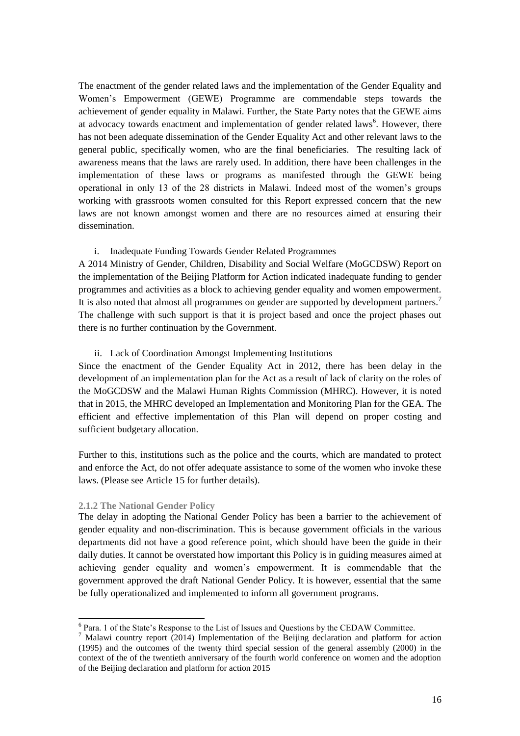The enactment of the gender related laws and the implementation of the Gender Equality and Women's Empowerment (GEWE) Programme are commendable steps towards the achievement of gender equality in Malawi. Further, the State Party notes that the GEWE aims at advocacy towards enactment and implementation of gender related laws[6]. However, there has not been adequate dissemination of the Gender Equality Act and other relevant laws to the general public, specifically women, who are the final beneficiaries. The resulting lack of awareness means that the laws are rarely used. In addition, there have been challenges in the implementation of these laws or programs as manifested through the GEWE being operational in only 13 of the 28 districts in Malawi. Indeed most of the women's groups working with grassroots women consulted for this Report expressed concern that the new laws are not known amongst women and there are no resources aimed at ensuring their dissemination.

i. Inadequate Funding Towards Gender Related Programmes

A 2014 Ministry of Gender, Children, Disability and Social Welfare (MoGCDSW) Report on the implementation of the Beijing Platform for Action indicated inadequate funding to gender programmes and activities as a block to achieving gender equality and women empowerment. It is also noted that almost all programmes on gender are supported by development partners.[7] The challenge with such support is that it is project based and once the project phases out there is no further continuation by the Government.

ii. Lack of Coordination Amongst Implementing Institutions

Since the enactment of the Gender Equality Act in 2012, there has been delay in the development of an implementation plan for the Act as a result of lack of clarity on the roles of the MoGCDSW and the Malawi Human Rights Commission (MHRC). However, it is noted that in 2015, the MHRC developed an Implementation and Monitoring Plan for the GEA. The efficient and effective implementation of this Plan will depend on proper costing and sufficient budgetary allocation.

Further to this, institutions such as the police and the courts, which are mandated to protect and enforce the Act, do not offer adequate assistance to some of the women who invoke these laws. (Please see Article 15 for further details).

### 2.1.2 The National Gender Policy

The delay in adopting the National Gender Policy has been a barrier to the achievement of gender equality and non-discrimination. This is because government officials in the various departments did not have a good reference point, which should have been the guide in their daily duties. It cannot be overstated how important this Policy is in guiding measures aimed at achieving gender equality and women's empowerment. It is commendable that the government approved the draft National Gender Policy. It is however, essential that the same be fully operationalized and implemented to inform all government programs.

---

[6] Para. 1 of the State's Response to the List of Issues and Questions by the CEDAW Committee.

[7] Malawi country report (2014) Implementation of the Beijing declaration and platform for action (1995) and the outcomes of the twenty third special session of the general assembly (2000) in the context of the of the twentieth anniversary of the fourth world conference on women and the adoption of the Beijing declaration and platform for action 2015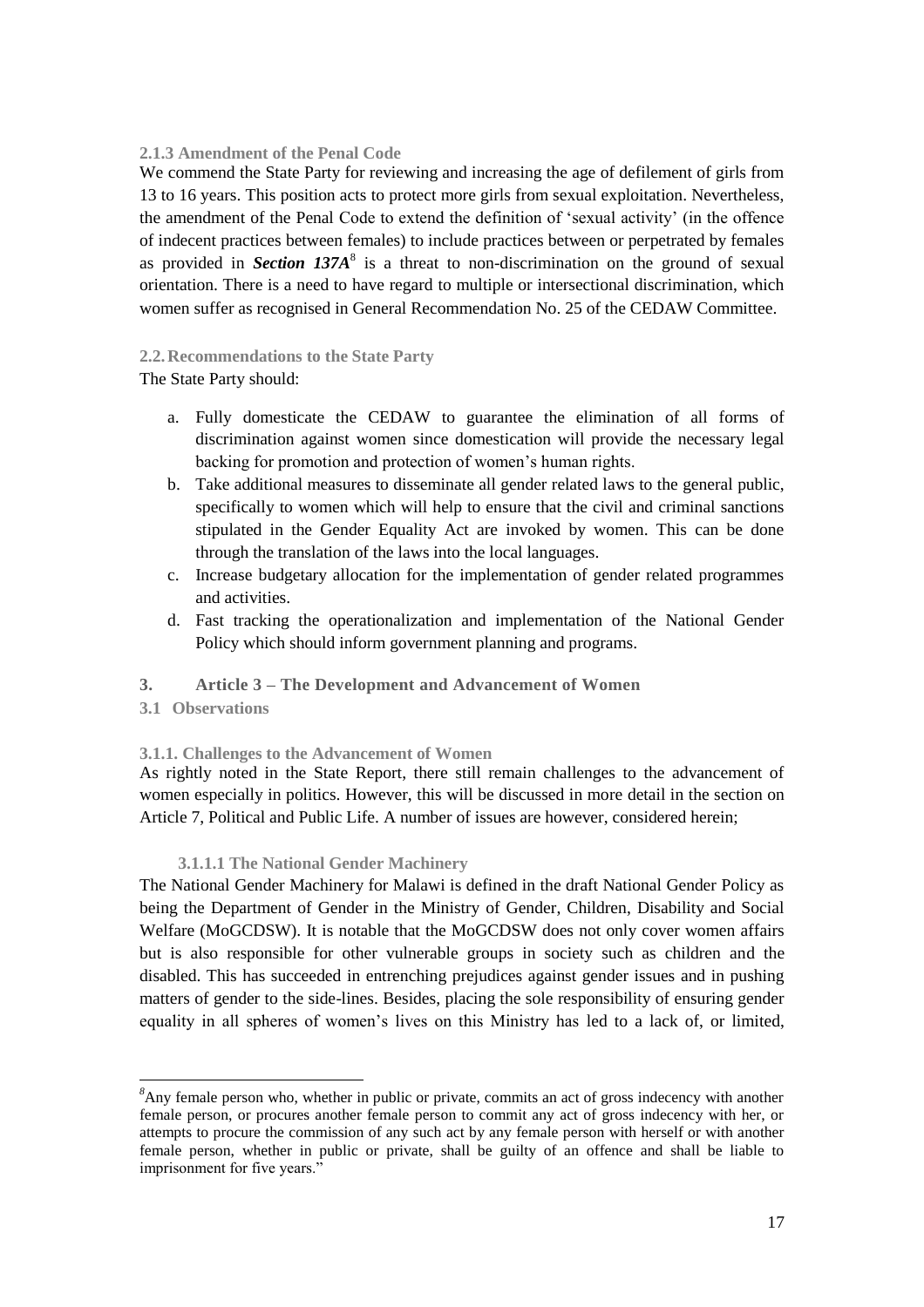#### 2.1.3 Amendment of the Penal Code

We commend the State Party for reviewing and increasing the age of defilement of girls from 13 to 16 years. This position acts to protect more girls from sexual exploitation. Nevertheless, the amendment of the Penal Code to extend the definition of 'sexual activity' (in the offence of indecent practices between females) to include practices between or perpetrated by females as provided in ***Section 137A***[8] is a threat to non-discrimination on the ground of sexual orientation. There is a need to have regard to multiple or intersectional discrimination, which women suffer as recognised in General Recommendation No. 25 of the CEDAW Committee.

### 2.2. Recommendations to the State Party

The State Party should:

a. Fully domesticate the CEDAW to guarantee the elimination of all forms of discrimination against women since domestication will provide the necessary legal backing for promotion and protection of women's human rights.
b. Take additional measures to disseminate all gender related laws to the general public, specifically to women which will help to ensure that the civil and criminal sanctions stipulated in the Gender Equality Act are invoked by women. This can be done through the translation of the laws into the local languages.
c. Increase budgetary allocation for the implementation of gender related programmes and activities.
d. Fast tracking the operationalization and implementation of the National Gender Policy which should inform government planning and programs.

## 3. Article 3 – The Development and Advancement of Women

### 3.1 Observations

#### 3.1.1. Challenges to the Advancement of Women

As rightly noted in the State Report, there still remain challenges to the advancement of women especially in politics. However, this will be discussed in more detail in the section on Article 7, Political and Public Life. A number of issues are however, considered herein;

##### 3.1.1.1 The National Gender Machinery

The National Gender Machinery for Malawi is defined in the draft National Gender Policy as being the Department of Gender in the Ministry of Gender, Children, Disability and Social Welfare (MoGCDSW). It is notable that the MoGCDSW does not only cover women affairs but is also responsible for other vulnerable groups in society such as children and the disabled. This has succeeded in entrenching prejudices against gender issues and in pushing matters of gender to the side-lines. Besides, placing the sole responsibility of ensuring gender equality in all spheres of women's lives on this Ministry has led to a lack of, or limited,

---

[8] Any female person who, whether in public or private, commits an act of gross indecency with another female person, or procures another female person to commit any act of gross indecency with her, or attempts to procure the commission of any such act by any female person with herself or with another female person, whether in public or private, shall be guilty of an offence and shall be liable to imprisonment for five years."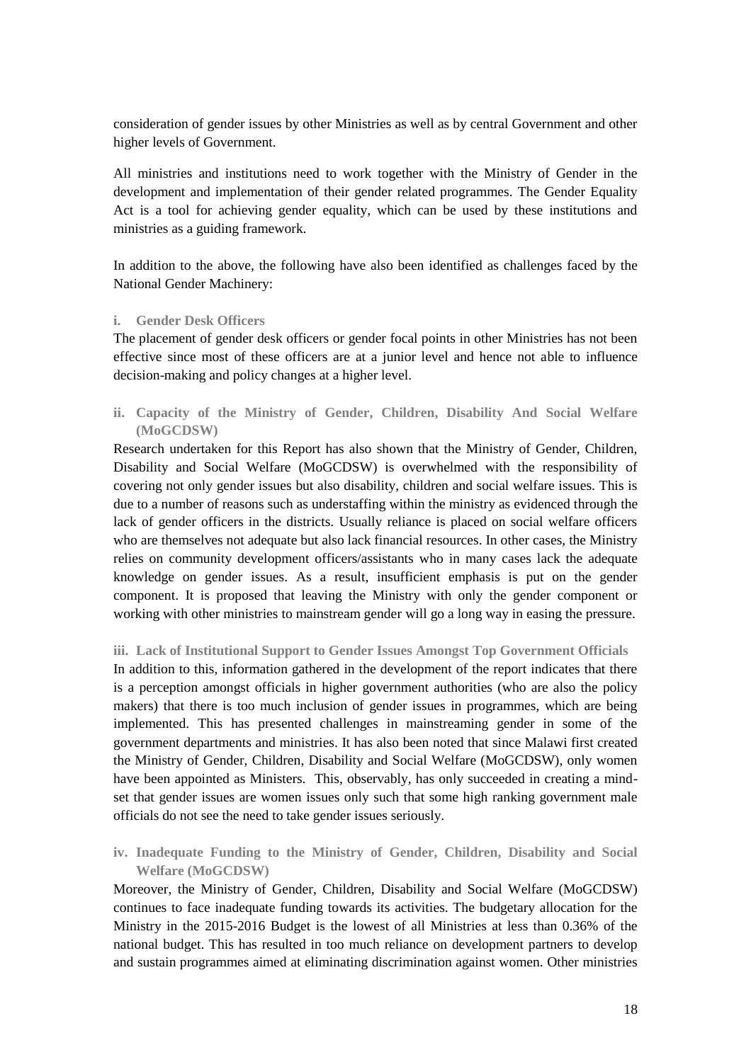consideration of gender issues by other Ministries as well as by central Government and other higher levels of Government.

All ministries and institutions need to work together with the Ministry of Gender in the development and implementation of their gender related programmes. The Gender Equality Act is a tool for achieving gender equality, which can be used by these institutions and ministries as a guiding framework.

In addition to the above, the following have also been identified as challenges faced by the National Gender Machinery:

**i. Gender Desk Officers**

The placement of gender desk officers or gender focal points in other Ministries has not been effective since most of these officers are at a junior level and hence not able to influence decision-making and policy changes at a higher level.

**ii. Capacity of the Ministry of Gender, Children, Disability And Social Welfare (MoGCDSW)**

Research undertaken for this Report has also shown that the Ministry of Gender, Children, Disability and Social Welfare (MoGCDSW) is overwhelmed with the responsibility of covering not only gender issues but also disability, children and social welfare issues. This is due to a number of reasons such as understaffing within the ministry as evidenced through the lack of gender officers in the districts. Usually reliance is placed on social welfare officers who are themselves not adequate but also lack financial resources. In other cases, the Ministry relies on community development officers/assistants who in many cases lack the adequate knowledge on gender issues. As a result, insufficient emphasis is put on the gender component. It is proposed that leaving the Ministry with only the gender component or working with other ministries to mainstream gender will go a long way in easing the pressure.

**iii. Lack of Institutional Support to Gender Issues Amongst Top Government Officials**

In addition to this, information gathered in the development of the report indicates that there is a perception amongst officials in higher government authorities (who are also the policy makers) that there is too much inclusion of gender issues in programmes, which are being implemented. This has presented challenges in mainstreaming gender in some of the government departments and ministries. It has also been noted that since Malawi first created the Ministry of Gender, Children, Disability and Social Welfare (MoGCDSW), only women have been appointed as Ministers. This, observably, has only succeeded in creating a mind-set that gender issues are women issues only such that some high ranking government male officials do not see the need to take gender issues seriously.

**iv. Inadequate Funding to the Ministry of Gender, Children, Disability and Social Welfare (MoGCDSW)**

Moreover, the Ministry of Gender, Children, Disability and Social Welfare (MoGCDSW) continues to face inadequate funding towards its activities. The budgetary allocation for the Ministry in the 2015-2016 Budget is the lowest of all Ministries at less than 0.36% of the national budget. This has resulted in too much reliance on development partners to develop and sustain programmes aimed at eliminating discrimination against women. Other ministries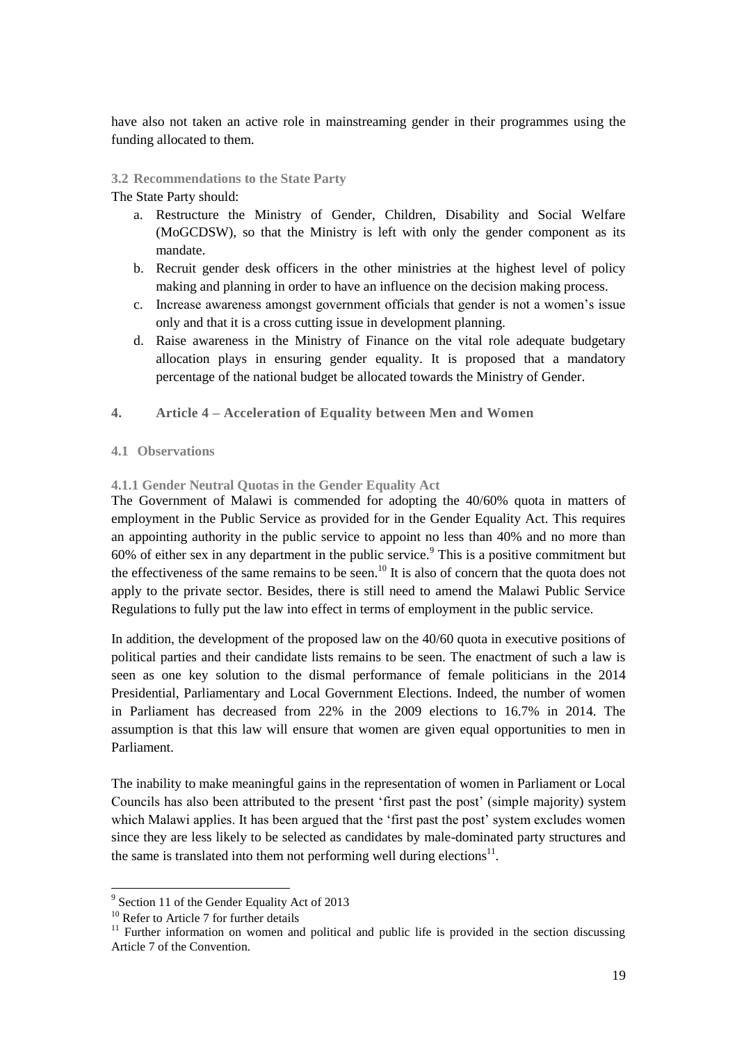have also not taken an active role in mainstreaming gender in their programmes using the funding allocated to them.

### 3.2 Recommendations to the State Party

The State Party should:

a. Restructure the Ministry of Gender, Children, Disability and Social Welfare (MoGCDSW), so that the Ministry is left with only the gender component as its mandate.
b. Recruit gender desk officers in the other ministries at the highest level of policy making and planning in order to have an influence on the decision making process.
c. Increase awareness amongst government officials that gender is not a women's issue only and that it is a cross cutting issue in development planning.
d. Raise awareness in the Ministry of Finance on the vital role adequate budgetary allocation plays in ensuring gender equality. It is proposed that a mandatory percentage of the national budget be allocated towards the Ministry of Gender.

## 4. Article 4 – Acceleration of Equality between Men and Women

### 4.1 Observations

#### 4.1.1 Gender Neutral Quotas in the Gender Equality Act

The Government of Malawi is commended for adopting the 40/60% quota in matters of employment in the Public Service as provided for in the Gender Equality Act. This requires an appointing authority in the public service to appoint no less than 40% and no more than 60% of either sex in any department in the public service.[9] This is a positive commitment but the effectiveness of the same remains to be seen.[10] It is also of concern that the quota does not apply to the private sector. Besides, there is still need to amend the Malawi Public Service Regulations to fully put the law into effect in terms of employment in the public service.

In addition, the development of the proposed law on the 40/60 quota in executive positions of political parties and their candidate lists remains to be seen. The enactment of such a law is seen as one key solution to the dismal performance of female politicians in the 2014 Presidential, Parliamentary and Local Government Elections. Indeed, the number of women in Parliament has decreased from 22% in the 2009 elections to 16.7% in 2014. The assumption is that this law will ensure that women are given equal opportunities to men in Parliament.

The inability to make meaningful gains in the representation of women in Parliament or Local Councils has also been attributed to the present 'first past the post' (simple majority) system which Malawi applies. It has been argued that the 'first past the post' system excludes women since they are less likely to be selected as candidates by male-dominated party structures and the same is translated into them not performing well during elections[11].

---

[9] Section 11 of the Gender Equality Act of 2013

[10] Refer to Article 7 for further details

[11] Further information on women and political and public life is provided in the section discussing Article 7 of the Convention.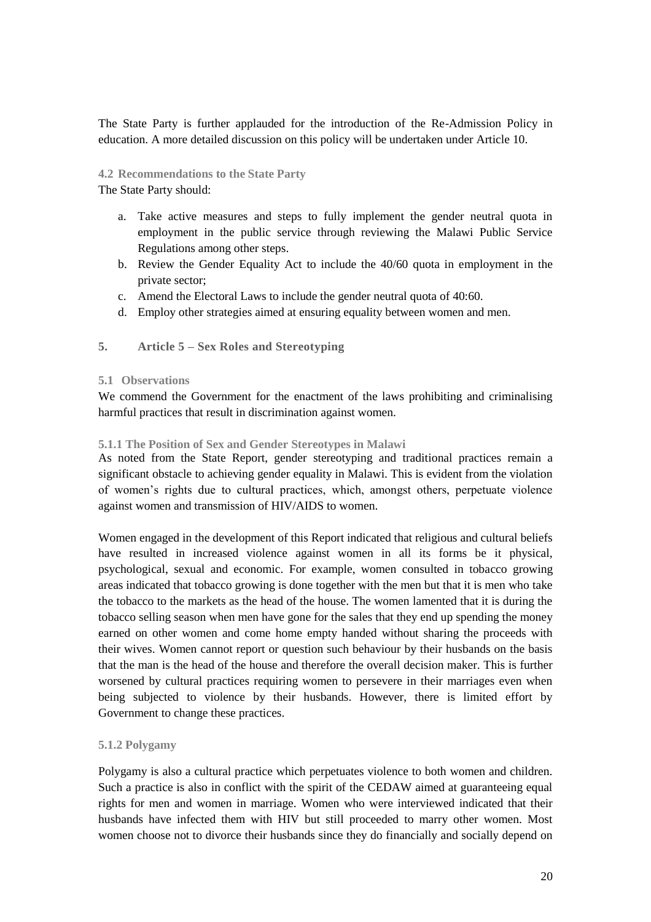The State Party is further applauded for the introduction of the Re-Admission Policy in education. A more detailed discussion on this policy will be undertaken under Article 10.

### 4.2 Recommendations to the State Party

The State Party should:

a. Take active measures and steps to fully implement the gender neutral quota in employment in the public service through reviewing the Malawi Public Service Regulations among other steps.
b. Review the Gender Equality Act to include the 40/60 quota in employment in the private sector;
c. Amend the Electoral Laws to include the gender neutral quota of 40:60.
d. Employ other strategies aimed at ensuring equality between women and men.

## 5. Article 5 – Sex Roles and Stereotyping

### 5.1 Observations

We commend the Government for the enactment of the laws prohibiting and criminalising harmful practices that result in discrimination against women.

#### 5.1.1 The Position of Sex and Gender Stereotypes in Malawi

As noted from the State Report, gender stereotyping and traditional practices remain a significant obstacle to achieving gender equality in Malawi. This is evident from the violation of women's rights due to cultural practices, which, amongst others, perpetuate violence against women and transmission of HIV/AIDS to women.

Women engaged in the development of this Report indicated that religious and cultural beliefs have resulted in increased violence against women in all its forms be it physical, psychological, sexual and economic. For example, women consulted in tobacco growing areas indicated that tobacco growing is done together with the men but that it is men who take the tobacco to the markets as the head of the house. The women lamented that it is during the tobacco selling season when men have gone for the sales that they end up spending the money earned on other women and come home empty handed without sharing the proceeds with their wives. Women cannot report or question such behaviour by their husbands on the basis that the man is the head of the house and therefore the overall decision maker. This is further worsened by cultural practices requiring women to persevere in their marriages even when being subjected to violence by their husbands. However, there is limited effort by Government to change these practices.

#### 5.1.2 Polygamy

Polygamy is also a cultural practice which perpetuates violence to both women and children. Such a practice is also in conflict with the spirit of the CEDAW aimed at guaranteeing equal rights for men and women in marriage. Women who were interviewed indicated that their husbands have infected them with HIV but still proceeded to marry other women. Most women choose not to divorce their husbands since they do financially and socially depend on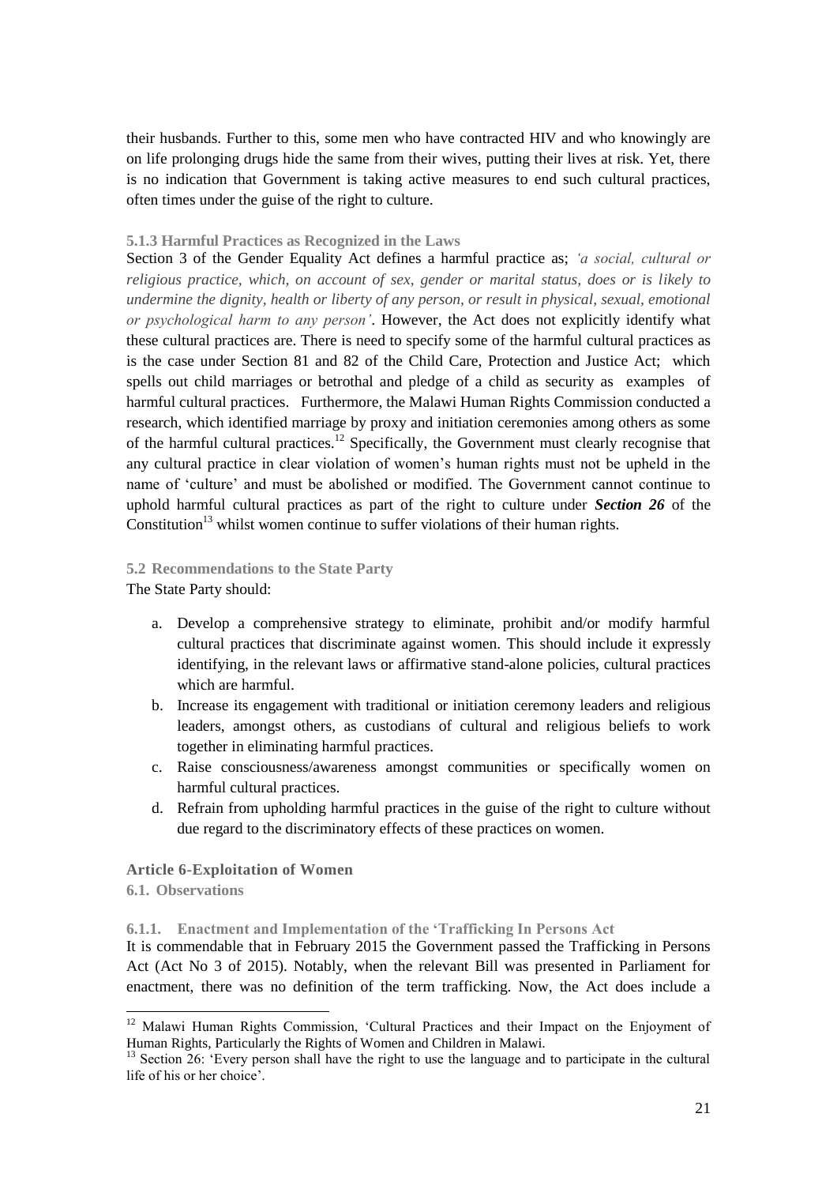their husbands. Further to this, some men who have contracted HIV and who knowingly are on life prolonging drugs hide the same from their wives, putting their lives at risk. Yet, there is no indication that Government is taking active measures to end such cultural practices, often times under the guise of the right to culture.

#### 5.1.3 Harmful Practices as Recognized in the Laws

Section 3 of the Gender Equality Act defines a harmful practice as; *'a social, cultural or religious practice, which, on account of sex, gender or marital status, does or is likely to undermine the dignity, health or liberty of any person, or result in physical, sexual, emotional or psychological harm to any person'*. However, the Act does not explicitly identify what these cultural practices are. There is need to specify some of the harmful cultural practices as is the case under Section 81 and 82 of the Child Care, Protection and Justice Act; which spells out child marriages or betrothal and pledge of a child as security as examples of harmful cultural practices. Furthermore, the Malawi Human Rights Commission conducted a research, which identified marriage by proxy and initiation ceremonies among others as some of the harmful cultural practices.[12] Specifically, the Government must clearly recognise that any cultural practice in clear violation of women's human rights must not be upheld in the name of 'culture' and must be abolished or modified. The Government cannot continue to uphold harmful cultural practices as part of the right to culture under ***Section 26*** of the Constitution[13] whilst women continue to suffer violations of their human rights.

### 5.2 Recommendations to the State Party

The State Party should:

a. Develop a comprehensive strategy to eliminate, prohibit and/or modify harmful cultural practices that discriminate against women. This should include it expressly identifying, in the relevant laws or affirmative stand-alone policies, cultural practices which are harmful.
b. Increase its engagement with traditional or initiation ceremony leaders and religious leaders, amongst others, as custodians of cultural and religious beliefs to work together in eliminating harmful practices.
c. Raise consciousness/awareness amongst communities or specifically women on harmful cultural practices.
d. Refrain from upholding harmful practices in the guise of the right to culture without due regard to the discriminatory effects of these practices on women.

## Article 6-Exploitation of Women

### 6.1. Observations

#### 6.1.1. Enactment and Implementation of the 'Trafficking In Persons Act

It is commendable that in February 2015 the Government passed the Trafficking in Persons Act (Act No 3 of 2015). Notably, when the relevant Bill was presented in Parliament for enactment, there was no definition of the term trafficking. Now, the Act does include a

---

[12] Malawi Human Rights Commission, 'Cultural Practices and their Impact on the Enjoyment of Human Rights, Particularly the Rights of Women and Children in Malawi.

[13] Section 26: 'Every person shall have the right to use the language and to participate in the cultural life of his or her choice'.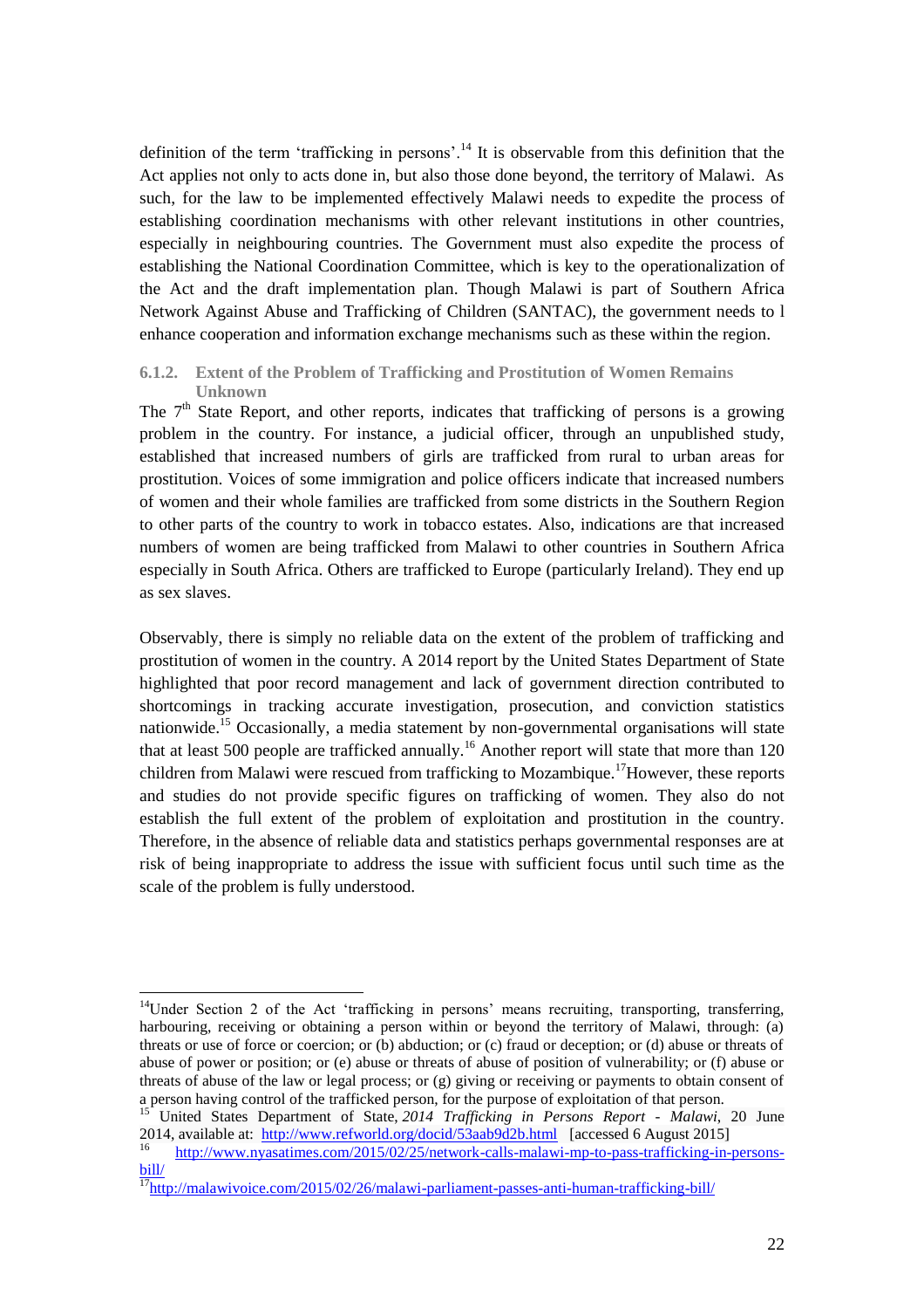definition of the term 'trafficking in persons'.[14] It is observable from this definition that the Act applies not only to acts done in, but also those done beyond, the territory of Malawi. As such, for the law to be implemented effectively Malawi needs to expedite the process of establishing coordination mechanisms with other relevant institutions in other countries, especially in neighbouring countries. The Government must also expedite the process of establishing the National Coordination Committee, which is key to the operationalization of the Act and the draft implementation plan. Though Malawi is part of Southern Africa Network Against Abuse and Trafficking of Children (SANTAC), the government needs to l enhance cooperation and information exchange mechanisms such as these within the region.

#### 6.1.2. Extent of the Problem of Trafficking and Prostitution of Women Remains Unknown

The 7th State Report, and other reports, indicates that trafficking of persons is a growing problem in the country. For instance, a judicial officer, through an unpublished study, established that increased numbers of girls are trafficked from rural to urban areas for prostitution. Voices of some immigration and police officers indicate that increased numbers of women and their whole families are trafficked from some districts in the Southern Region to other parts of the country to work in tobacco estates. Also, indications are that increased numbers of women are being trafficked from Malawi to other countries in Southern Africa especially in South Africa. Others are trafficked to Europe (particularly Ireland). They end up as sex slaves.

Observably, there is simply no reliable data on the extent of the problem of trafficking and prostitution of women in the country. A 2014 report by the United States Department of State highlighted that poor record management and lack of government direction contributed to shortcomings in tracking accurate investigation, prosecution, and conviction statistics nationwide.[15] Occasionally, a media statement by non-governmental organisations will state that at least 500 people are trafficked annually.[16] Another report will state that more than 120 children from Malawi were rescued from trafficking to Mozambique.[17] However, these reports and studies do not provide specific figures on trafficking of women. They also do not establish the full extent of the problem of exploitation and prostitution in the country. Therefore, in the absence of reliable data and statistics perhaps governmental responses are at risk of being inappropriate to address the issue with sufficient focus until such time as the scale of the problem is fully understood.

---

[14] Under Section 2 of the Act 'trafficking in persons' means recruiting, transporting, transferring, harbouring, receiving or obtaining a person within or beyond the territory of Malawi, through: (a) threats or use of force or coercion; or (b) abduction; or (c) fraud or deception; or (d) abuse or threats of abuse of power or position; or (e) abuse or threats of abuse of position of vulnerability; or (f) abuse or threats of abuse of the law or legal process; or (g) giving or receiving or payments to obtain consent of a person having control of the trafficked person, for the purpose of exploitation of that person.

[15] United States Department of State, *2014 Trafficking in Persons Report - Malawi*, 20 June 2014, available at: http://www.refworld.org/docid/53aab9d2b.html [accessed 6 August 2015]

[16] http://www.nyasatimes.com/2015/02/25/network-calls-malawi-mp-to-pass-trafficking-in-persons-bill/

[17] http://malawivoice.com/2015/02/26/malawi-parliament-passes-anti-human-trafficking-bill/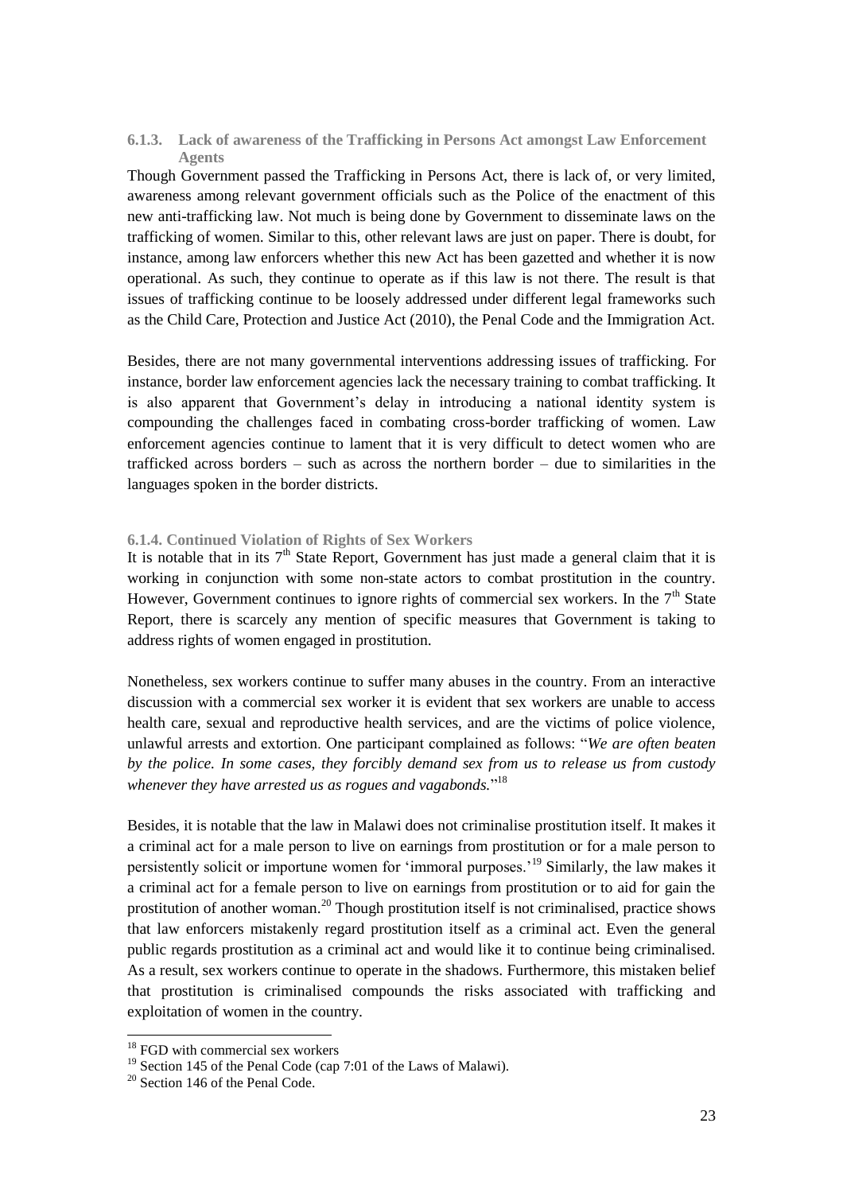#### 6.1.3. Lack of awareness of the Trafficking in Persons Act amongst Law Enforcement Agents

Though Government passed the Trafficking in Persons Act, there is lack of, or very limited, awareness among relevant government officials such as the Police of the enactment of this new anti-trafficking law. Not much is being done by Government to disseminate laws on the trafficking of women. Similar to this, other relevant laws are just on paper. There is doubt, for instance, among law enforcers whether this new Act has been gazetted and whether it is now operational. As such, they continue to operate as if this law is not there. The result is that issues of trafficking continue to be loosely addressed under different legal frameworks such as the Child Care, Protection and Justice Act (2010), the Penal Code and the Immigration Act.

Besides, there are not many governmental interventions addressing issues of trafficking. For instance, border law enforcement agencies lack the necessary training to combat trafficking. It is also apparent that Government's delay in introducing a national identity system is compounding the challenges faced in combating cross-border trafficking of women. Law enforcement agencies continue to lament that it is very difficult to detect women who are trafficked across borders – such as across the northern border – due to similarities in the languages spoken in the border districts.

#### 6.1.4. Continued Violation of Rights of Sex Workers

It is notable that in its 7th State Report, Government has just made a general claim that it is working in conjunction with some non-state actors to combat prostitution in the country. However, Government continues to ignore rights of commercial sex workers. In the 7th State Report, there is scarcely any mention of specific measures that Government is taking to address rights of women engaged in prostitution.

Nonetheless, sex workers continue to suffer many abuses in the country. From an interactive discussion with a commercial sex worker it is evident that sex workers are unable to access health care, sexual and reproductive health services, and are the victims of police violence, unlawful arrests and extortion. One participant complained as follows: "*We are often beaten by the police. In some cases, they forcibly demand sex from us to release us from custody whenever they have arrested us as rogues and vagabonds.*"[18]

Besides, it is notable that the law in Malawi does not criminalise prostitution itself. It makes it a criminal act for a male person to live on earnings from prostitution or for a male person to persistently solicit or importune women for 'immoral purposes.'[19] Similarly, the law makes it a criminal act for a female person to live on earnings from prostitution or to aid for gain the prostitution of another woman.[20] Though prostitution itself is not criminalised, practice shows that law enforcers mistakenly regard prostitution itself as a criminal act. Even the general public regards prostitution as a criminal act and would like it to continue being criminalised. As a result, sex workers continue to operate in the shadows. Furthermore, this mistaken belief that prostitution is criminalised compounds the risks associated with trafficking and exploitation of women in the country.

---

[18] FGD with commercial sex workers

[19] Section 145 of the Penal Code (cap 7:01 of the Laws of Malawi).

[20] Section 146 of the Penal Code.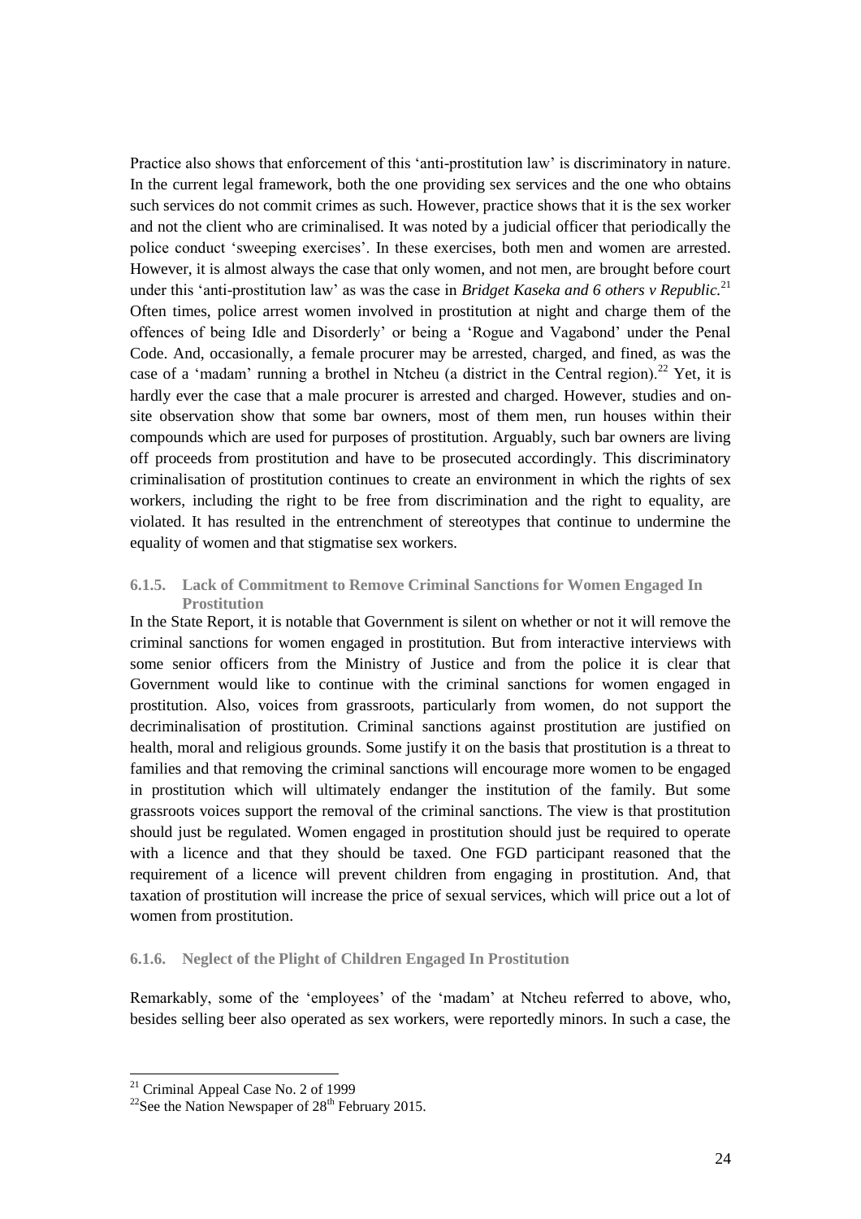Practice also shows that enforcement of this 'anti-prostitution law' is discriminatory in nature. In the current legal framework, both the one providing sex services and the one who obtains such services do not commit crimes as such. However, practice shows that it is the sex worker and not the client who are criminalised. It was noted by a judicial officer that periodically the police conduct 'sweeping exercises'. In these exercises, both men and women are arrested. However, it is almost always the case that only women, and not men, are brought before court under this 'anti-prostitution law' as was the case in *Bridget Kaseka and 6 others v Republic.*[21] Often times, police arrest women involved in prostitution at night and charge them of the offences of being Idle and Disorderly' or being a 'Rogue and Vagabond' under the Penal Code. And, occasionally, a female procurer may be arrested, charged, and fined, as was the case of a 'madam' running a brothel in Ntcheu (a district in the Central region).[22] Yet, it is hardly ever the case that a male procurer is arrested and charged. However, studies and on-site observation show that some bar owners, most of them men, run houses within their compounds which are used for purposes of prostitution. Arguably, such bar owners are living off proceeds from prostitution and have to be prosecuted accordingly. This discriminatory criminalisation of prostitution continues to create an environment in which the rights of sex workers, including the right to be free from discrimination and the right to equality, are violated. It has resulted in the entrenchment of stereotypes that continue to undermine the equality of women and that stigmatise sex workers.

#### 6.1.5. Lack of Commitment to Remove Criminal Sanctions for Women Engaged In Prostitution

In the State Report, it is notable that Government is silent on whether or not it will remove the criminal sanctions for women engaged in prostitution. But from interactive interviews with some senior officers from the Ministry of Justice and from the police it is clear that Government would like to continue with the criminal sanctions for women engaged in prostitution. Also, voices from grassroots, particularly from women, do not support the decriminalisation of prostitution. Criminal sanctions against prostitution are justified on health, moral and religious grounds. Some justify it on the basis that prostitution is a threat to families and that removing the criminal sanctions will encourage more women to be engaged in prostitution which will ultimately endanger the institution of the family. But some grassroots voices support the removal of the criminal sanctions. The view is that prostitution should just be regulated. Women engaged in prostitution should just be required to operate with a licence and that they should be taxed. One FGD participant reasoned that the requirement of a licence will prevent children from engaging in prostitution. And, that taxation of prostitution will increase the price of sexual services, which will price out a lot of women from prostitution.

#### 6.1.6. Neglect of the Plight of Children Engaged In Prostitution

Remarkably, some of the 'employees' of the 'madam' at Ntcheu referred to above, who, besides selling beer also operated as sex workers, were reportedly minors. In such a case, the

---

[21] Criminal Appeal Case No. 2 of 1999

[22] See the Nation Newspaper of 28th February 2015.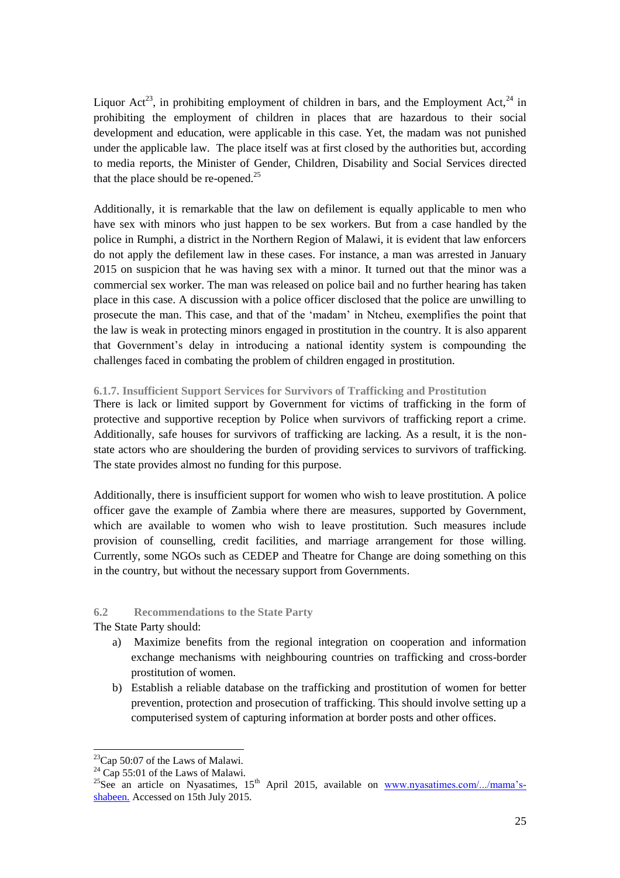Liquor Act[23], in prohibiting employment of children in bars, and the Employment Act,[24] in prohibiting the employment of children in places that are hazardous to their social development and education, were applicable in this case. Yet, the madam was not punished under the applicable law. The place itself was at first closed by the authorities but, according to media reports, the Minister of Gender, Children, Disability and Social Services directed that the place should be re-opened.[25]

Additionally, it is remarkable that the law on defilement is equally applicable to men who have sex with minors who just happen to be sex workers. But from a case handled by the police in Rumphi, a district in the Northern Region of Malawi, it is evident that law enforcers do not apply the defilement law in these cases. For instance, a man was arrested in January 2015 on suspicion that he was having sex with a minor. It turned out that the minor was a commercial sex worker. The man was released on police bail and no further hearing has taken place in this case. A discussion with a police officer disclosed that the police are unwilling to prosecute the man. This case, and that of the 'madam' in Ntcheu, exemplifies the point that the law is weak in protecting minors engaged in prostitution in the country. It is also apparent that Government's delay in introducing a national identity system is compounding the challenges faced in combating the problem of children engaged in prostitution.

#### 6.1.7. Insufficient Support Services for Survivors of Trafficking and Prostitution

There is lack or limited support by Government for victims of trafficking in the form of protective and supportive reception by Police when survivors of trafficking report a crime. Additionally, safe houses for survivors of trafficking are lacking. As a result, it is the non-state actors who are shouldering the burden of providing services to survivors of trafficking. The state provides almost no funding for this purpose.

Additionally, there is insufficient support for women who wish to leave prostitution. A police officer gave the example of Zambia where there are measures, supported by Government, which are available to women who wish to leave prostitution. Such measures include provision of counselling, credit facilities, and marriage arrangement for those willing. Currently, some NGOs such as CEDEP and Theatre for Change are doing something on this in the country, but without the necessary support from Governments.

### 6.2 Recommendations to the State Party

The State Party should:

a) Maximize benefits from the regional integration on cooperation and information exchange mechanisms with neighbouring countries on trafficking and cross-border prostitution of women.
b) Establish a reliable database on the trafficking and prostitution of women for better prevention, protection and prosecution of trafficking. This should involve setting up a computerised system of capturing information at border posts and other offices.

---

[23] Cap 50:07 of the Laws of Malawi.

[24] Cap 55:01 of the Laws of Malawi.

[25] See an article on Nyasatimes, 15th April 2015, available on [www.nyasatimes.com/.../mama's-shabeen.](www.nyasatimes.com/.../mama's-shabeen.) Accessed on 15th July 2015.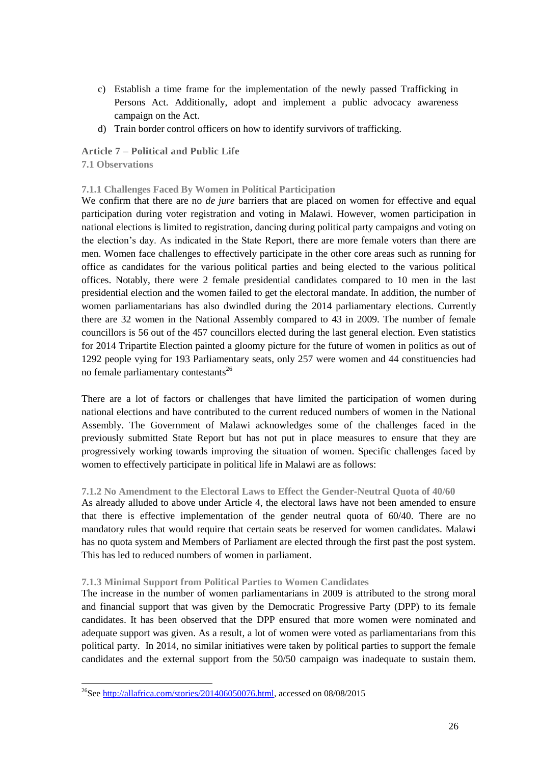c) Establish a time frame for the implementation of the newly passed Trafficking in Persons Act. Additionally, adopt and implement a public advocacy awareness campaign on the Act.
d) Train border control officers on how to identify survivors of trafficking.

## Article 7 – Political and Public Life

### 7.1 Observations

#### 7.1.1 Challenges Faced By Women in Political Participation

We confirm that there are no *de jure* barriers that are placed on women for effective and equal participation during voter registration and voting in Malawi. However, women participation in national elections is limited to registration, dancing during political party campaigns and voting on the election's day. As indicated in the State Report, there are more female voters than there are men. Women face challenges to effectively participate in the other core areas such as running for office as candidates for the various political parties and being elected to the various political offices. Notably, there were 2 female presidential candidates compared to 10 men in the last presidential election and the women failed to get the electoral mandate. In addition, the number of women parliamentarians has also dwindled during the 2014 parliamentary elections. Currently there are 32 women in the National Assembly compared to 43 in 2009. The number of female councillors is 56 out of the 457 councillors elected during the last general election. Even statistics for 2014 Tripartite Election painted a gloomy picture for the future of women in politics as out of 1292 people vying for 193 Parliamentary seats, only 257 were women and 44 constituencies had no female parliamentary contestants[26]

There are a lot of factors or challenges that have limited the participation of women during national elections and have contributed to the current reduced numbers of women in the National Assembly. The Government of Malawi acknowledges some of the challenges faced in the previously submitted State Report but has not put in place measures to ensure that they are progressively working towards improving the situation of women. Specific challenges faced by women to effectively participate in political life in Malawi are as follows:

#### 7.1.2 No Amendment to the Electoral Laws to Effect the Gender-Neutral Quota of 40/60

As already alluded to above under Article 4, the electoral laws have not been amended to ensure that there is effective implementation of the gender neutral quota of 60/40. There are no mandatory rules that would require that certain seats be reserved for women candidates. Malawi has no quota system and Members of Parliament are elected through the first past the post system. This has led to reduced numbers of women in parliament.

#### 7.1.3 Minimal Support from Political Parties to Women Candidates

The increase in the number of women parliamentarians in 2009 is attributed to the strong moral and financial support that was given by the Democratic Progressive Party (DPP) to its female candidates. It has been observed that the DPP ensured that more women were nominated and adequate support was given. As a result, a lot of women were voted as parliamentarians from this political party. In 2014, no similar initiatives were taken by political parties to support the female candidates and the external support from the 50/50 campaign was inadequate to sustain them.

---

[26] See http://allafrica.com/stories/201406050076.html, accessed on 08/08/2015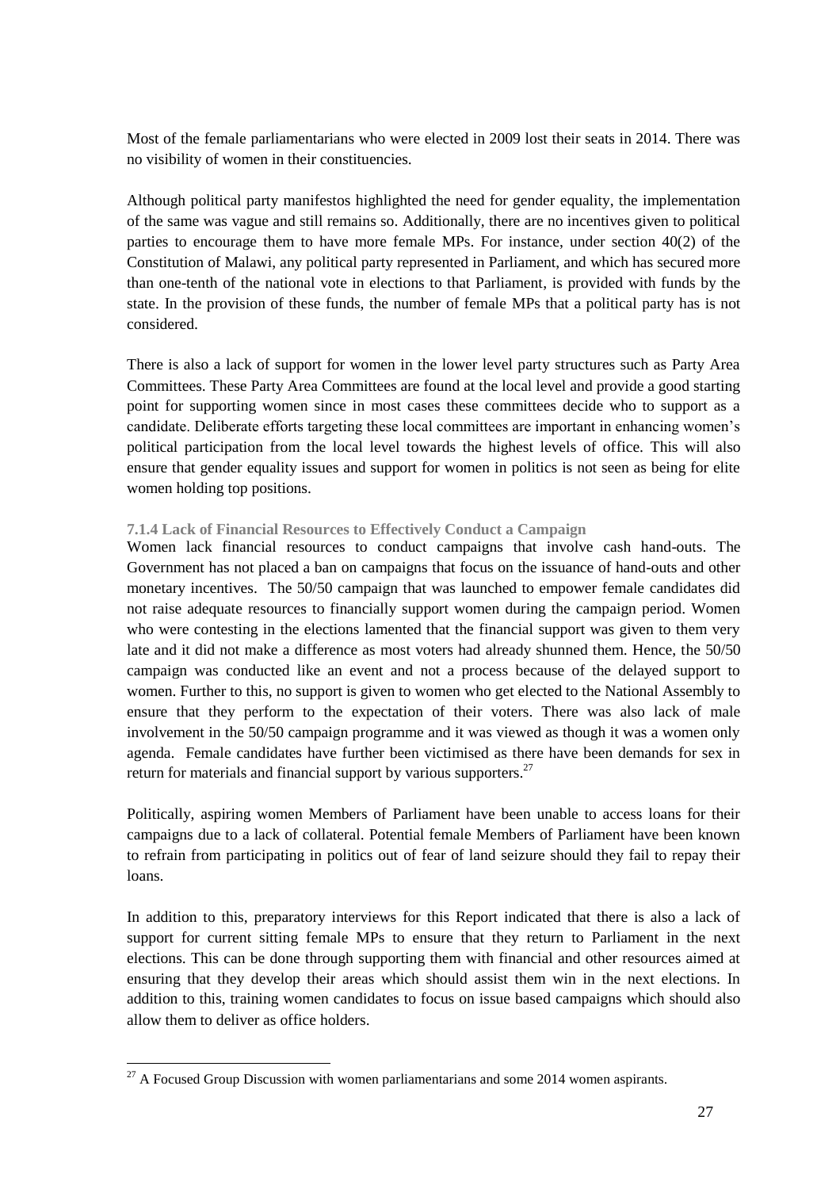Most of the female parliamentarians who were elected in 2009 lost their seats in 2014. There was no visibility of women in their constituencies.

Although political party manifestos highlighted the need for gender equality, the implementation of the same was vague and still remains so. Additionally, there are no incentives given to political parties to encourage them to have more female MPs. For instance, under section 40(2) of the Constitution of Malawi, any political party represented in Parliament, and which has secured more than one-tenth of the national vote in elections to that Parliament, is provided with funds by the state. In the provision of these funds, the number of female MPs that a political party has is not considered.

There is also a lack of support for women in the lower level party structures such as Party Area Committees. These Party Area Committees are found at the local level and provide a good starting point for supporting women since in most cases these committees decide who to support as a candidate. Deliberate efforts targeting these local committees are important in enhancing women's political participation from the local level towards the highest levels of office. This will also ensure that gender equality issues and support for women in politics is not seen as being for elite women holding top positions.

#### 7.1.4 Lack of Financial Resources to Effectively Conduct a Campaign

Women lack financial resources to conduct campaigns that involve cash hand-outs. The Government has not placed a ban on campaigns that focus on the issuance of hand-outs and other monetary incentives. The 50/50 campaign that was launched to empower female candidates did not raise adequate resources to financially support women during the campaign period. Women who were contesting in the elections lamented that the financial support was given to them very late and it did not make a difference as most voters had already shunned them. Hence, the 50/50 campaign was conducted like an event and not a process because of the delayed support to women. Further to this, no support is given to women who get elected to the National Assembly to ensure that they perform to the expectation of their voters. There was also lack of male involvement in the 50/50 campaign programme and it was viewed as though it was a women only agenda. Female candidates have further been victimised as there have been demands for sex in return for materials and financial support by various supporters.[27]

Politically, aspiring women Members of Parliament have been unable to access loans for their campaigns due to a lack of collateral. Potential female Members of Parliament have been known to refrain from participating in politics out of fear of land seizure should they fail to repay their loans.

In addition to this, preparatory interviews for this Report indicated that there is also a lack of support for current sitting female MPs to ensure that they return to Parliament in the next elections. This can be done through supporting them with financial and other resources aimed at ensuring that they develop their areas which should assist them win in the next elections. In addition to this, training women candidates to focus on issue based campaigns which should also allow them to deliver as office holders.

[27] A Focused Group Discussion with women parliamentarians and some 2014 women aspirants.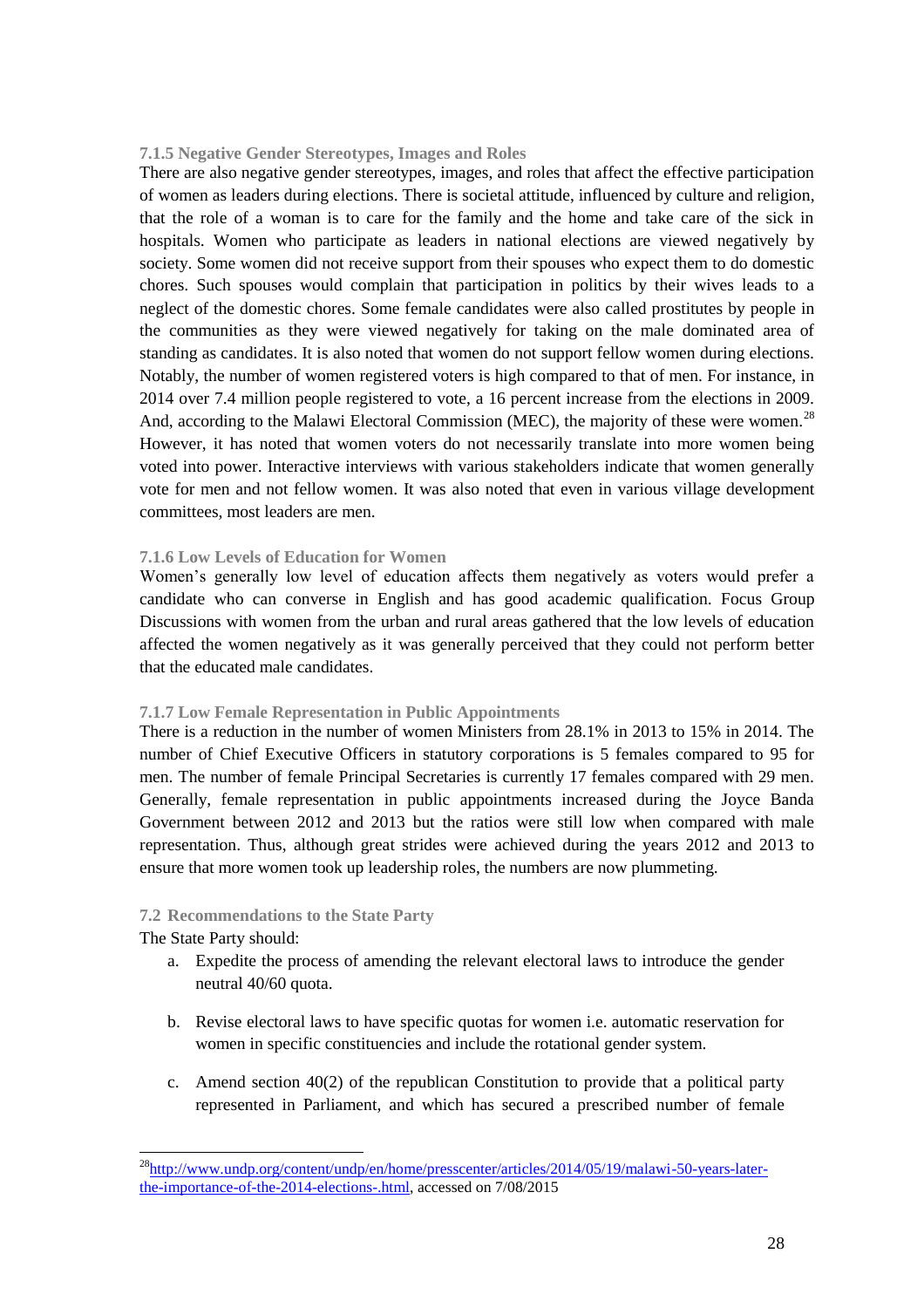#### 7.1.5 Negative Gender Stereotypes, Images and Roles

There are also negative gender stereotypes, images, and roles that affect the effective participation of women as leaders during elections. There is societal attitude, influenced by culture and religion, that the role of a woman is to care for the family and the home and take care of the sick in hospitals. Women who participate as leaders in national elections are viewed negatively by society. Some women did not receive support from their spouses who expect them to do domestic chores. Such spouses would complain that participation in politics by their wives leads to a neglect of the domestic chores. Some female candidates were also called prostitutes by people in the communities as they were viewed negatively for taking on the male dominated area of standing as candidates. It is also noted that women do not support fellow women during elections. Notably, the number of women registered voters is high compared to that of men. For instance, in 2014 over 7.4 million people registered to vote, a 16 percent increase from the elections in 2009. And, according to the Malawi Electoral Commission (MEC), the majority of these were women.[28] However, it has noted that women voters do not necessarily translate into more women being voted into power. Interactive interviews with various stakeholders indicate that women generally vote for men and not fellow women. It was also noted that even in various village development committees, most leaders are men.

#### 7.1.6 Low Levels of Education for Women

Women's generally low level of education affects them negatively as voters would prefer a candidate who can converse in English and has good academic qualification. Focus Group Discussions with women from the urban and rural areas gathered that the low levels of education affected the women negatively as it was generally perceived that they could not perform better that the educated male candidates.

#### 7.1.7 Low Female Representation in Public Appointments

There is a reduction in the number of women Ministers from 28.1% in 2013 to 15% in 2014. The number of Chief Executive Officers in statutory corporations is 5 females compared to 95 for men. The number of female Principal Secretaries is currently 17 females compared with 29 men. Generally, female representation in public appointments increased during the Joyce Banda Government between 2012 and 2013 but the ratios were still low when compared with male representation. Thus, although great strides were achieved during the years 2012 and 2013 to ensure that more women took up leadership roles, the numbers are now plummeting.

### 7.2 Recommendations to the State Party

The State Party should:

a. Expedite the process of amending the relevant electoral laws to introduce the gender neutral 40/60 quota.

b. Revise electoral laws to have specific quotas for women i.e. automatic reservation for women in specific constituencies and include the rotational gender system.

c. Amend section 40(2) of the republican Constitution to provide that a political party represented in Parliament, and which has secured a prescribed number of female

---

[28] http://www.undp.org/content/undp/en/home/presscenter/articles/2014/05/19/malawi-50-years-later-the-importance-of-the-2014-elections-.html, accessed on 7/08/2015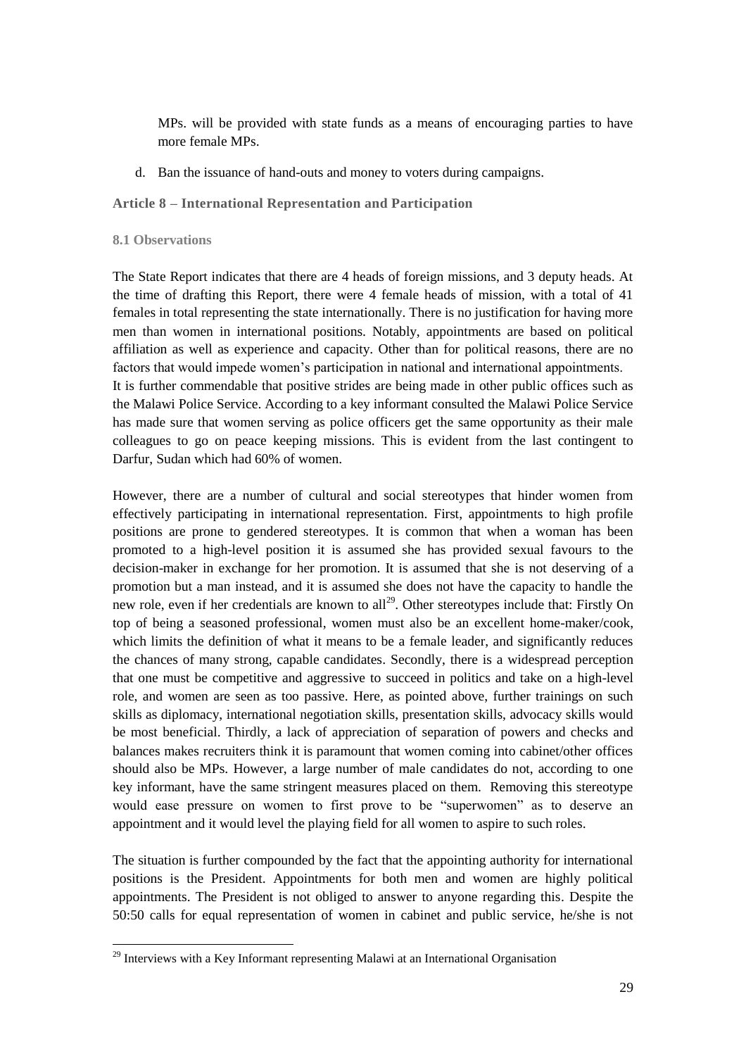MPs. will be provided with state funds as a means of encouraging parties to have more female MPs.

d. Ban the issuance of hand-outs and money to voters during campaigns.

### Article 8 – International Representation and Participation

#### 8.1 Observations

The State Report indicates that there are 4 heads of foreign missions, and 3 deputy heads. At the time of drafting this Report, there were 4 female heads of mission, with a total of 41 females in total representing the state internationally. There is no justification for having more men than women in international positions. Notably, appointments are based on political affiliation as well as experience and capacity. Other than for political reasons, there are no factors that would impede women's participation in national and international appointments.
It is further commendable that positive strides are being made in other public offices such as the Malawi Police Service. According to a key informant consulted the Malawi Police Service has made sure that women serving as police officers get the same opportunity as their male colleagues to go on peace keeping missions. This is evident from the last contingent to Darfur, Sudan which had 60% of women.

However, there are a number of cultural and social stereotypes that hinder women from effectively participating in international representation. First, appointments to high profile positions are prone to gendered stereotypes. It is common that when a woman has been promoted to a high-level position it is assumed she has provided sexual favours to the decision-maker in exchange for her promotion. It is assumed that she is not deserving of a promotion but a man instead, and it is assumed she does not have the capacity to handle the new role, even if her credentials are known to all[29]. Other stereotypes include that: Firstly On top of being a seasoned professional, women must also be an excellent home-maker/cook, which limits the definition of what it means to be a female leader, and significantly reduces the chances of many strong, capable candidates. Secondly, there is a widespread perception that one must be competitive and aggressive to succeed in politics and take on a high-level role, and women are seen as too passive. Here, as pointed above, further trainings on such skills as diplomacy, international negotiation skills, presentation skills, advocacy skills would be most beneficial. Thirdly, a lack of appreciation of separation of powers and checks and balances makes recruiters think it is paramount that women coming into cabinet/other offices should also be MPs. However, a large number of male candidates do not, according to one key informant, have the same stringent measures placed on them. Removing this stereotype would ease pressure on women to first prove to be "superwomen" as to deserve an appointment and it would level the playing field for all women to aspire to such roles.

The situation is further compounded by the fact that the appointing authority for international positions is the President. Appointments for both men and women are highly political appointments. The President is not obliged to answer to anyone regarding this. Despite the 50:50 calls for equal representation of women in cabinet and public service, he/she is not

[29] Interviews with a Key Informant representing Malawi at an International Organisation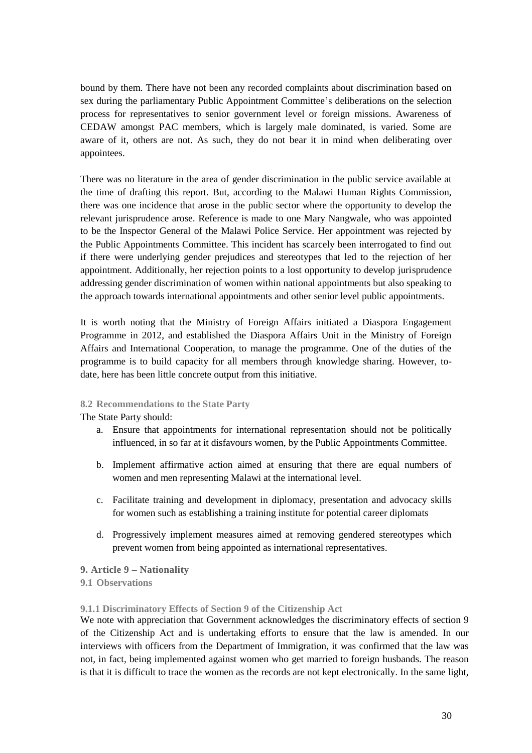bound by them. There have not been any recorded complaints about discrimination based on sex during the parliamentary Public Appointment Committee's deliberations on the selection process for representatives to senior government level or foreign missions. Awareness of CEDAW amongst PAC members, which is largely male dominated, is varied. Some are aware of it, others are not. As such, they do not bear it in mind when deliberating over appointees.

There was no literature in the area of gender discrimination in the public service available at the time of drafting this report. But, according to the Malawi Human Rights Commission, there was one incidence that arose in the public sector where the opportunity to develop the relevant jurisprudence arose. Reference is made to one Mary Nangwale, who was appointed to be the Inspector General of the Malawi Police Service. Her appointment was rejected by the Public Appointments Committee. This incident has scarcely been interrogated to find out if there were underlying gender prejudices and stereotypes that led to the rejection of her appointment. Additionally, her rejection points to a lost opportunity to develop jurisprudence addressing gender discrimination of women within national appointments but also speaking to the approach towards international appointments and other senior level public appointments.

It is worth noting that the Ministry of Foreign Affairs initiated a Diaspora Engagement Programme in 2012, and established the Diaspora Affairs Unit in the Ministry of Foreign Affairs and International Cooperation, to manage the programme. One of the duties of the programme is to build capacity for all members through knowledge sharing. However, to-date, here has been little concrete output from this initiative.

### 8.2 Recommendations to the State Party

The State Party should:

a. Ensure that appointments for international representation should not be politically influenced, in so far at it disfavours women, by the Public Appointments Committee.

b. Implement affirmative action aimed at ensuring that there are equal numbers of women and men representing Malawi at the international level.

c. Facilitate training and development in diplomacy, presentation and advocacy skills for women such as establishing a training institute for potential career diplomats

d. Progressively implement measures aimed at removing gendered stereotypes which prevent women from being appointed as international representatives.

## 9. Article 9 – Nationality

### 9.1 Observations

#### 9.1.1 Discriminatory Effects of Section 9 of the Citizenship Act

We note with appreciation that Government acknowledges the discriminatory effects of section 9 of the Citizenship Act and is undertaking efforts to ensure that the law is amended. In our interviews with officers from the Department of Immigration, it was confirmed that the law was not, in fact, being implemented against women who get married to foreign husbands. The reason is that it is difficult to trace the women as the records are not kept electronically. In the same light,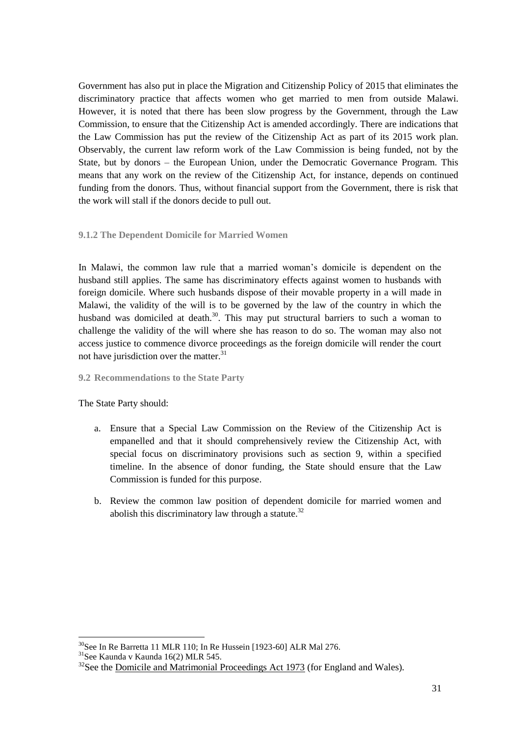Government has also put in place the Migration and Citizenship Policy of 2015 that eliminates the discriminatory practice that affects women who get married to men from outside Malawi. However, it is noted that there has been slow progress by the Government, through the Law Commission, to ensure that the Citizenship Act is amended accordingly. There are indications that the Law Commission has put the review of the Citizenship Act as part of its 2015 work plan. Observably, the current law reform work of the Law Commission is being funded, not by the State, but by donors – the European Union, under the Democratic Governance Program. This means that any work on the review of the Citizenship Act, for instance, depends on continued funding from the donors. Thus, without financial support from the Government, there is risk that the work will stall if the donors decide to pull out.

#### 9.1.2 The Dependent Domicile for Married Women

In Malawi, the common law rule that a married woman's domicile is dependent on the husband still applies. The same has discriminatory effects against women to husbands with foreign domicile. Where such husbands dispose of their movable property in a will made in Malawi, the validity of the will is to be governed by the law of the country in which the husband was domiciled at death.[30]. This may put structural barriers to such a woman to challenge the validity of the will where she has reason to do so. The woman may also not access justice to commence divorce proceedings as the foreign domicile will render the court not have jurisdiction over the matter.[31]

### 9.2 Recommendations to the State Party

The State Party should:

a. Ensure that a Special Law Commission on the Review of the Citizenship Act is empanelled and that it should comprehensively review the Citizenship Act, with special focus on discriminatory provisions such as section 9, within a specified timeline. In the absence of donor funding, the State should ensure that the Law Commission is funded for this purpose.

b. Review the common law position of dependent domicile for married women and abolish this discriminatory law through a statute.[32]

---

[30] See In Re Barretta 11 MLR 110; In Re Hussein [1923-60] ALR Mal 276.

[31] See Kaunda v Kaunda 16(2) MLR 545.

[32] See the Domicile and Matrimonial Proceedings Act 1973 (for England and Wales).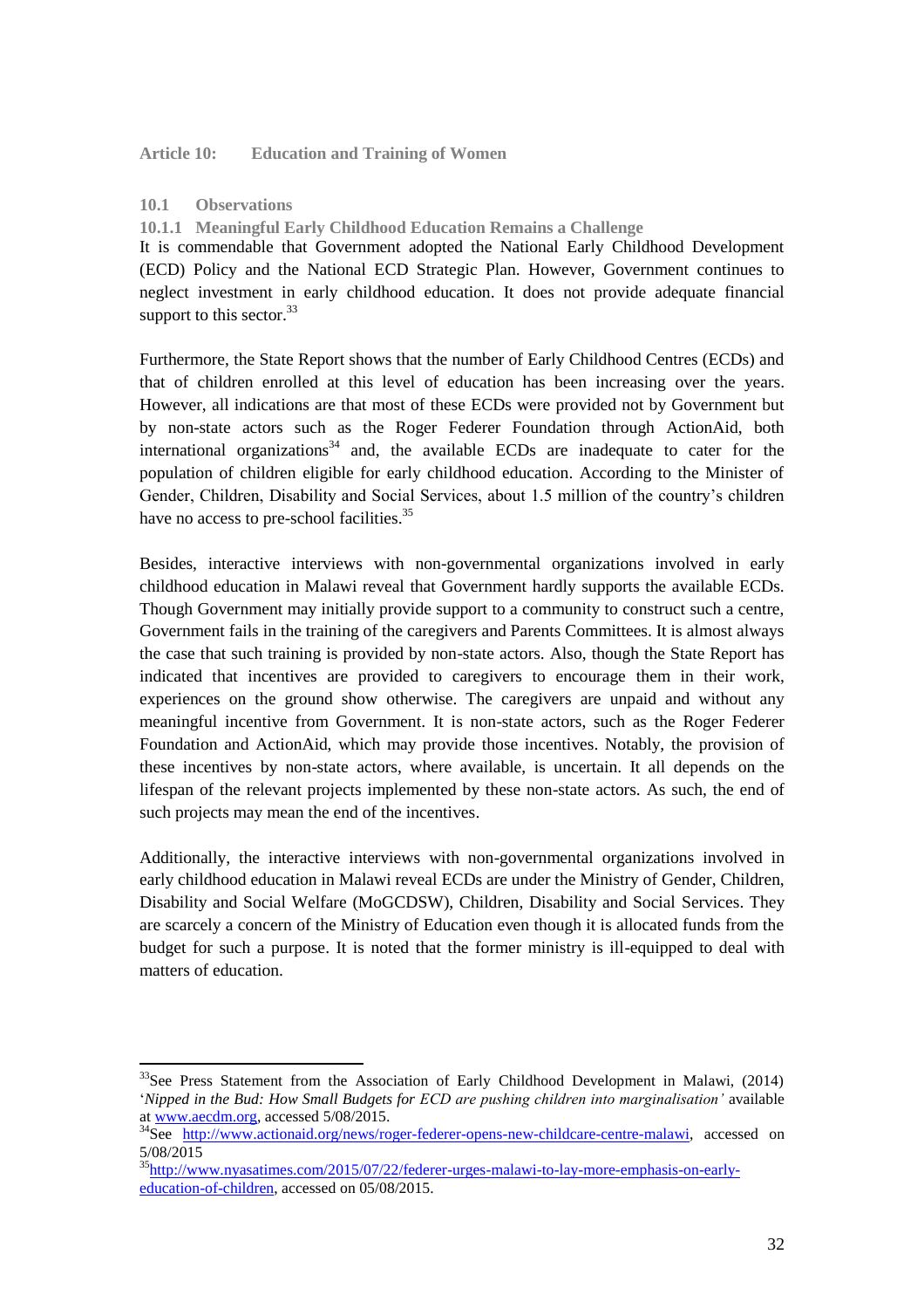## Article 10: Education and Training of Women

### 10.1 Observations

#### 10.1.1 Meaningful Early Childhood Education Remains a Challenge

It is commendable that Government adopted the National Early Childhood Development (ECD) Policy and the National ECD Strategic Plan. However, Government continues to neglect investment in early childhood education. It does not provide adequate financial support to this sector.[33]

Furthermore, the State Report shows that the number of Early Childhood Centres (ECDs) and that of children enrolled at this level of education has been increasing over the years. However, all indications are that most of these ECDs were provided not by Government but by non-state actors such as the Roger Federer Foundation through ActionAid, both international organizations[34] and, the available ECDs are inadequate to cater for the population of children eligible for early childhood education. According to the Minister of Gender, Children, Disability and Social Services, about 1.5 million of the country's children have no access to pre-school facilities.[35]

Besides, interactive interviews with non-governmental organizations involved in early childhood education in Malawi reveal that Government hardly supports the available ECDs. Though Government may initially provide support to a community to construct such a centre, Government fails in the training of the caregivers and Parents Committees. It is almost always the case that such training is provided by non-state actors. Also, though the State Report has indicated that incentives are provided to caregivers to encourage them in their work, experiences on the ground show otherwise. The caregivers are unpaid and without any meaningful incentive from Government. It is non-state actors, such as the Roger Federer Foundation and ActionAid, which may provide those incentives. Notably, the provision of these incentives by non-state actors, where available, is uncertain. It all depends on the lifespan of the relevant projects implemented by these non-state actors. As such, the end of such projects may mean the end of the incentives.

Additionally, the interactive interviews with non-governmental organizations involved in early childhood education in Malawi reveal ECDs are under the Ministry of Gender, Children, Disability and Social Welfare (MoGCDSW), Children, Disability and Social Services. They are scarcely a concern of the Ministry of Education even though it is allocated funds from the budget for such a purpose. It is noted that the former ministry is ill-equipped to deal with matters of education.

---

[33] See Press Statement from the Association of Early Childhood Development in Malawi, (2014) '*Nipped in the Bud: How Small Budgets for ECD are pushing children into marginalisation'* available at www.aecdm.org, accessed 5/08/2015.

[34] See http://www.actionaid.org/news/roger-federer-opens-new-childcare-centre-malawi, accessed on 5/08/2015

[35] http://www.nyasatimes.com/2015/07/22/federer-urges-malawi-to-lay-more-emphasis-on-early-education-of-children, accessed on 05/08/2015.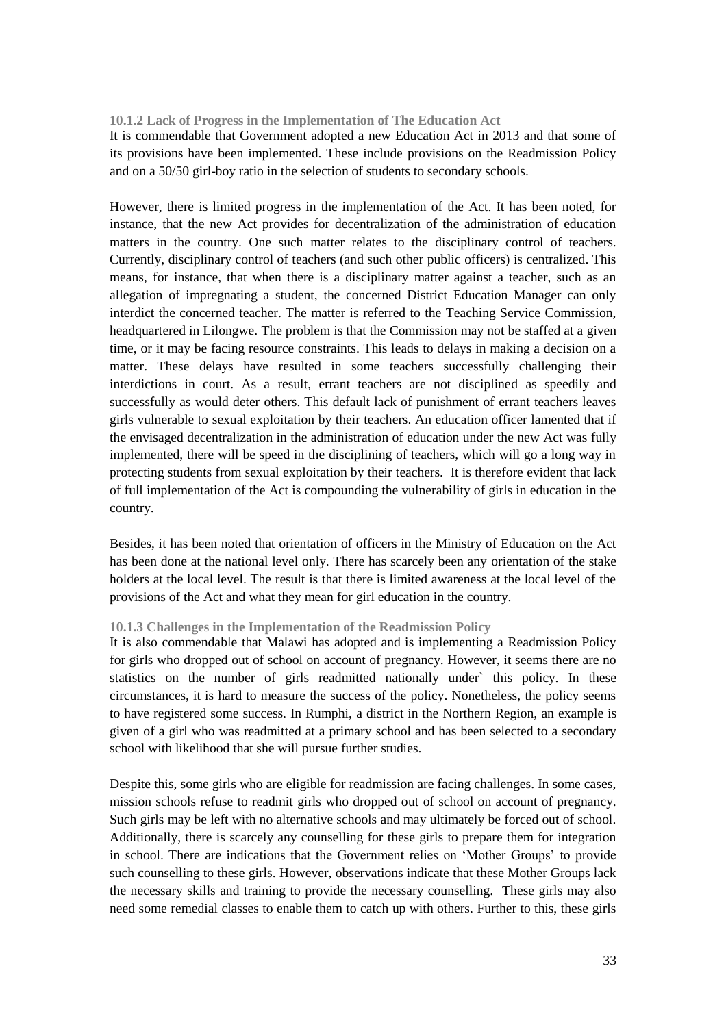#### 10.1.2 Lack of Progress in the Implementation of The Education Act

It is commendable that Government adopted a new Education Act in 2013 and that some of its provisions have been implemented. These include provisions on the Readmission Policy and on a 50/50 girl-boy ratio in the selection of students to secondary schools.

However, there is limited progress in the implementation of the Act. It has been noted, for instance, that the new Act provides for decentralization of the administration of education matters in the country. One such matter relates to the disciplinary control of teachers. Currently, disciplinary control of teachers (and such other public officers) is centralized. This means, for instance, that when there is a disciplinary matter against a teacher, such as an allegation of impregnating a student, the concerned District Education Manager can only interdict the concerned teacher. The matter is referred to the Teaching Service Commission, headquartered in Lilongwe. The problem is that the Commission may not be staffed at a given time, or it may be facing resource constraints. This leads to delays in making a decision on a matter. These delays have resulted in some teachers successfully challenging their interdictions in court. As a result, errant teachers are not disciplined as speedily and successfully as would deter others. This default lack of punishment of errant teachers leaves girls vulnerable to sexual exploitation by their teachers. An education officer lamented that if the envisaged decentralization in the administration of education under the new Act was fully implemented, there will be speed in the disciplining of teachers, which will go a long way in protecting students from sexual exploitation by their teachers. It is therefore evident that lack of full implementation of the Act is compounding the vulnerability of girls in education in the country.

Besides, it has been noted that orientation of officers in the Ministry of Education on the Act has been done at the national level only. There has scarcely been any orientation of the stake holders at the local level. The result is that there is limited awareness at the local level of the provisions of the Act and what they mean for girl education in the country.

#### 10.1.3 Challenges in the Implementation of the Readmission Policy

It is also commendable that Malawi has adopted and is implementing a Readmission Policy for girls who dropped out of school on account of pregnancy. However, it seems there are no statistics on the number of girls readmitted nationally under` this policy. In these circumstances, it is hard to measure the success of the policy. Nonetheless, the policy seems to have registered some success. In Rumphi, a district in the Northern Region, an example is given of a girl who was readmitted at a primary school and has been selected to a secondary school with likelihood that she will pursue further studies.

Despite this, some girls who are eligible for readmission are facing challenges. In some cases, mission schools refuse to readmit girls who dropped out of school on account of pregnancy. Such girls may be left with no alternative schools and may ultimately be forced out of school. Additionally, there is scarcely any counselling for these girls to prepare them for integration in school. There are indications that the Government relies on 'Mother Groups' to provide such counselling to these girls. However, observations indicate that these Mother Groups lack the necessary skills and training to provide the necessary counselling. These girls may also need some remedial classes to enable them to catch up with others. Further to this, these girls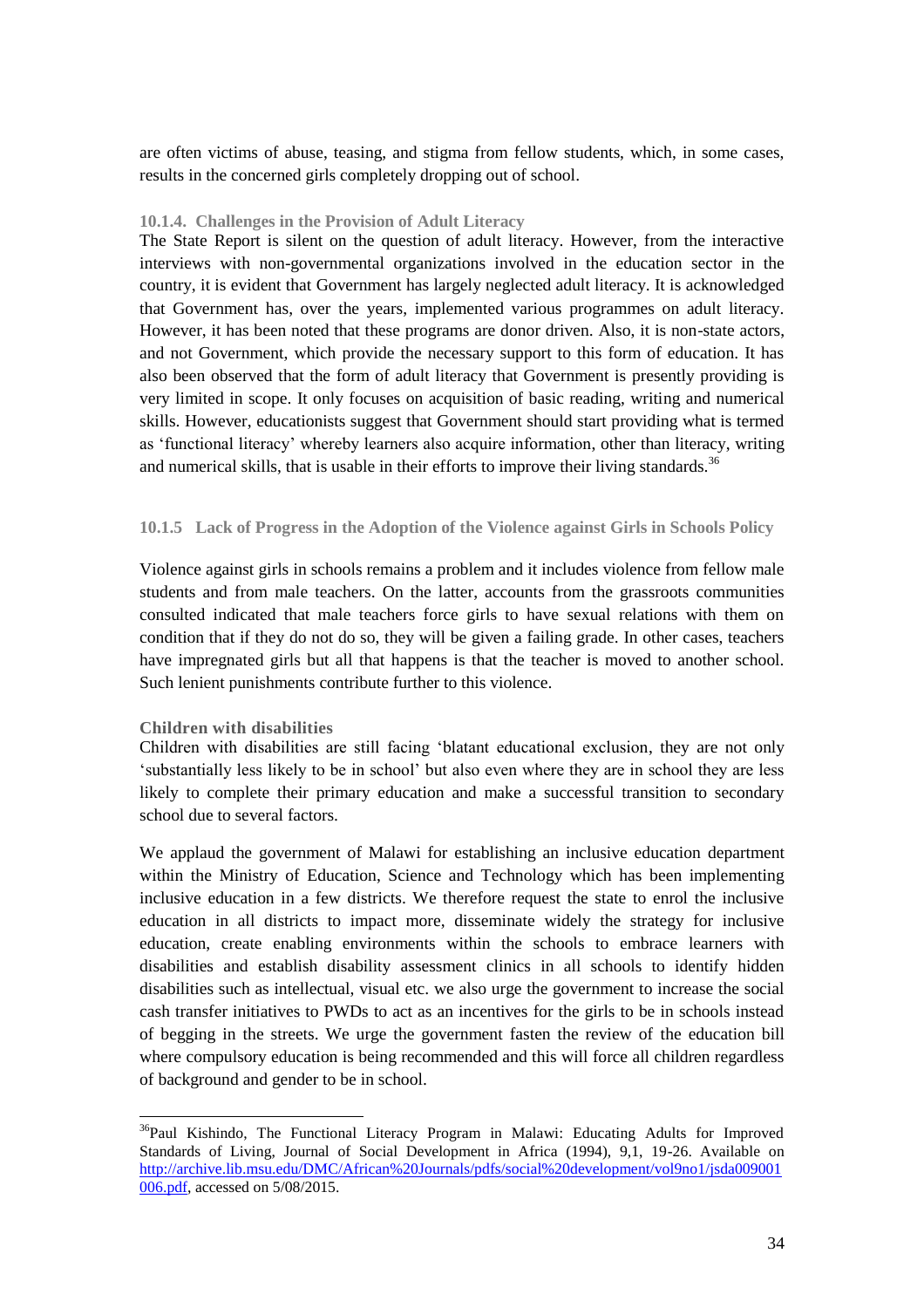are often victims of abuse, teasing, and stigma from fellow students, which, in some cases, results in the concerned girls completely dropping out of school.

#### 10.1.4. Challenges in the Provision of Adult Literacy

The State Report is silent on the question of adult literacy. However, from the interactive interviews with non-governmental organizations involved in the education sector in the country, it is evident that Government has largely neglected adult literacy. It is acknowledged that Government has, over the years, implemented various programmes on adult literacy. However, it has been noted that these programs are donor driven. Also, it is non-state actors, and not Government, which provide the necessary support to this form of education. It has also been observed that the form of adult literacy that Government is presently providing is very limited in scope. It only focuses on acquisition of basic reading, writing and numerical skills. However, educationists suggest that Government should start providing what is termed as 'functional literacy' whereby learners also acquire information, other than literacy, writing and numerical skills, that is usable in their efforts to improve their living standards.[36]

#### 10.1.5 Lack of Progress in the Adoption of the Violence against Girls in Schools Policy

Violence against girls in schools remains a problem and it includes violence from fellow male students and from male teachers. On the latter, accounts from the grassroots communities consulted indicated that male teachers force girls to have sexual relations with them on condition that if they do not do so, they will be given a failing grade. In other cases, teachers have impregnated girls but all that happens is that the teacher is moved to another school. Such lenient punishments contribute further to this violence.

#### Children with disabilities

Children with disabilities are still facing 'blatant educational exclusion, they are not only 'substantially less likely to be in school' but also even where they are in school they are less likely to complete their primary education and make a successful transition to secondary school due to several factors.

We applaud the government of Malawi for establishing an inclusive education department within the Ministry of Education, Science and Technology which has been implementing inclusive education in a few districts. We therefore request the state to enrol the inclusive education in all districts to impact more, disseminate widely the strategy for inclusive education, create enabling environments within the schools to embrace learners with disabilities and establish disability assessment clinics in all schools to identify hidden disabilities such as intellectual, visual etc. we also urge the government to increase the social cash transfer initiatives to PWDs to act as an incentives for the girls to be in schools instead of begging in the streets. We urge the government fasten the review of the education bill where compulsory education is being recommended and this will force all children regardless of background and gender to be in school.

---

[36] Paul Kishindo, The Functional Literacy Program in Malawi: Educating Adults for Improved Standards of Living, Journal of Social Development in Africa (1994), 9,1, 19-26. Available on http://archive.lib.msu.edu/DMC/African%20Journals/pdfs/social%20development/vol9no1/jsda009001006.pdf, accessed on 5/08/2015.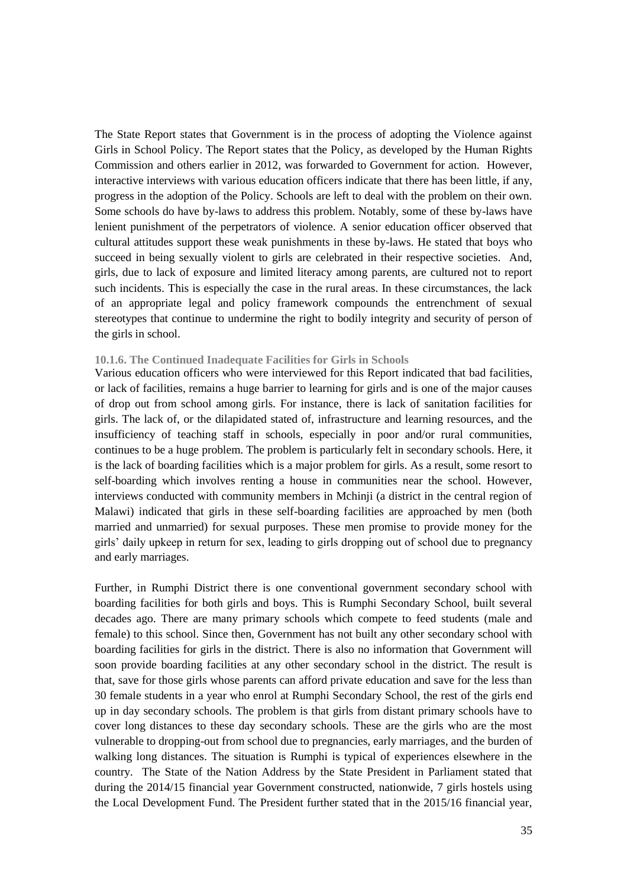The State Report states that Government is in the process of adopting the Violence against Girls in School Policy. The Report states that the Policy, as developed by the Human Rights Commission and others earlier in 2012, was forwarded to Government for action. However, interactive interviews with various education officers indicate that there has been little, if any, progress in the adoption of the Policy. Schools are left to deal with the problem on their own. Some schools do have by-laws to address this problem. Notably, some of these by-laws have lenient punishment of the perpetrators of violence. A senior education officer observed that cultural attitudes support these weak punishments in these by-laws. He stated that boys who succeed in being sexually violent to girls are celebrated in their respective societies. And, girls, due to lack of exposure and limited literacy among parents, are cultured not to report such incidents. This is especially the case in the rural areas. In these circumstances, the lack of an appropriate legal and policy framework compounds the entrenchment of sexual stereotypes that continue to undermine the right to bodily integrity and security of person of the girls in school.

#### 10.1.6. The Continued Inadequate Facilities for Girls in Schools

Various education officers who were interviewed for this Report indicated that bad facilities, or lack of facilities, remains a huge barrier to learning for girls and is one of the major causes of drop out from school among girls. For instance, there is lack of sanitation facilities for girls. The lack of, or the dilapidated stated of, infrastructure and learning resources, and the insufficiency of teaching staff in schools, especially in poor and/or rural communities, continues to be a huge problem. The problem is particularly felt in secondary schools. Here, it is the lack of boarding facilities which is a major problem for girls. As a result, some resort to self-boarding which involves renting a house in communities near the school. However, interviews conducted with community members in Mchinji (a district in the central region of Malawi) indicated that girls in these self-boarding facilities are approached by men (both married and unmarried) for sexual purposes. These men promise to provide money for the girls' daily upkeep in return for sex, leading to girls dropping out of school due to pregnancy and early marriages.

Further, in Rumphi District there is one conventional government secondary school with boarding facilities for both girls and boys. This is Rumphi Secondary School, built several decades ago. There are many primary schools which compete to feed students (male and female) to this school. Since then, Government has not built any other secondary school with boarding facilities for girls in the district. There is also no information that Government will soon provide boarding facilities at any other secondary school in the district. The result is that, save for those girls whose parents can afford private education and save for the less than 30 female students in a year who enrol at Rumphi Secondary School, the rest of the girls end up in day secondary schools. The problem is that girls from distant primary schools have to cover long distances to these day secondary schools. These are the girls who are the most vulnerable to dropping-out from school due to pregnancies, early marriages, and the burden of walking long distances. The situation is Rumphi is typical of experiences elsewhere in the country. The State of the Nation Address by the State President in Parliament stated that during the 2014/15 financial year Government constructed, nationwide, 7 girls hostels using the Local Development Fund. The President further stated that in the 2015/16 financial year,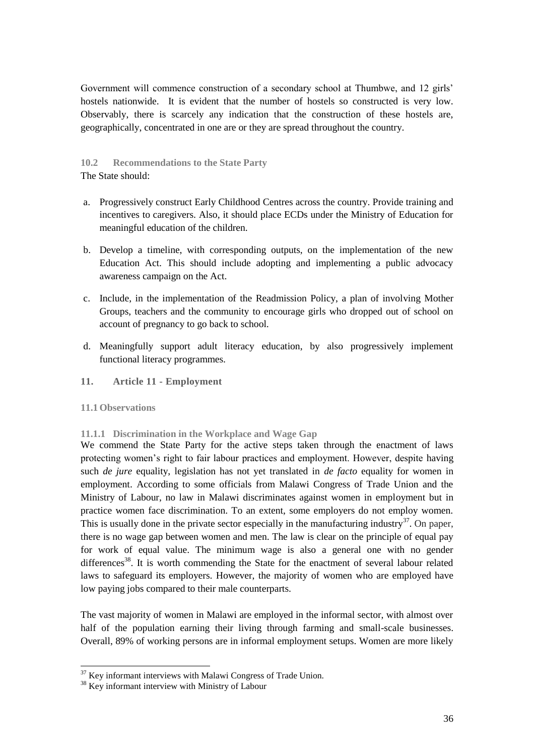Government will commence construction of a secondary school at Thumbwe, and 12 girls' hostels nationwide. It is evident that the number of hostels so constructed is very low. Observably, there is scarcely any indication that the construction of these hostels are, geographically, concentrated in one are or they are spread throughout the country.

### 10.2 Recommendations to the State Party

The State should:

a. Progressively construct Early Childhood Centres across the country. Provide training and incentives to caregivers. Also, it should place ECDs under the Ministry of Education for meaningful education of the children.

b. Develop a timeline, with corresponding outputs, on the implementation of the new Education Act. This should include adopting and implementing a public advocacy awareness campaign on the Act.

c. Include, in the implementation of the Readmission Policy, a plan of involving Mother Groups, teachers and the community to encourage girls who dropped out of school on account of pregnancy to go back to school.

d. Meaningfully support adult literacy education, by also progressively implement functional literacy programmes.

## 11. Article 11 - Employment

### 11.1 Observations

#### 11.1.1 Discrimination in the Workplace and Wage Gap

We commend the State Party for the active steps taken through the enactment of laws protecting women's right to fair labour practices and employment. However, despite having such *de jure* equality, legislation has not yet translated in *de facto* equality for women in employment. According to some officials from Malawi Congress of Trade Union and the Ministry of Labour, no law in Malawi discriminates against women in employment but in practice women face discrimination. To an extent, some employers do not employ women. This is usually done in the private sector especially in the manufacturing industry[37]. On paper, there is no wage gap between women and men. The law is clear on the principle of equal pay for work of equal value. The minimum wage is also a general one with no gender differences[38]. It is worth commending the State for the enactment of several labour related laws to safeguard its employers. However, the majority of women who are employed have low paying jobs compared to their male counterparts.

The vast majority of women in Malawi are employed in the informal sector, with almost over half of the population earning their living through farming and small-scale businesses. Overall, 89% of working persons are in informal employment setups. Women are more likely

[37] Key informant interviews with Malawi Congress of Trade Union.

[38] Key informant interview with Ministry of Labour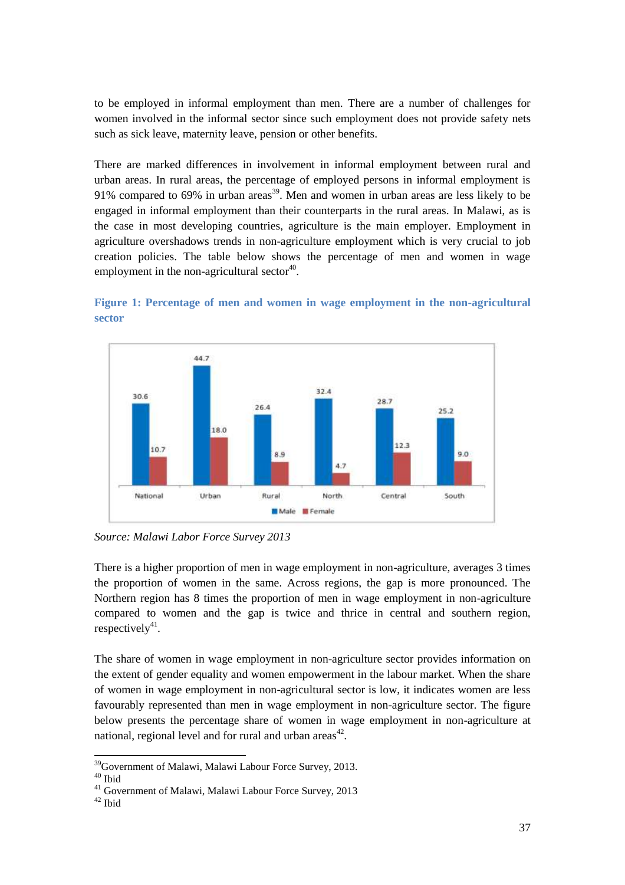to be employed in informal employment than men. There are a number of challenges for women involved in the informal sector since such employment does not provide safety nets such as sick leave, maternity leave, pension or other benefits.

There are marked differences in involvement in informal employment between rural and urban areas. In rural areas, the percentage of employed persons in informal employment is 91% compared to 69% in urban areas[39]. Men and women in urban areas are less likely to be engaged in informal employment than their counterparts in the rural areas. In Malawi, as is the case in most developing countries, agriculture is the main employer. Employment in agriculture overshadows trends in non-agriculture employment which is very crucial to job creation policies. The table below shows the percentage of men and women in wage employment in the non-agricultural sector[40].

**Figure 1: Percentage of men and women in wage employment in the non-agricultural sector**

| | National | Urban | Rural | North | Central | South |
|---|---|---|---|---|---|---|
| Male | 30.6 | 44.7 | 26.4 | 32.4 | 28.7 | 25.2 |
| Female | 10.7 | 18.0 | 8.9 | 4.7 | 12.3 | 9.0 |

*Source: Malawi Labor Force Survey 2013*

There is a higher proportion of men in wage employment in non-agriculture, averages 3 times the proportion of women in the same. Across regions, the gap is more pronounced. The Northern region has 8 times the proportion of men in wage employment in non-agriculture compared to women and the gap is twice and thrice in central and southern region, respectively[41].

The share of women in wage employment in non-agriculture sector provides information on the extent of gender equality and women empowerment in the labour market. When the share of women in wage employment in non-agricultural sector is low, it indicates women are less favourably represented than men in wage employment in non-agriculture sector. The figure below presents the percentage share of women in wage employment in non-agriculture at national, regional level and for rural and urban areas[42].

---

[39] Government of Malawi, Malawi Labour Force Survey, 2013.
[40] Ibid
[41] Government of Malawi, Malawi Labour Force Survey, 2013
[42] Ibid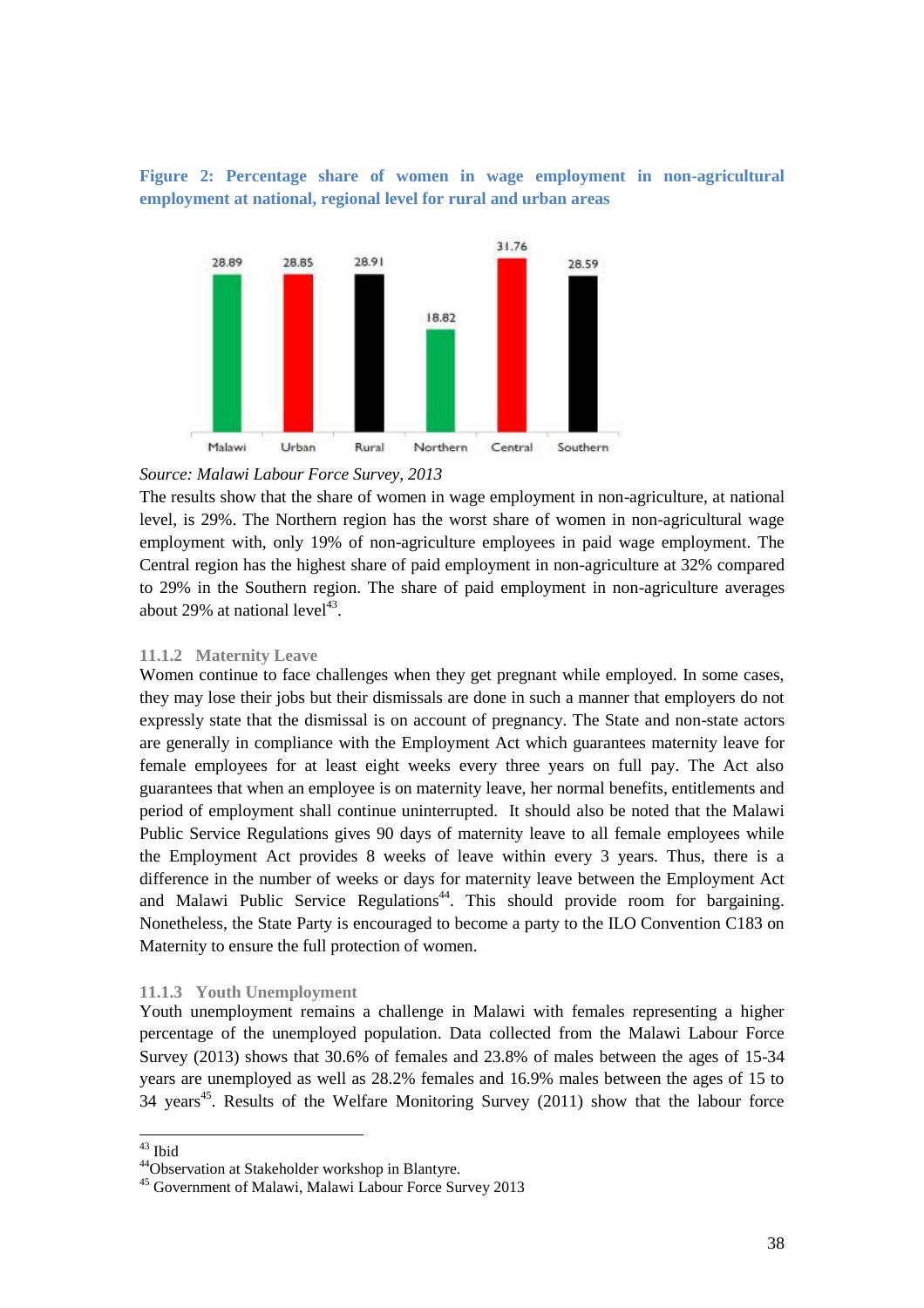**Figure 2: Percentage share of women in wage employment in non-agricultural employment at national, regional level for rural and urban areas**

| Malawi | Urban | Rural | Northern | Central | Southern |
|---|---|---|---|---|---|
| 28.89 | 28.85 | 28.91 | 18.82 | 31.76 | 28.59 |

*Source: Malawi Labour Force Survey, 2013*

The results show that the share of women in wage employment in non-agriculture, at national level, is 29%. The Northern region has the worst share of women in non-agricultural wage employment with, only 19% of non-agriculture employees in paid wage employment. The Central region has the highest share of paid employment in non-agriculture at 32% compared to 29% in the Southern region. The share of paid employment in non-agriculture averages about 29% at national level[43].

### 11.1.2 Maternity Leave

Women continue to face challenges when they get pregnant while employed. In some cases, they may lose their jobs but their dismissals are done in such a manner that employers do not expressly state that the dismissal is on account of pregnancy. The State and non-state actors are generally in compliance with the Employment Act which guarantees maternity leave for female employees for at least eight weeks every three years on full pay. The Act also guarantees that when an employee is on maternity leave, her normal benefits, entitlements and period of employment shall continue uninterrupted. It should also be noted that the Malawi Public Service Regulations gives 90 days of maternity leave to all female employees while the Employment Act provides 8 weeks of leave within every 3 years. Thus, there is a difference in the number of weeks or days for maternity leave between the Employment Act and Malawi Public Service Regulations[44]. This should provide room for bargaining. Nonetheless, the State Party is encouraged to become a party to the ILO Convention C183 on Maternity to ensure the full protection of women.

### 11.1.3 Youth Unemployment

Youth unemployment remains a challenge in Malawi with females representing a higher percentage of the unemployed population. Data collected from the Malawi Labour Force Survey (2013) shows that 30.6% of females and 23.8% of males between the ages of 15-34 years are unemployed as well as 28.2% females and 16.9% males between the ages of 15 to 34 years[45]. Results of the Welfare Monitoring Survey (2011) show that the labour force

---

[43] Ibid

[44] Observation at Stakeholder workshop in Blantyre.

[45] Government of Malawi, Malawi Labour Force Survey 2013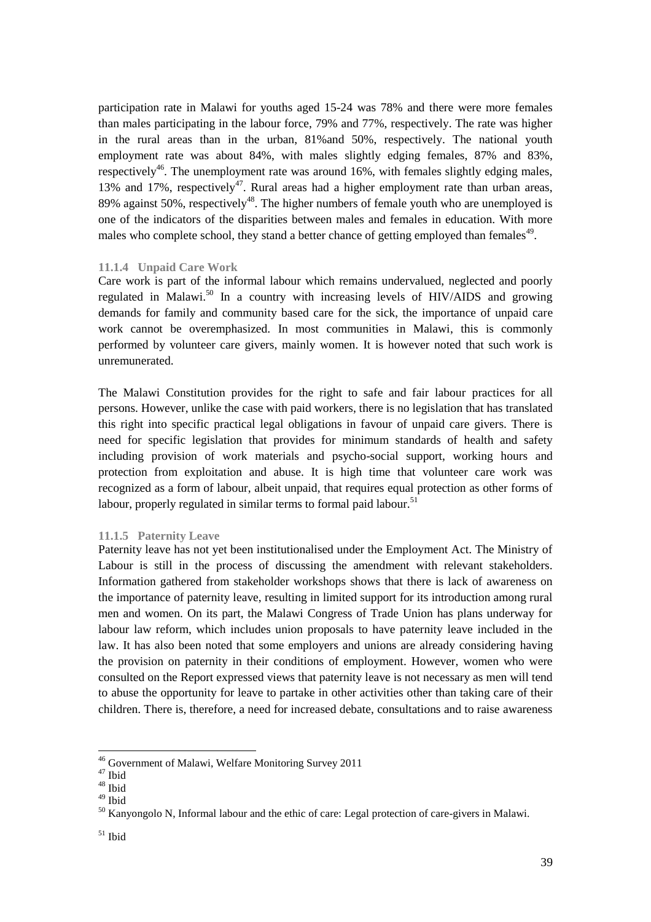participation rate in Malawi for youths aged 15-24 was 78% and there were more females than males participating in the labour force, 79% and 77%, respectively. The rate was higher in the rural areas than in the urban, 81%and 50%, respectively. The national youth employment rate was about 84%, with males slightly edging females, 87% and 83%, respectively[46]. The unemployment rate was around 16%, with females slightly edging males, 13% and 17%, respectively[47]. Rural areas had a higher employment rate than urban areas, 89% against 50%, respectively[48]. The higher numbers of female youth who are unemployed is one of the indicators of the disparities between males and females in education. With more males who complete school, they stand a better chance of getting employed than females[49].

#### 11.1.4 Unpaid Care Work

Care work is part of the informal labour which remains undervalued, neglected and poorly regulated in Malawi.[50] In a country with increasing levels of HIV/AIDS and growing demands for family and community based care for the sick, the importance of unpaid care work cannot be overemphasized. In most communities in Malawi, this is commonly performed by volunteer care givers, mainly women. It is however noted that such work is unremunerated.

The Malawi Constitution provides for the right to safe and fair labour practices for all persons. However, unlike the case with paid workers, there is no legislation that has translated this right into specific practical legal obligations in favour of unpaid care givers. There is need for specific legislation that provides for minimum standards of health and safety including provision of work materials and psycho-social support, working hours and protection from exploitation and abuse. It is high time that volunteer care work was recognized as a form of labour, albeit unpaid, that requires equal protection as other forms of labour, properly regulated in similar terms to formal paid labour.[51]

#### 11.1.5 Paternity Leave

Paternity leave has not yet been institutionalised under the Employment Act. The Ministry of Labour is still in the process of discussing the amendment with relevant stakeholders. Information gathered from stakeholder workshops shows that there is lack of awareness on the importance of paternity leave, resulting in limited support for its introduction among rural men and women. On its part, the Malawi Congress of Trade Union has plans underway for labour law reform, which includes union proposals to have paternity leave included in the law. It has also been noted that some employers and unions are already considering having the provision on paternity in their conditions of employment. However, women who were consulted on the Report expressed views that paternity leave is not necessary as men will tend to abuse the opportunity for leave to partake in other activities other than taking care of their children. There is, therefore, a need for increased debate, consultations and to raise awareness

---

[46] Government of Malawi, Welfare Monitoring Survey 2011

[47] Ibid

[48] Ibid

[49] Ibid

[50] Kanyongolo N, Informal labour and the ethic of care: Legal protection of care-givers in Malawi.

[51] Ibid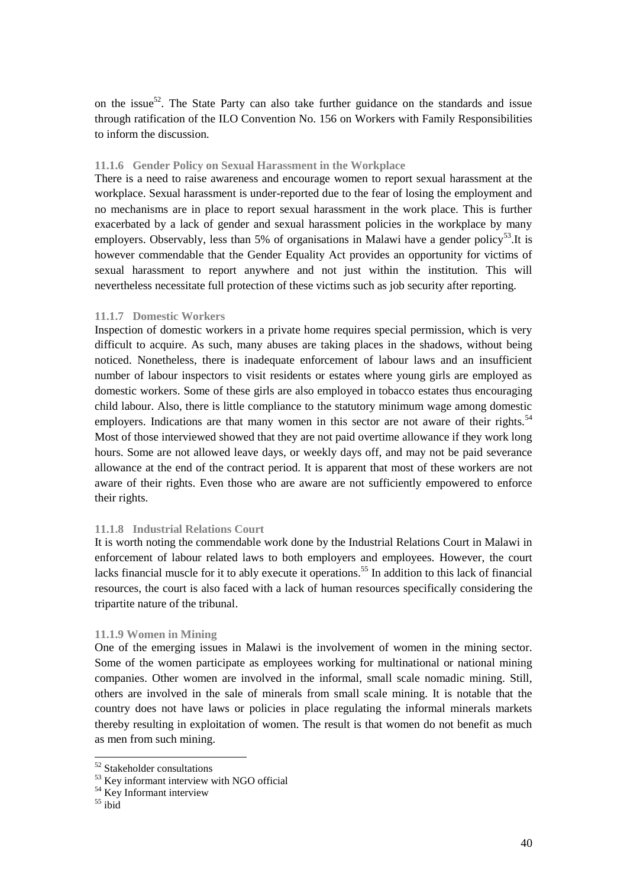on the issue[52]. The State Party can also take further guidance on the standards and issue through ratification of the ILO Convention No. 156 on Workers with Family Responsibilities to inform the discussion.

#### 11.1.6 Gender Policy on Sexual Harassment in the Workplace

There is a need to raise awareness and encourage women to report sexual harassment at the workplace. Sexual harassment is under-reported due to the fear of losing the employment and no mechanisms are in place to report sexual harassment in the work place. This is further exacerbated by a lack of gender and sexual harassment policies in the workplace by many employers. Observably, less than 5% of organisations in Malawi have a gender policy[53].It is however commendable that the Gender Equality Act provides an opportunity for victims of sexual harassment to report anywhere and not just within the institution. This will nevertheless necessitate full protection of these victims such as job security after reporting.

#### 11.1.7 Domestic Workers

Inspection of domestic workers in a private home requires special permission, which is very difficult to acquire. As such, many abuses are taking places in the shadows, without being noticed. Nonetheless, there is inadequate enforcement of labour laws and an insufficient number of labour inspectors to visit residents or estates where young girls are employed as domestic workers. Some of these girls are also employed in tobacco estates thus encouraging child labour. Also, there is little compliance to the statutory minimum wage among domestic employers. Indications are that many women in this sector are not aware of their rights.[54] Most of those interviewed showed that they are not paid overtime allowance if they work long hours. Some are not allowed leave days, or weekly days off, and may not be paid severance allowance at the end of the contract period. It is apparent that most of these workers are not aware of their rights. Even those who are aware are not sufficiently empowered to enforce their rights.

#### 11.1.8 Industrial Relations Court

It is worth noting the commendable work done by the Industrial Relations Court in Malawi in enforcement of labour related laws to both employers and employees. However, the court lacks financial muscle for it to ably execute it operations.[55] In addition to this lack of financial resources, the court is also faced with a lack of human resources specifically considering the tripartite nature of the tribunal.

#### 11.1.9 Women in Mining

One of the emerging issues in Malawi is the involvement of women in the mining sector. Some of the women participate as employees working for multinational or national mining companies. Other women are involved in the informal, small scale nomadic mining. Still, others are involved in the sale of minerals from small scale mining. It is notable that the country does not have laws or policies in place regulating the informal minerals markets thereby resulting in exploitation of women. The result is that women do not benefit as much as men from such mining.

---

[52] Stakeholder consultations

[53] Key informant interview with NGO official

[54] Key Informant interview

[55] ibid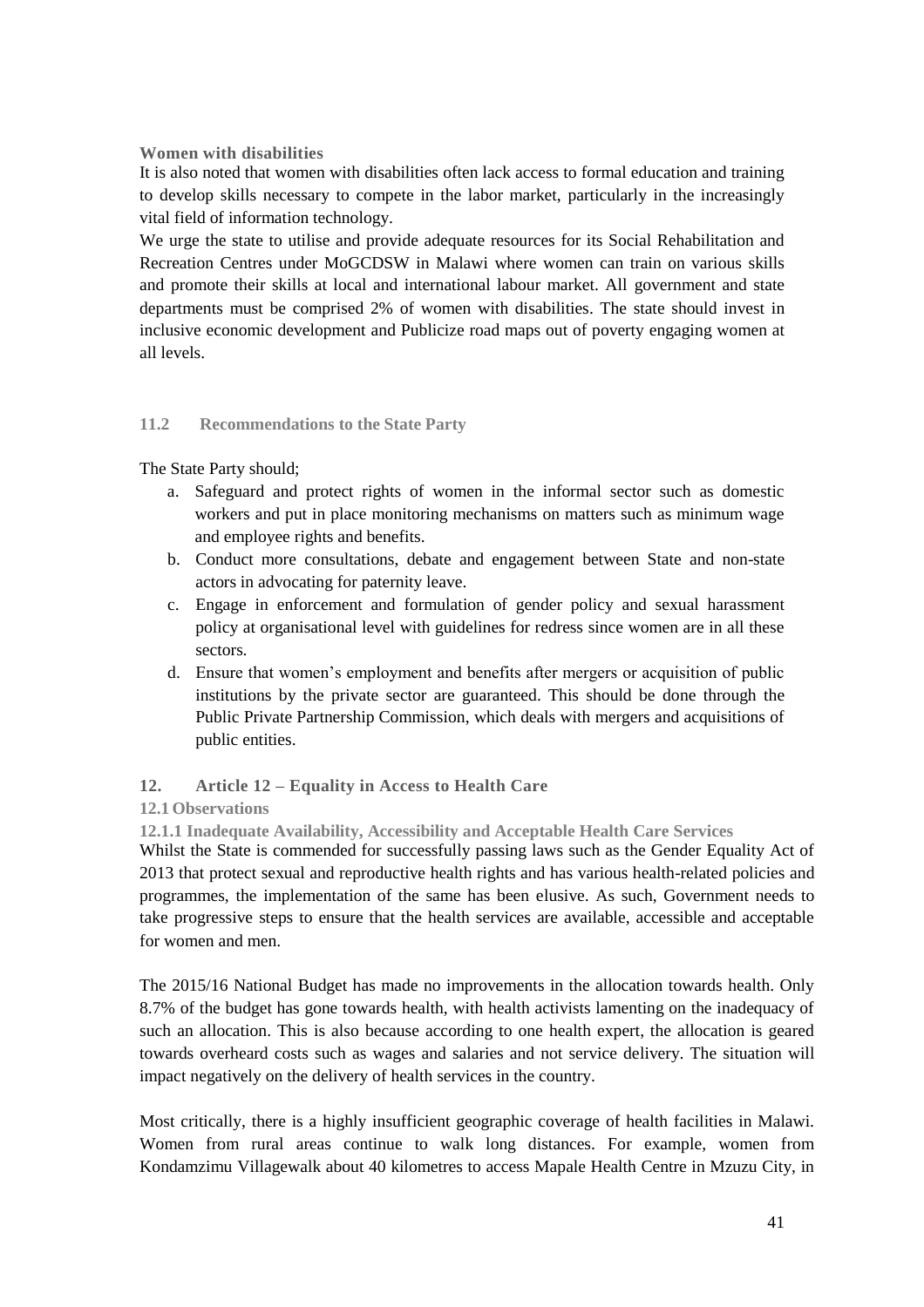**Women with disabilities**

It is also noted that women with disabilities often lack access to formal education and training to develop skills necessary to compete in the labor market, particularly in the increasingly vital field of information technology.

We urge the state to utilise and provide adequate resources for its Social Rehabilitation and Recreation Centres under MoGCDSW in Malawi where women can train on various skills and promote their skills at local and international labour market. All government and state departments must be comprised 2% of women with disabilities. The state should invest in inclusive economic development and Publicize road maps out of poverty engaging women at all levels.

### 11.2 Recommendations to the State Party

The State Party should;

a. Safeguard and protect rights of women in the informal sector such as domestic workers and put in place monitoring mechanisms on matters such as minimum wage and employee rights and benefits.
b. Conduct more consultations, debate and engagement between State and non-state actors in advocating for paternity leave.
c. Engage in enforcement and formulation of gender policy and sexual harassment policy at organisational level with guidelines for redress since women are in all these sectors.
d. Ensure that women's employment and benefits after mergers or acquisition of public institutions by the private sector are guaranteed. This should be done through the Public Private Partnership Commission, which deals with mergers and acquisitions of public entities.

## 12. Article 12 – Equality in Access to Health Care

### 12.1 Observations

#### 12.1.1 Inadequate Availability, Accessibility and Acceptable Health Care Services

Whilst the State is commended for successfully passing laws such as the Gender Equality Act of 2013 that protect sexual and reproductive health rights and has various health-related policies and programmes, the implementation of the same has been elusive. As such, Government needs to take progressive steps to ensure that the health services are available, accessible and acceptable for women and men.

The 2015/16 National Budget has made no improvements in the allocation towards health. Only 8.7% of the budget has gone towards health, with health activists lamenting on the inadequacy of such an allocation. This is also because according to one health expert, the allocation is geared towards overheard costs such as wages and salaries and not service delivery. The situation will impact negatively on the delivery of health services in the country.

Most critically, there is a highly insufficient geographic coverage of health facilities in Malawi. Women from rural areas continue to walk long distances. For example, women from Kondamzimu Villagewalk about 40 kilometres to access Mapale Health Centre in Mzuzu City, in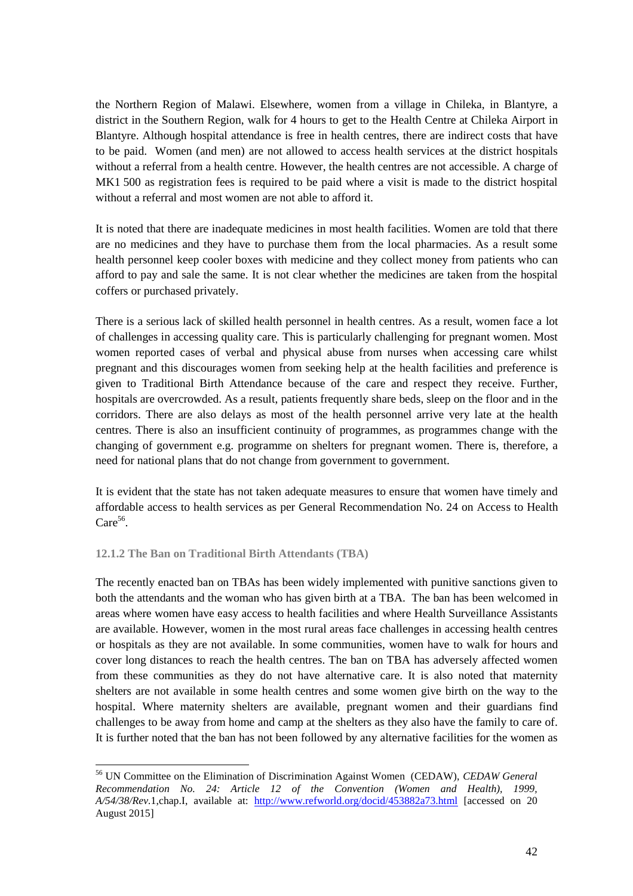the Northern Region of Malawi. Elsewhere, women from a village in Chileka, in Blantyre, a district in the Southern Region, walk for 4 hours to get to the Health Centre at Chileka Airport in Blantyre. Although hospital attendance is free in health centres, there are indirect costs that have to be paid. Women (and men) are not allowed to access health services at the district hospitals without a referral from a health centre. However, the health centres are not accessible. A charge of MK1 500 as registration fees is required to be paid where a visit is made to the district hospital without a referral and most women are not able to afford it.

It is noted that there are inadequate medicines in most health facilities. Women are told that there are no medicines and they have to purchase them from the local pharmacies. As a result some health personnel keep cooler boxes with medicine and they collect money from patients who can afford to pay and sale the same. It is not clear whether the medicines are taken from the hospital coffers or purchased privately.

There is a serious lack of skilled health personnel in health centres. As a result, women face a lot of challenges in accessing quality care. This is particularly challenging for pregnant women. Most women reported cases of verbal and physical abuse from nurses when accessing care whilst pregnant and this discourages women from seeking help at the health facilities and preference is given to Traditional Birth Attendance because of the care and respect they receive. Further, hospitals are overcrowded. As a result, patients frequently share beds, sleep on the floor and in the corridors. There are also delays as most of the health personnel arrive very late at the health centres. There is also an insufficient continuity of programmes, as programmes change with the changing of government e.g. programme on shelters for pregnant women. There is, therefore, a need for national plans that do not change from government to government.

It is evident that the state has not taken adequate measures to ensure that women have timely and affordable access to health services as per General Recommendation No. 24 on Access to Health Care[56].

#### 12.1.2 The Ban on Traditional Birth Attendants (TBA)

The recently enacted ban on TBAs has been widely implemented with punitive sanctions given to both the attendants and the woman who has given birth at a TBA. The ban has been welcomed in areas where women have easy access to health facilities and where Health Surveillance Assistants are available. However, women in the most rural areas face challenges in accessing health centres or hospitals as they are not available. In some communities, women have to walk for hours and cover long distances to reach the health centres. The ban on TBA has adversely affected women from these communities as they do not have alternative care. It is also noted that maternity shelters are not available in some health centres and some women give birth on the way to the hospital. Where maternity shelters are available, pregnant women and their guardians find challenges to be away from home and camp at the shelters as they also have the family to care of. It is further noted that the ban has not been followed by any alternative facilities for the women as

---

[56] UN Committee on the Elimination of Discrimination Against Women (CEDAW), *CEDAW General Recommendation No. 24: Article 12 of the Convention (Women and Health), 1999, A/54/38/Rev*.1,chap.I, available at: http://www.refworld.org/docid/453882a73.html [accessed on 20 August 2015]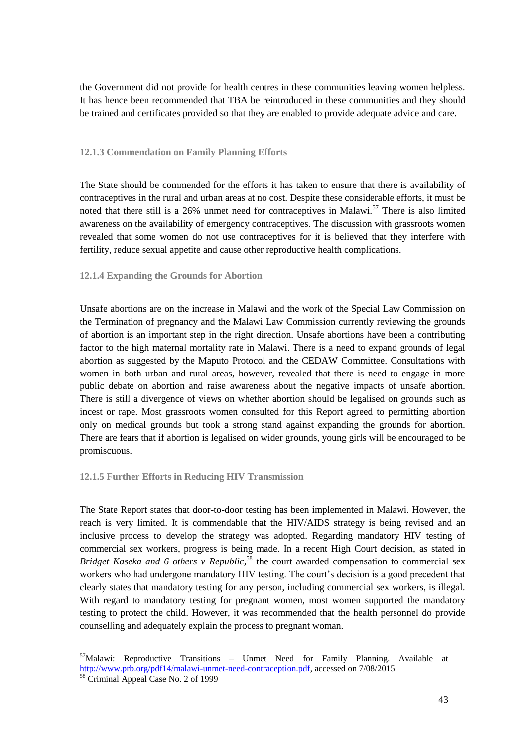the Government did not provide for health centres in these communities leaving women helpless. It has hence been recommended that TBA be reintroduced in these communities and they should be trained and certificates provided so that they are enabled to provide adequate advice and care.

#### 12.1.3 Commendation on Family Planning Efforts

The State should be commended for the efforts it has taken to ensure that there is availability of contraceptives in the rural and urban areas at no cost. Despite these considerable efforts, it must be noted that there still is a 26% unmet need for contraceptives in Malawi.[57] There is also limited awareness on the availability of emergency contraceptives. The discussion with grassroots women revealed that some women do not use contraceptives for it is believed that they interfere with fertility, reduce sexual appetite and cause other reproductive health complications.

#### 12.1.4 Expanding the Grounds for Abortion

Unsafe abortions are on the increase in Malawi and the work of the Special Law Commission on the Termination of pregnancy and the Malawi Law Commission currently reviewing the grounds of abortion is an important step in the right direction. Unsafe abortions have been a contributing factor to the high maternal mortality rate in Malawi. There is a need to expand grounds of legal abortion as suggested by the Maputo Protocol and the CEDAW Committee. Consultations with women in both urban and rural areas, however, revealed that there is need to engage in more public debate on abortion and raise awareness about the negative impacts of unsafe abortion. There is still a divergence of views on whether abortion should be legalised on grounds such as incest or rape. Most grassroots women consulted for this Report agreed to permitting abortion only on medical grounds but took a strong stand against expanding the grounds for abortion. There are fears that if abortion is legalised on wider grounds, young girls will be encouraged to be promiscuous.

#### 12.1.5 Further Efforts in Reducing HIV Transmission

The State Report states that door-to-door testing has been implemented in Malawi. However, the reach is very limited. It is commendable that the HIV/AIDS strategy is being revised and an inclusive process to develop the strategy was adopted. Regarding mandatory HIV testing of commercial sex workers, progress is being made. In a recent High Court decision, as stated in *Bridget Kaseka and 6 others v Republic*,[58] the court awarded compensation to commercial sex workers who had undergone mandatory HIV testing. The court's decision is a good precedent that clearly states that mandatory testing for any person, including commercial sex workers, is illegal. With regard to mandatory testing for pregnant women, most women supported the mandatory testing to protect the child. However, it was recommended that the health personnel do provide counselling and adequately explain the process to pregnant woman.

---

[57] Malawi: Reproductive Transitions – Unmet Need for Family Planning. Available at http://www.prb.org/pdf14/malawi-unmet-need-contraception.pdf, accessed on 7/08/2015.

[58] Criminal Appeal Case No. 2 of 1999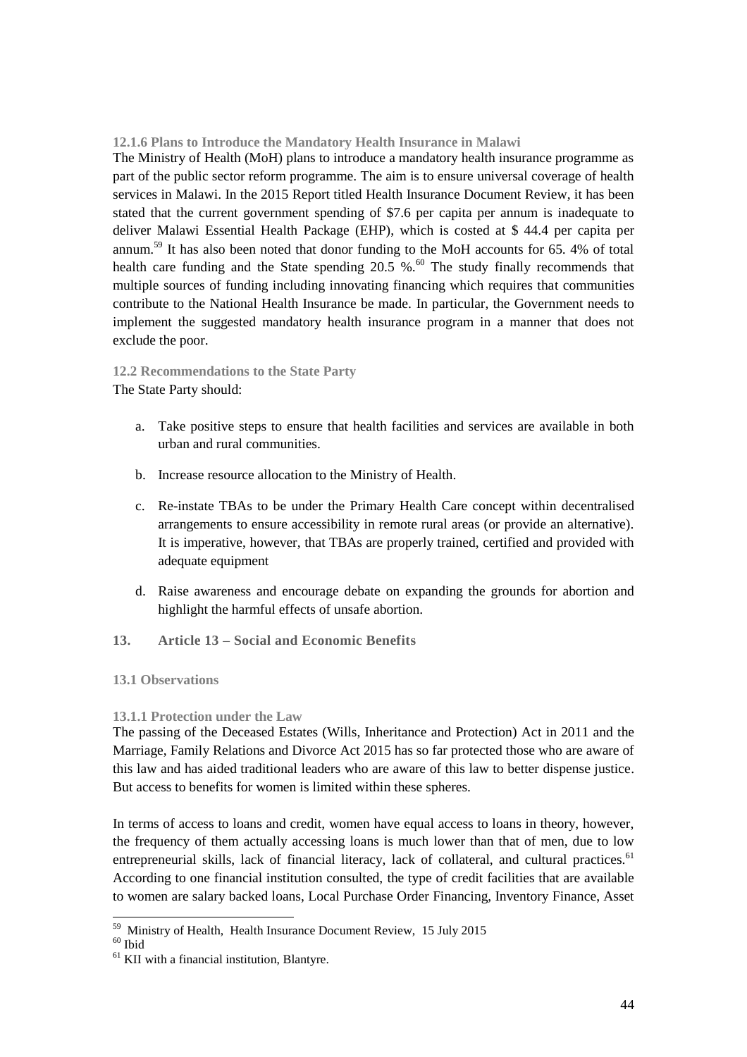#### 12.1.6 Plans to Introduce the Mandatory Health Insurance in Malawi

The Ministry of Health (MoH) plans to introduce a mandatory health insurance programme as part of the public sector reform programme. The aim is to ensure universal coverage of health services in Malawi. In the 2015 Report titled Health Insurance Document Review, it has been stated that the current government spending of $7.6 per capita per annum is inadequate to deliver Malawi Essential Health Package (EHP), which is costed at $ 44.4 per capita per annum.[59] It has also been noted that donor funding to the MoH accounts for 65. 4% of total health care funding and the State spending 20.5 %.[60] The study finally recommends that multiple sources of funding including innovating financing which requires that communities contribute to the National Health Insurance be made. In particular, the Government needs to implement the suggested mandatory health insurance program in a manner that does not exclude the poor.

### 12.2 Recommendations to the State Party

The State Party should:

a. Take positive steps to ensure that health facilities and services are available in both urban and rural communities.

b. Increase resource allocation to the Ministry of Health.

c. Re-instate TBAs to be under the Primary Health Care concept within decentralised arrangements to ensure accessibility in remote rural areas (or provide an alternative). It is imperative, however, that TBAs are properly trained, certified and provided with adequate equipment

d. Raise awareness and encourage debate on expanding the grounds for abortion and highlight the harmful effects of unsafe abortion.

## 13. Article 13 – Social and Economic Benefits

### 13.1 Observations

#### 13.1.1 Protection under the Law

The passing of the Deceased Estates (Wills, Inheritance and Protection) Act in 2011 and the Marriage, Family Relations and Divorce Act 2015 has so far protected those who are aware of this law and has aided traditional leaders who are aware of this law to better dispense justice. But access to benefits for women is limited within these spheres.

In terms of access to loans and credit, women have equal access to loans in theory, however, the frequency of them actually accessing loans is much lower than that of men, due to low entrepreneurial skills, lack of financial literacy, lack of collateral, and cultural practices.[61] According to one financial institution consulted, the type of credit facilities that are available to women are salary backed loans, Local Purchase Order Financing, Inventory Finance, Asset

[59] Ministry of Health, Health Insurance Document Review, 15 July 2015

[60] Ibid

[61] KII with a financial institution, Blantyre.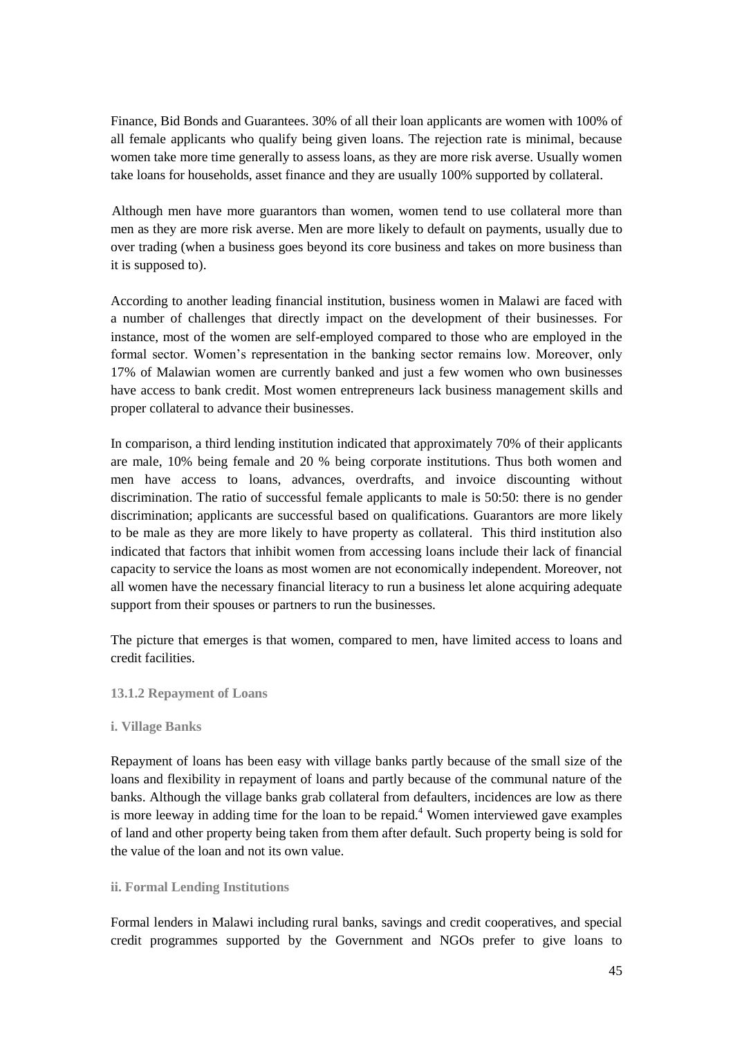Finance, Bid Bonds and Guarantees. 30% of all their loan applicants are women with 100% of all female applicants who qualify being given loans. The rejection rate is minimal, because women take more time generally to assess loans, as they are more risk averse. Usually women take loans for households, asset finance and they are usually 100% supported by collateral.

Although men have more guarantors than women, women tend to use collateral more than men as they are more risk averse. Men are more likely to default on payments, usually due to over trading (when a business goes beyond its core business and takes on more business than it is supposed to).

According to another leading financial institution, business women in Malawi are faced with a number of challenges that directly impact on the development of their businesses. For instance, most of the women are self-employed compared to those who are employed in the formal sector. Women's representation in the banking sector remains low. Moreover, only 17% of Malawian women are currently banked and just a few women who own businesses have access to bank credit. Most women entrepreneurs lack business management skills and proper collateral to advance their businesses.

In comparison, a third lending institution indicated that approximately 70% of their applicants are male, 10% being female and 20 % being corporate institutions. Thus both women and men have access to loans, advances, overdrafts, and invoice discounting without discrimination. The ratio of successful female applicants to male is 50:50: there is no gender discrimination; applicants are successful based on qualifications. Guarantors are more likely to be male as they are more likely to have property as collateral. This third institution also indicated that factors that inhibit women from accessing loans include their lack of financial capacity to service the loans as most women are not economically independent. Moreover, not all women have the necessary financial literacy to run a business let alone acquiring adequate support from their spouses or partners to run the businesses.

The picture that emerges is that women, compared to men, have limited access to loans and credit facilities.

#### 13.1.2 Repayment of Loans

##### i. Village Banks

Repayment of loans has been easy with village banks partly because of the small size of the loans and flexibility in repayment of loans and partly because of the communal nature of the banks. Although the village banks grab collateral from defaulters, incidences are low as there is more leeway in adding time for the loan to be repaid.[4] Women interviewed gave examples of land and other property being taken from them after default. Such property being is sold for the value of the loan and not its own value.

##### ii. Formal Lending Institutions

Formal lenders in Malawi including rural banks, savings and credit cooperatives, and special credit programmes supported by the Government and NGOs prefer to give loans to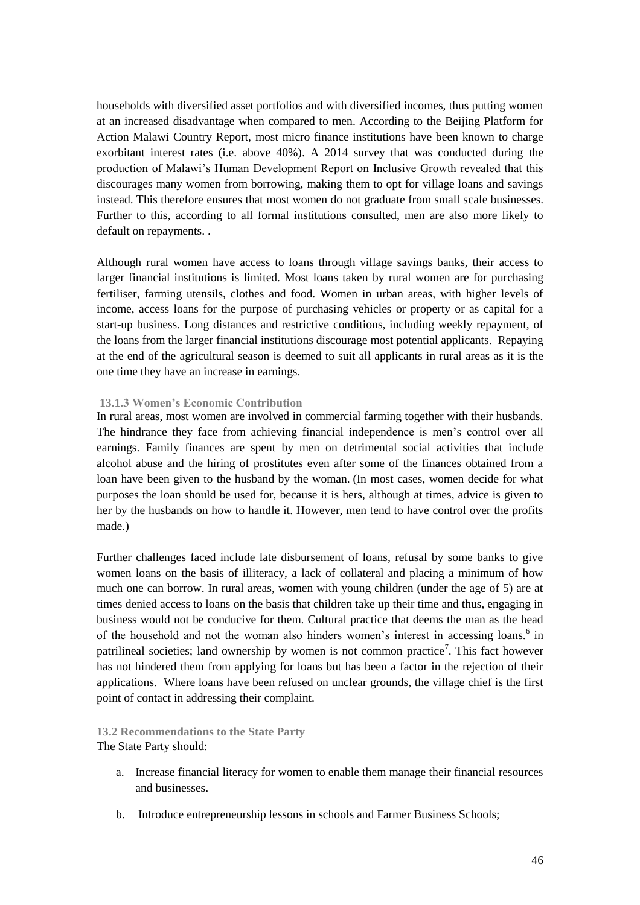households with diversified asset portfolios and with diversified incomes, thus putting women at an increased disadvantage when compared to men. According to the Beijing Platform for Action Malawi Country Report, most micro finance institutions have been known to charge exorbitant interest rates (i.e. above 40%). A 2014 survey that was conducted during the production of Malawi's Human Development Report on Inclusive Growth revealed that this discourages many women from borrowing, making them to opt for village loans and savings instead. This therefore ensures that most women do not graduate from small scale businesses. Further to this, according to all formal institutions consulted, men are also more likely to default on repayments. .

Although rural women have access to loans through village savings banks, their access to larger financial institutions is limited. Most loans taken by rural women are for purchasing fertiliser, farming utensils, clothes and food. Women in urban areas, with higher levels of income, access loans for the purpose of purchasing vehicles or property or as capital for a start-up business. Long distances and restrictive conditions, including weekly repayment, of the loans from the larger financial institutions discourage most potential applicants. Repaying at the end of the agricultural season is deemed to suit all applicants in rural areas as it is the one time they have an increase in earnings.

#### 13.1.3 Women's Economic Contribution

In rural areas, most women are involved in commercial farming together with their husbands. The hindrance they face from achieving financial independence is men's control over all earnings. Family finances are spent by men on detrimental social activities that include alcohol abuse and the hiring of prostitutes even after some of the finances obtained from a loan have been given to the husband by the woman. (In most cases, women decide for what purposes the loan should be used for, because it is hers, although at times, advice is given to her by the husbands on how to handle it. However, men tend to have control over the profits made.)

Further challenges faced include late disbursement of loans, refusal by some banks to give women loans on the basis of illiteracy, a lack of collateral and placing a minimum of how much one can borrow. In rural areas, women with young children (under the age of 5) are at times denied access to loans on the basis that children take up their time and thus, engaging in business would not be conducive for them. Cultural practice that deems the man as the head of the household and not the woman also hinders women's interest in accessing loans.[6] in patrilineal societies; land ownership by women is not common practice[7]. This fact however has not hindered them from applying for loans but has been a factor in the rejection of their applications. Where loans have been refused on unclear grounds, the village chief is the first point of contact in addressing their complaint.

### 13.2 Recommendations to the State Party

The State Party should:

a. Increase financial literacy for women to enable them manage their financial resources and businesses.

b. Introduce entrepreneurship lessons in schools and Farmer Business Schools;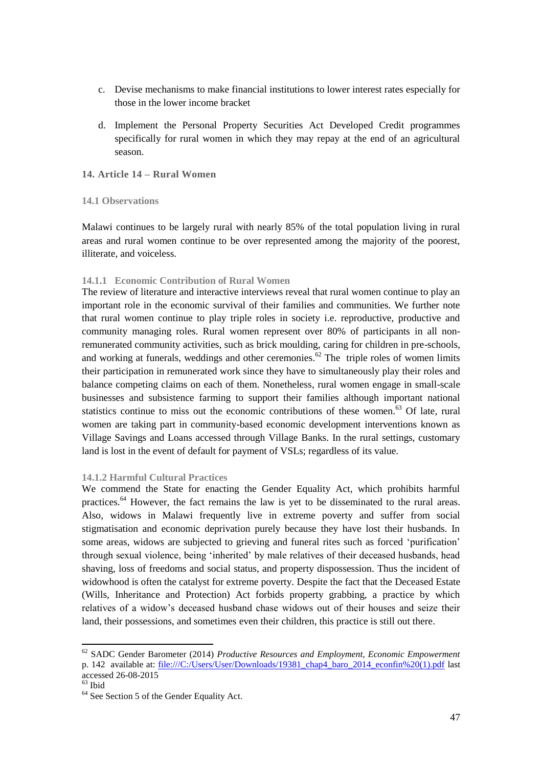c. Devise mechanisms to make financial institutions to lower interest rates especially for those in the lower income bracket

d. Implement the Personal Property Securities Act Developed Credit programmes specifically for rural women in which they may repay at the end of an agricultural season.

## 14. Article 14 – Rural Women

### 14.1 Observations

Malawi continues to be largely rural with nearly 85% of the total population living in rural areas and rural women continue to be over represented among the majority of the poorest, illiterate, and voiceless.

#### 14.1.1 Economic Contribution of Rural Women

The review of literature and interactive interviews reveal that rural women continue to play an important role in the economic survival of their families and communities. We further note that rural women continue to play triple roles in society i.e. reproductive, productive and community managing roles. Rural women represent over 80% of participants in all non-remunerated community activities, such as brick moulding, caring for children in pre-schools, and working at funerals, weddings and other ceremonies.[62] The triple roles of women limits their participation in remunerated work since they have to simultaneously play their roles and balance competing claims on each of them. Nonetheless, rural women engage in small-scale businesses and subsistence farming to support their families although important national statistics continue to miss out the economic contributions of these women.[63] Of late, rural women are taking part in community-based economic development interventions known as Village Savings and Loans accessed through Village Banks. In the rural settings, customary land is lost in the event of default for payment of VSLs; regardless of its value.

#### 14.1.2 Harmful Cultural Practices

We commend the State for enacting the Gender Equality Act, which prohibits harmful practices.[64] However, the fact remains the law is yet to be disseminated to the rural areas. Also, widows in Malawi frequently live in extreme poverty and suffer from social stigmatisation and economic deprivation purely because they have lost their husbands. In some areas, widows are subjected to grieving and funeral rites such as forced 'purification' through sexual violence, being 'inherited' by male relatives of their deceased husbands, head shaving, loss of freedoms and social status, and property dispossession. Thus the incident of widowhood is often the catalyst for extreme poverty. Despite the fact that the Deceased Estate (Wills, Inheritance and Protection) Act forbids property grabbing, a practice by which relatives of a widow's deceased husband chase widows out of their houses and seize their land, their possessions, and sometimes even their children, this practice is still out there.

---

[62] SADC Gender Barometer (2014) *Productive Resources and Employment, Economic Empowerment* p. 142 available at: file:///C:/Users/User/Downloads/19381_chap4_baro_2014_econfin%20(1).pdf last accessed 26-08-2015

[63] Ibid

[64] See Section 5 of the Gender Equality Act.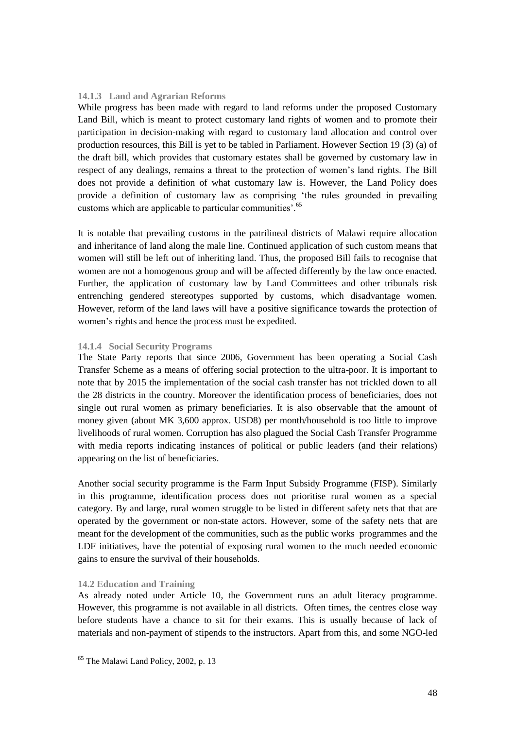#### 14.1.3 Land and Agrarian Reforms

While progress has been made with regard to land reforms under the proposed Customary Land Bill, which is meant to protect customary land rights of women and to promote their participation in decision-making with regard to customary land allocation and control over production resources, this Bill is yet to be tabled in Parliament. However Section 19 (3) (a) of the draft bill, which provides that customary estates shall be governed by customary law in respect of any dealings, remains a threat to the protection of women's land rights. The Bill does not provide a definition of what customary law is. However, the Land Policy does provide a definition of customary law as comprising 'the rules grounded in prevailing customs which are applicable to particular communities'.[65]

It is notable that prevailing customs in the patrilineal districts of Malawi require allocation and inheritance of land along the male line. Continued application of such custom means that women will still be left out of inheriting land. Thus, the proposed Bill fails to recognise that women are not a homogenous group and will be affected differently by the law once enacted. Further, the application of customary law by Land Committees and other tribunals risk entrenching gendered stereotypes supported by customs, which disadvantage women. However, reform of the land laws will have a positive significance towards the protection of women's rights and hence the process must be expedited.

#### 14.1.4 Social Security Programs

The State Party reports that since 2006, Government has been operating a Social Cash Transfer Scheme as a means of offering social protection to the ultra-poor. It is important to note that by 2015 the implementation of the social cash transfer has not trickled down to all the 28 districts in the country. Moreover the identification process of beneficiaries, does not single out rural women as primary beneficiaries. It is also observable that the amount of money given (about MK 3,600 approx. USD8) per month/household is too little to improve livelihoods of rural women. Corruption has also plagued the Social Cash Transfer Programme with media reports indicating instances of political or public leaders (and their relations) appearing on the list of beneficiaries.

Another social security programme is the Farm Input Subsidy Programme (FISP). Similarly in this programme, identification process does not prioritise rural women as a special category. By and large, rural women struggle to be listed in different safety nets that that are operated by the government or non-state actors. However, some of the safety nets that are meant for the development of the communities, such as the public works programmes and the LDF initiatives, have the potential of exposing rural women to the much needed economic gains to ensure the survival of their households.

### 14.2 Education and Training

As already noted under Article 10, the Government runs an adult literacy programme. However, this programme is not available in all districts. Often times, the centres close way before students have a chance to sit for their exams. This is usually because of lack of materials and non-payment of stipends to the instructors. Apart from this, and some NGO-led

---

[65] The Malawi Land Policy, 2002, p. 13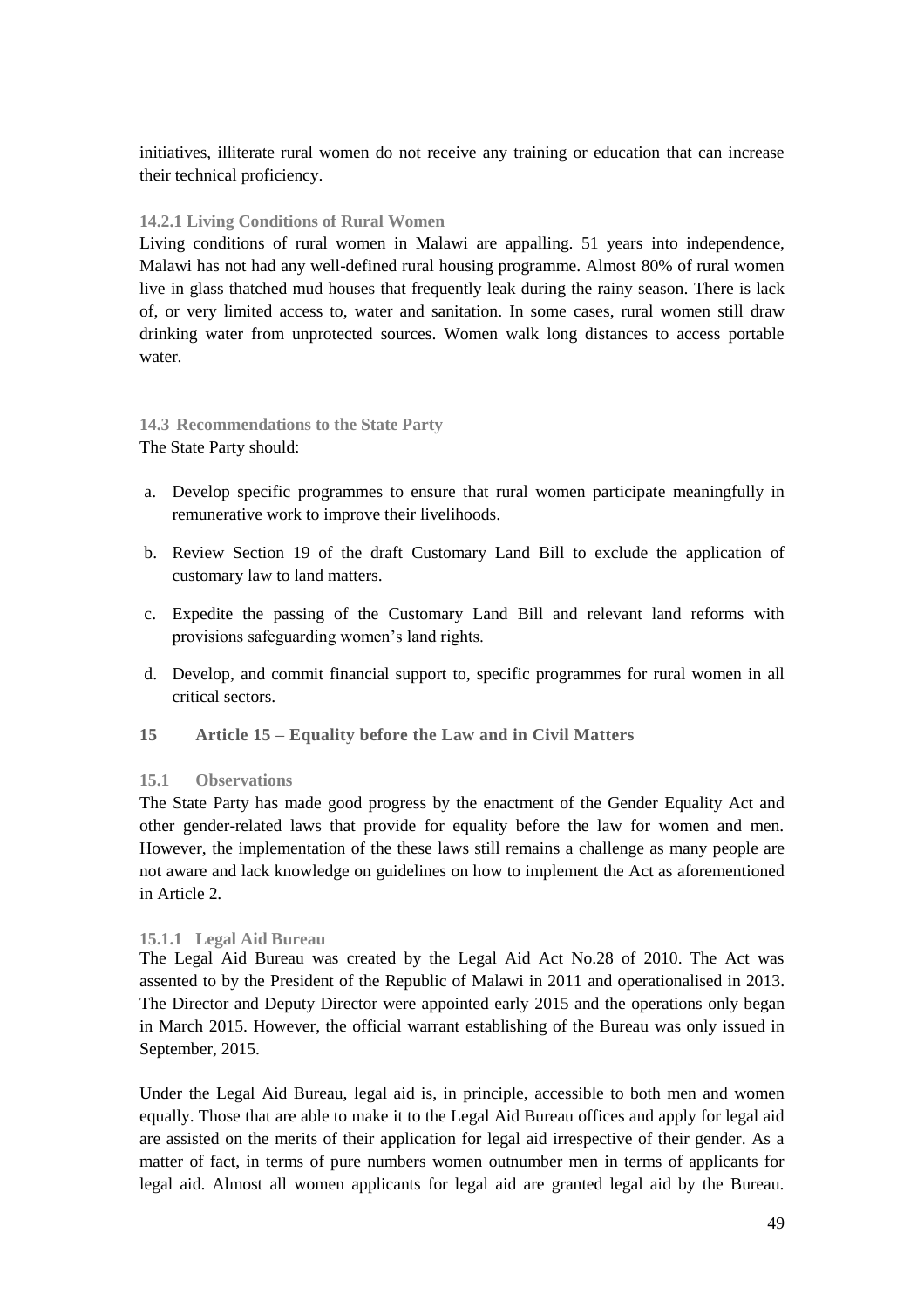initiatives, illiterate rural women do not receive any training or education that can increase their technical proficiency.

#### 14.2.1 Living Conditions of Rural Women

Living conditions of rural women in Malawi are appalling. 51 years into independence, Malawi has not had any well-defined rural housing programme. Almost 80% of rural women live in glass thatched mud houses that frequently leak during the rainy season. There is lack of, or very limited access to, water and sanitation. In some cases, rural women still draw drinking water from unprotected sources. Women walk long distances to access portable water.

### 14.3 Recommendations to the State Party

The State Party should:

a. Develop specific programmes to ensure that rural women participate meaningfully in remunerative work to improve their livelihoods.

b. Review Section 19 of the draft Customary Land Bill to exclude the application of customary law to land matters.

c. Expedite the passing of the Customary Land Bill and relevant land reforms with provisions safeguarding women's land rights.

d. Develop, and commit financial support to, specific programmes for rural women in all critical sectors.

## 15 Article 15 – Equality before the Law and in Civil Matters

### 15.1 Observations

The State Party has made good progress by the enactment of the Gender Equality Act and other gender-related laws that provide for equality before the law for women and men. However, the implementation of the these laws still remains a challenge as many people are not aware and lack knowledge on guidelines on how to implement the Act as aforementioned in Article 2.

#### 15.1.1 Legal Aid Bureau

The Legal Aid Bureau was created by the Legal Aid Act No.28 of 2010. The Act was assented to by the President of the Republic of Malawi in 2011 and operationalised in 2013. The Director and Deputy Director were appointed early 2015 and the operations only began in March 2015. However, the official warrant establishing of the Bureau was only issued in September, 2015.

Under the Legal Aid Bureau, legal aid is, in principle, accessible to both men and women equally. Those that are able to make it to the Legal Aid Bureau offices and apply for legal aid are assisted on the merits of their application for legal aid irrespective of their gender. As a matter of fact, in terms of pure numbers women outnumber men in terms of applicants for legal aid. Almost all women applicants for legal aid are granted legal aid by the Bureau.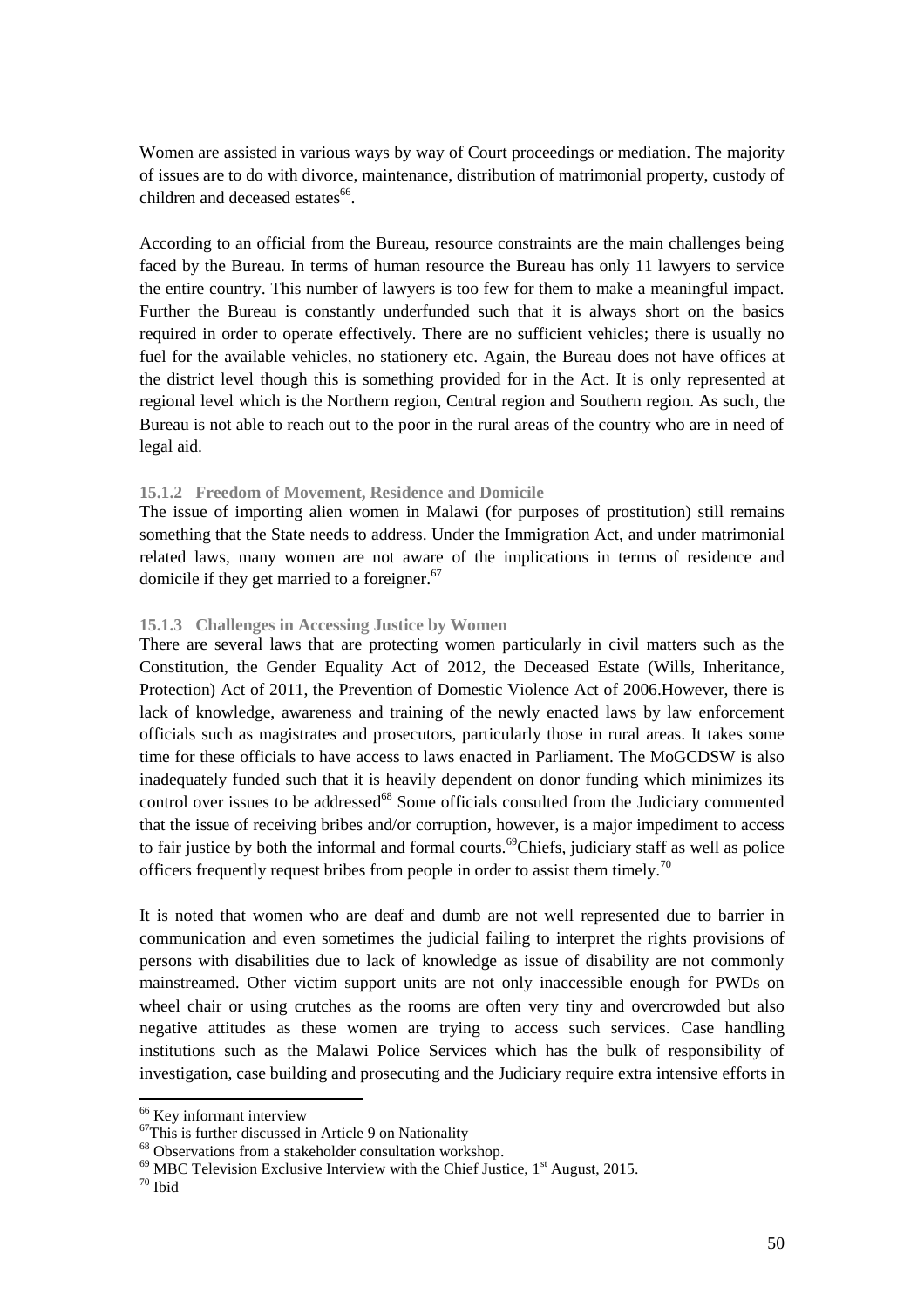Women are assisted in various ways by way of Court proceedings or mediation. The majority of issues are to do with divorce, maintenance, distribution of matrimonial property, custody of children and deceased estates[66].

According to an official from the Bureau, resource constraints are the main challenges being faced by the Bureau. In terms of human resource the Bureau has only 11 lawyers to service the entire country. This number of lawyers is too few for them to make a meaningful impact. Further the Bureau is constantly underfunded such that it is always short on the basics required in order to operate effectively. There are no sufficient vehicles; there is usually no fuel for the available vehicles, no stationery etc. Again, the Bureau does not have offices at the district level though this is something provided for in the Act. It is only represented at regional level which is the Northern region, Central region and Southern region. As such, the Bureau is not able to reach out to the poor in the rural areas of the country who are in need of legal aid.

#### 15.1.2 Freedom of Movement, Residence and Domicile

The issue of importing alien women in Malawi (for purposes of prostitution) still remains something that the State needs to address. Under the Immigration Act, and under matrimonial related laws, many women are not aware of the implications in terms of residence and domicile if they get married to a foreigner.[67]

#### 15.1.3 Challenges in Accessing Justice by Women

There are several laws that are protecting women particularly in civil matters such as the Constitution, the Gender Equality Act of 2012, the Deceased Estate (Wills, Inheritance, Protection) Act of 2011, the Prevention of Domestic Violence Act of 2006.However, there is lack of knowledge, awareness and training of the newly enacted laws by law enforcement officials such as magistrates and prosecutors, particularly those in rural areas. It takes some time for these officials to have access to laws enacted in Parliament. The MoGCDSW is also inadequately funded such that it is heavily dependent on donor funding which minimizes its control over issues to be addressed[68] Some officials consulted from the Judiciary commented that the issue of receiving bribes and/or corruption, however, is a major impediment to access to fair justice by both the informal and formal courts.[69]Chiefs, judiciary staff as well as police officers frequently request bribes from people in order to assist them timely.[70]

It is noted that women who are deaf and dumb are not well represented due to barrier in communication and even sometimes the judicial failing to interpret the rights provisions of persons with disabilities due to lack of knowledge as issue of disability are not commonly mainstreamed. Other victim support units are not only inaccessible enough for PWDs on wheel chair or using crutches as the rooms are often very tiny and overcrowded but also negative attitudes as these women are trying to access such services. Case handling institutions such as the Malawi Police Services which has the bulk of responsibility of investigation, case building and prosecuting and the Judiciary require extra intensive efforts in

---

[66] Key informant interview

[67] This is further discussed in Article 9 on Nationality

[68] Observations from a stakeholder consultation workshop.

[69] MBC Television Exclusive Interview with the Chief Justice, 1st August, 2015.

[70] Ibid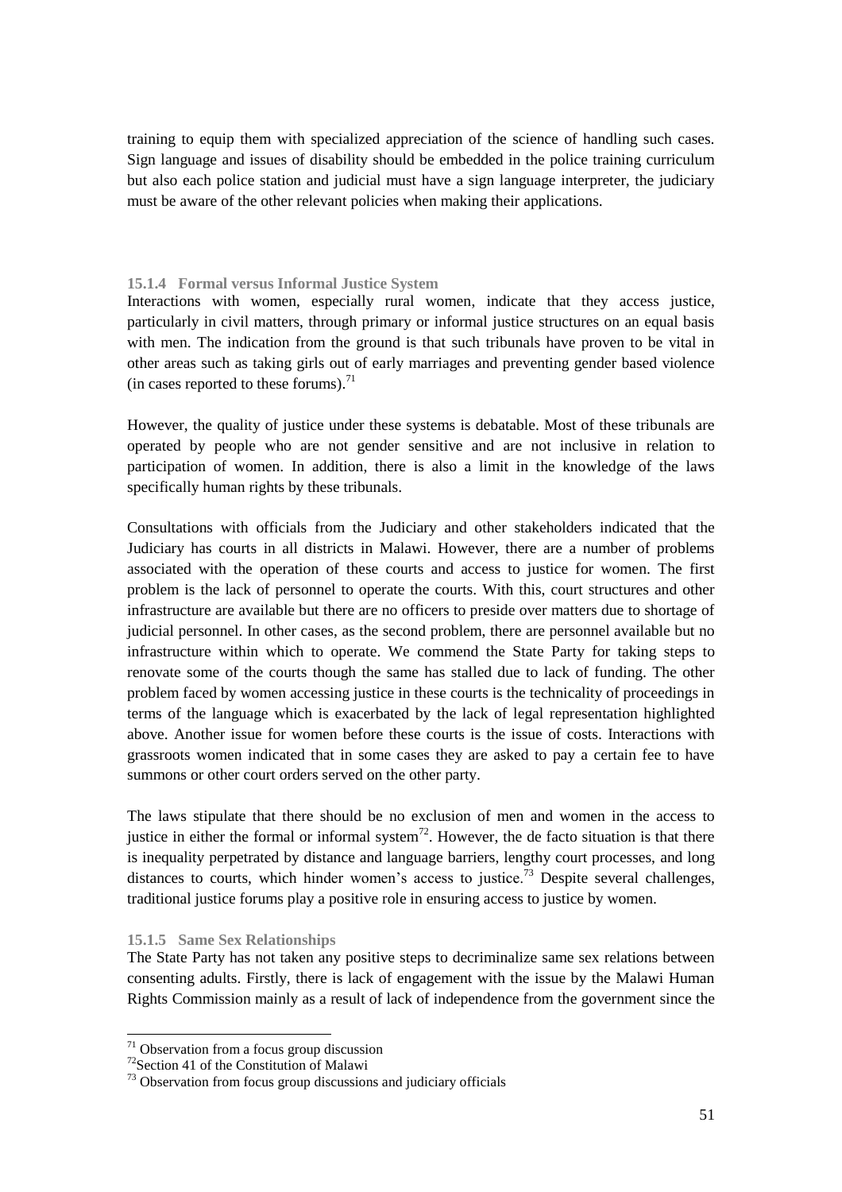training to equip them with specialized appreciation of the science of handling such cases. Sign language and issues of disability should be embedded in the police training curriculum but also each police station and judicial must have a sign language interpreter, the judiciary must be aware of the other relevant policies when making their applications.

#### 15.1.4 Formal versus Informal Justice System

Interactions with women, especially rural women, indicate that they access justice, particularly in civil matters, through primary or informal justice structures on an equal basis with men. The indication from the ground is that such tribunals have proven to be vital in other areas such as taking girls out of early marriages and preventing gender based violence (in cases reported to these forums).[71]

However, the quality of justice under these systems is debatable. Most of these tribunals are operated by people who are not gender sensitive and are not inclusive in relation to participation of women. In addition, there is also a limit in the knowledge of the laws specifically human rights by these tribunals.

Consultations with officials from the Judiciary and other stakeholders indicated that the Judiciary has courts in all districts in Malawi. However, there are a number of problems associated with the operation of these courts and access to justice for women. The first problem is the lack of personnel to operate the courts. With this, court structures and other infrastructure are available but there are no officers to preside over matters due to shortage of judicial personnel. In other cases, as the second problem, there are personnel available but no infrastructure within which to operate. We commend the State Party for taking steps to renovate some of the courts though the same has stalled due to lack of funding. The other problem faced by women accessing justice in these courts is the technicality of proceedings in terms of the language which is exacerbated by the lack of legal representation highlighted above. Another issue for women before these courts is the issue of costs. Interactions with grassroots women indicated that in some cases they are asked to pay a certain fee to have summons or other court orders served on the other party.

The laws stipulate that there should be no exclusion of men and women in the access to justice in either the formal or informal system[72]. However, the de facto situation is that there is inequality perpetrated by distance and language barriers, lengthy court processes, and long distances to courts, which hinder women's access to justice.[73] Despite several challenges, traditional justice forums play a positive role in ensuring access to justice by women.

#### 15.1.5 Same Sex Relationships

The State Party has not taken any positive steps to decriminalize same sex relations between consenting adults. Firstly, there is lack of engagement with the issue by the Malawi Human Rights Commission mainly as a result of lack of independence from the government since the

---

[71] Observation from a focus group discussion

[72] Section 41 of the Constitution of Malawi

[73] Observation from focus group discussions and judiciary officials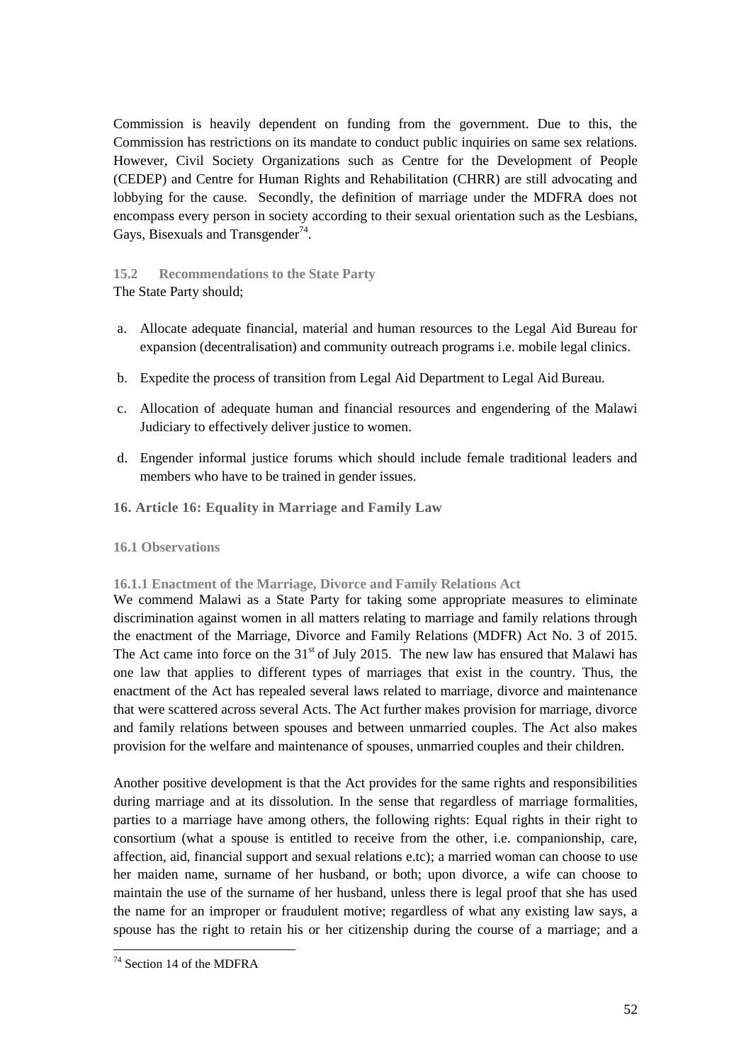Commission is heavily dependent on funding from the government. Due to this, the Commission has restrictions on its mandate to conduct public inquiries on same sex relations. However, Civil Society Organizations such as Centre for the Development of People (CEDEP) and Centre for Human Rights and Rehabilitation (CHRR) are still advocating and lobbying for the cause. Secondly, the definition of marriage under the MDFRA does not encompass every person in society according to their sexual orientation such as the Lesbians, Gays, Bisexuals and Transgender[74].

### 15.2 Recommendations to the State Party

The State Party should;

a. Allocate adequate financial, material and human resources to the Legal Aid Bureau for expansion (decentralisation) and community outreach programs i.e. mobile legal clinics.

b. Expedite the process of transition from Legal Aid Department to Legal Aid Bureau.

c. Allocation of adequate human and financial resources and engendering of the Malawi Judiciary to effectively deliver justice to women.

d. Engender informal justice forums which should include female traditional leaders and members who have to be trained in gender issues.

## 16. Article 16: Equality in Marriage and Family Law

### 16.1 Observations

#### 16.1.1 Enactment of the Marriage, Divorce and Family Relations Act

We commend Malawi as a State Party for taking some appropriate measures to eliminate discrimination against women in all matters relating to marriage and family relations through the enactment of the Marriage, Divorce and Family Relations (MDFR) Act No. 3 of 2015. The Act came into force on the 31st of July 2015. The new law has ensured that Malawi has one law that applies to different types of marriages that exist in the country. Thus, the enactment of the Act has repealed several laws related to marriage, divorce and maintenance that were scattered across several Acts. The Act further makes provision for marriage, divorce and family relations between spouses and between unmarried couples. The Act also makes provision for the welfare and maintenance of spouses, unmarried couples and their children.

Another positive development is that the Act provides for the same rights and responsibilities during marriage and at its dissolution. In the sense that regardless of marriage formalities, parties to a marriage have among others, the following rights: Equal rights in their right to consortium (what a spouse is entitled to receive from the other, i.e. companionship, care, affection, aid, financial support and sexual relations e.tc); a married woman can choose to use her maiden name, surname of her husband, or both; upon divorce, a wife can choose to maintain the use of the surname of her husband, unless there is legal proof that she has used the name for an improper or fraudulent motive; regardless of what any existing law says, a spouse has the right to retain his or her citizenship during the course of a marriage; and a

---

[74] Section 14 of the MDFRA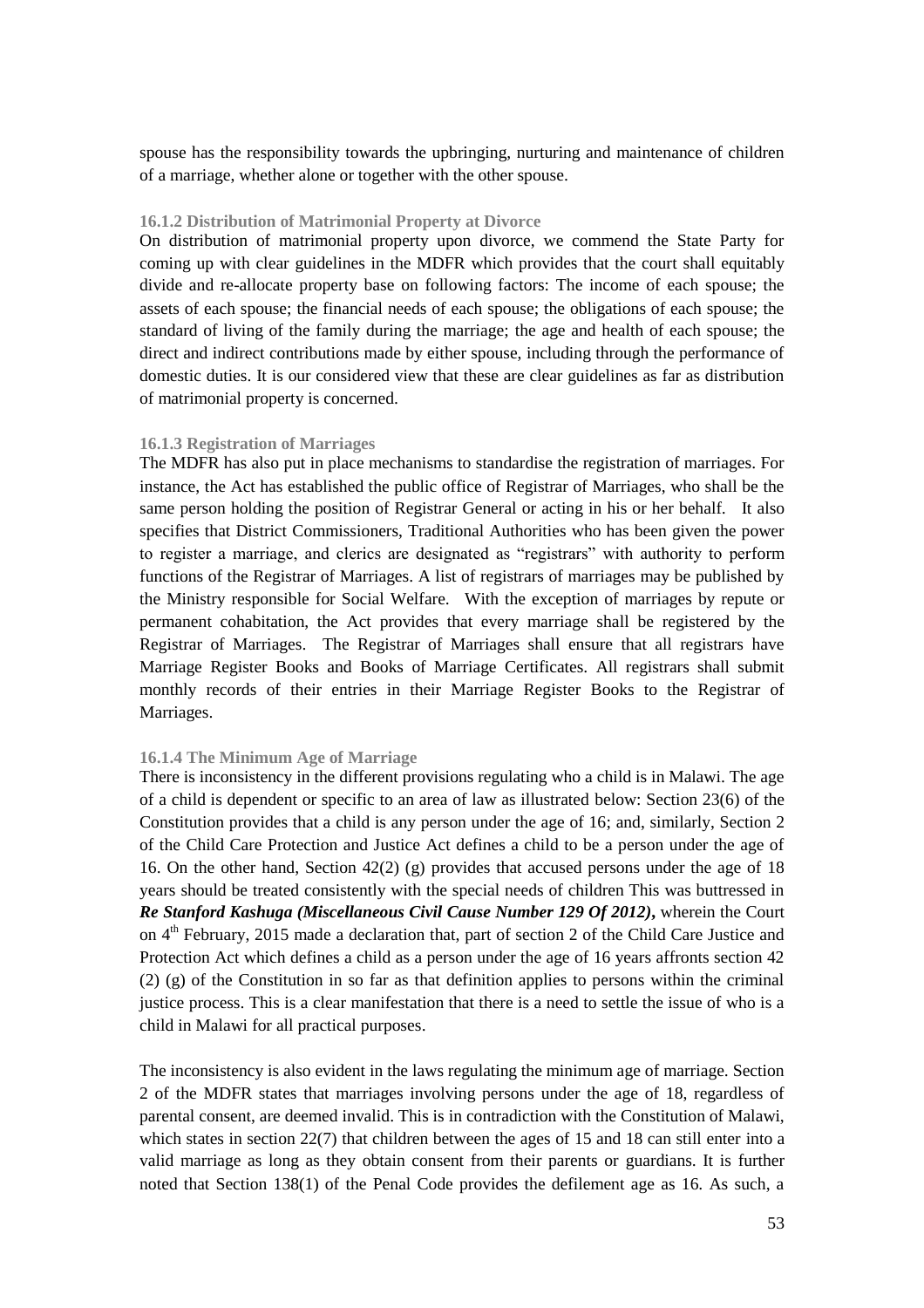spouse has the responsibility towards the upbringing, nurturing and maintenance of children of a marriage, whether alone or together with the other spouse.

#### 16.1.2 Distribution of Matrimonial Property at Divorce

On distribution of matrimonial property upon divorce, we commend the State Party for coming up with clear guidelines in the MDFR which provides that the court shall equitably divide and re-allocate property base on following factors: The income of each spouse; the assets of each spouse; the financial needs of each spouse; the obligations of each spouse; the standard of living of the family during the marriage; the age and health of each spouse; the direct and indirect contributions made by either spouse, including through the performance of domestic duties. It is our considered view that these are clear guidelines as far as distribution of matrimonial property is concerned.

#### 16.1.3 Registration of Marriages

The MDFR has also put in place mechanisms to standardise the registration of marriages. For instance, the Act has established the public office of Registrar of Marriages, who shall be the same person holding the position of Registrar General or acting in his or her behalf. It also specifies that District Commissioners, Traditional Authorities who has been given the power to register a marriage, and clerics are designated as "registrars" with authority to perform functions of the Registrar of Marriages. A list of registrars of marriages may be published by the Ministry responsible for Social Welfare. With the exception of marriages by repute or permanent cohabitation, the Act provides that every marriage shall be registered by the Registrar of Marriages. The Registrar of Marriages shall ensure that all registrars have Marriage Register Books and Books of Marriage Certificates. All registrars shall submit monthly records of their entries in their Marriage Register Books to the Registrar of Marriages.

#### 16.1.4 The Minimum Age of Marriage

There is inconsistency in the different provisions regulating who a child is in Malawi. The age of a child is dependent or specific to an area of law as illustrated below: Section 23(6) of the Constitution provides that a child is any person under the age of 16; and, similarly, Section 2 of the Child Care Protection and Justice Act defines a child to be a person under the age of 16. On the other hand, Section 42(2) (g) provides that accused persons under the age of 18 years should be treated consistently with the special needs of children This was buttressed in ***Re Stanford Kashuga (Miscellaneous Civil Cause Number 129 Of 2012)***, wherein the Court on 4th February, 2015 made a declaration that, part of section 2 of the Child Care Justice and Protection Act which defines a child as a person under the age of 16 years affronts section 42 (2) (g) of the Constitution in so far as that definition applies to persons within the criminal justice process. This is a clear manifestation that there is a need to settle the issue of who is a child in Malawi for all practical purposes.

The inconsistency is also evident in the laws regulating the minimum age of marriage. Section 2 of the MDFR states that marriages involving persons under the age of 18, regardless of parental consent, are deemed invalid. This is in contradiction with the Constitution of Malawi, which states in section 22(7) that children between the ages of 15 and 18 can still enter into a valid marriage as long as they obtain consent from their parents or guardians. It is further noted that Section 138(1) of the Penal Code provides the defilement age as 16. As such, a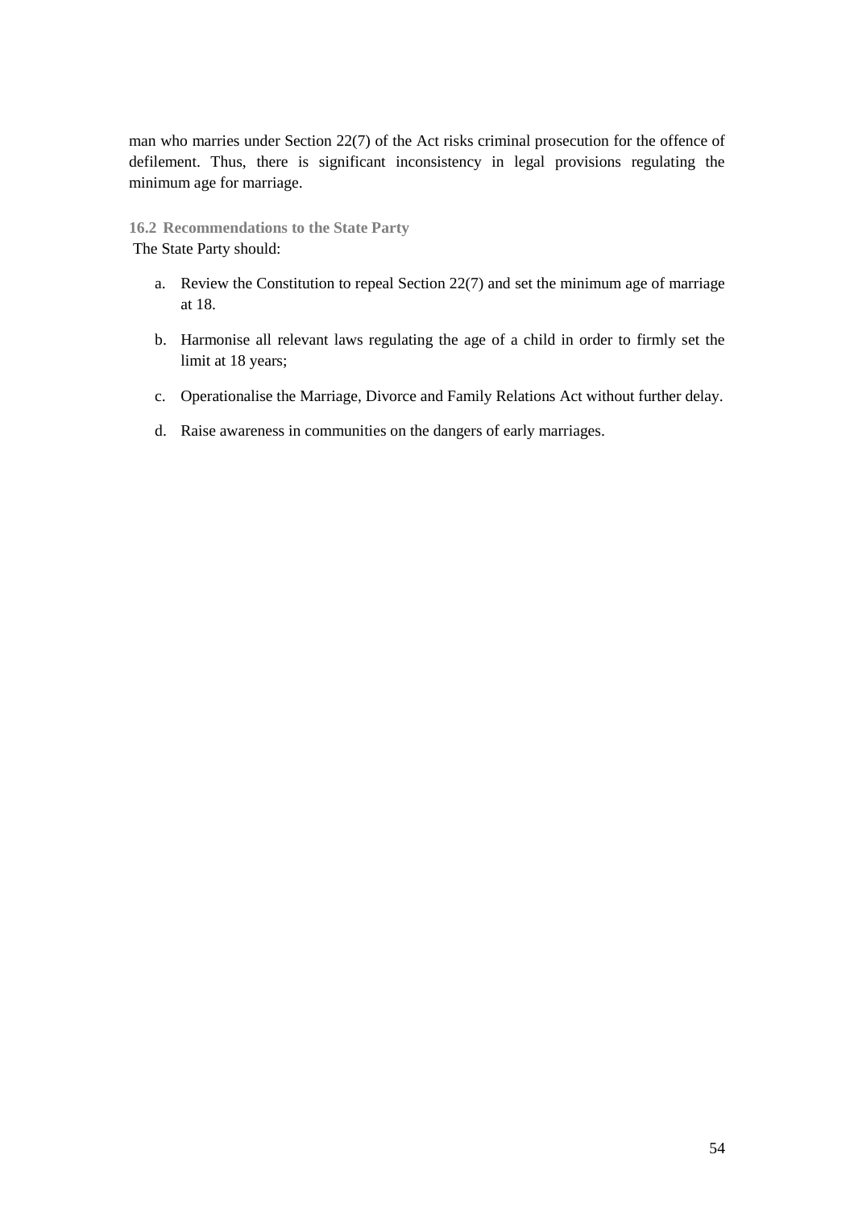man who marries under Section 22(7) of the Act risks criminal prosecution for the offence of defilement. Thus, there is significant inconsistency in legal provisions regulating the minimum age for marriage.

### 16.2 Recommendations to the State Party

The State Party should:

a. Review the Constitution to repeal Section 22(7) and set the minimum age of marriage at 18.

b. Harmonise all relevant laws regulating the age of a child in order to firmly set the limit at 18 years;

c. Operationalise the Marriage, Divorce and Family Relations Act without further delay.

d. Raise awareness in communities on the dangers of early marriages.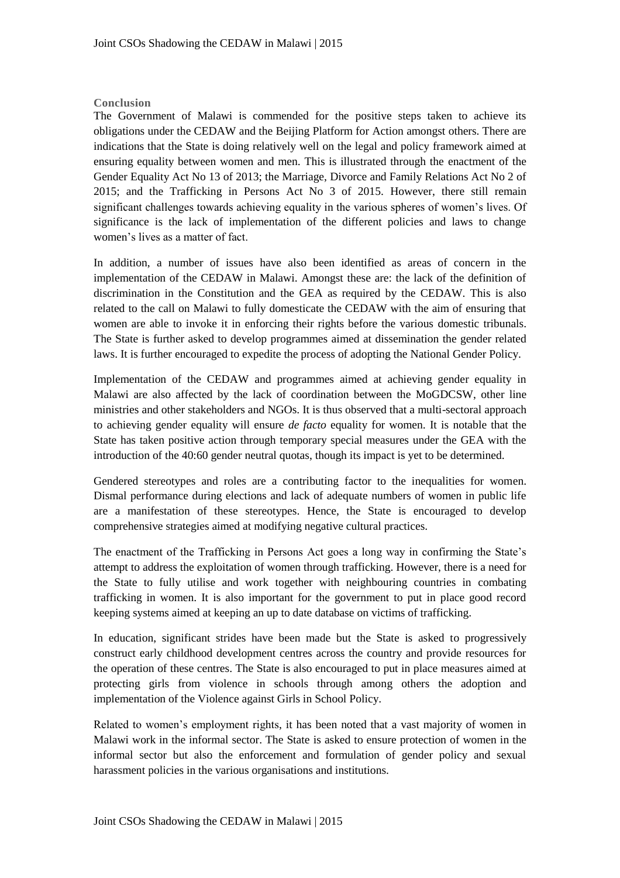## Conclusion

The Government of Malawi is commended for the positive steps taken to achieve its obligations under the CEDAW and the Beijing Platform for Action amongst others. There are indications that the State is doing relatively well on the legal and policy framework aimed at ensuring equality between women and men. This is illustrated through the enactment of the Gender Equality Act No 13 of 2013; the Marriage, Divorce and Family Relations Act No 2 of 2015; and the Trafficking in Persons Act No 3 of 2015. However, there still remain significant challenges towards achieving equality in the various spheres of women's lives. Of significance is the lack of implementation of the different policies and laws to change women's lives as a matter of fact.

In addition, a number of issues have also been identified as areas of concern in the implementation of the CEDAW in Malawi. Amongst these are: the lack of the definition of discrimination in the Constitution and the GEA as required by the CEDAW. This is also related to the call on Malawi to fully domesticate the CEDAW with the aim of ensuring that women are able to invoke it in enforcing their rights before the various domestic tribunals. The State is further asked to develop programmes aimed at dissemination the gender related laws. It is further encouraged to expedite the process of adopting the National Gender Policy.

Implementation of the CEDAW and programmes aimed at achieving gender equality in Malawi are also affected by the lack of coordination between the MoGDCSW, other line ministries and other stakeholders and NGOs. It is thus observed that a multi-sectoral approach to achieving gender equality will ensure *de facto* equality for women. It is notable that the State has taken positive action through temporary special measures under the GEA with the introduction of the 40:60 gender neutral quotas, though its impact is yet to be determined.

Gendered stereotypes and roles are a contributing factor to the inequalities for women. Dismal performance during elections and lack of adequate numbers of women in public life are a manifestation of these stereotypes. Hence, the State is encouraged to develop comprehensive strategies aimed at modifying negative cultural practices.

The enactment of the Trafficking in Persons Act goes a long way in confirming the State's attempt to address the exploitation of women through trafficking. However, there is a need for the State to fully utilise and work together with neighbouring countries in combating trafficking in women. It is also important for the government to put in place good record keeping systems aimed at keeping an up to date database on victims of trafficking.

In education, significant strides have been made but the State is asked to progressively construct early childhood development centres across the country and provide resources for the operation of these centres. The State is also encouraged to put in place measures aimed at protecting girls from violence in schools through among others the adoption and implementation of the Violence against Girls in School Policy.

Related to women's employment rights, it has been noted that a vast majority of women in Malawi work in the informal sector. The State is asked to ensure protection of women in the informal sector but also the enforcement and formulation of gender policy and sexual harassment policies in the various organisations and institutions.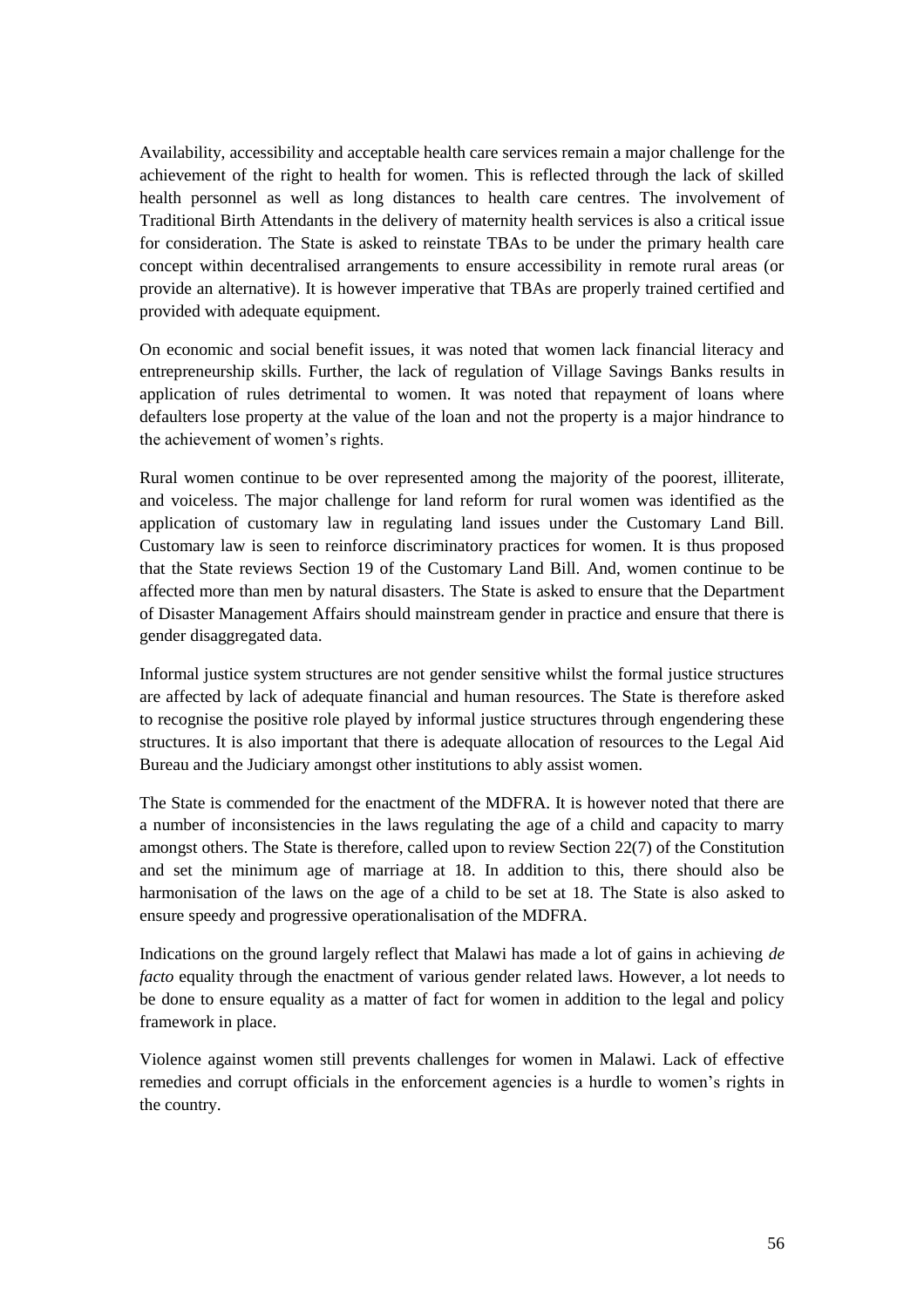Availability, accessibility and acceptable health care services remain a major challenge for the achievement of the right to health for women. This is reflected through the lack of skilled health personnel as well as long distances to health care centres. The involvement of Traditional Birth Attendants in the delivery of maternity health services is also a critical issue for consideration. The State is asked to reinstate TBAs to be under the primary health care concept within decentralised arrangements to ensure accessibility in remote rural areas (or provide an alternative). It is however imperative that TBAs are properly trained certified and provided with adequate equipment.

On economic and social benefit issues, it was noted that women lack financial literacy and entrepreneurship skills. Further, the lack of regulation of Village Savings Banks results in application of rules detrimental to women. It was noted that repayment of loans where defaulters lose property at the value of the loan and not the property is a major hindrance to the achievement of women's rights.

Rural women continue to be over represented among the majority of the poorest, illiterate, and voiceless. The major challenge for land reform for rural women was identified as the application of customary law in regulating land issues under the Customary Land Bill. Customary law is seen to reinforce discriminatory practices for women. It is thus proposed that the State reviews Section 19 of the Customary Land Bill. And, women continue to be affected more than men by natural disasters. The State is asked to ensure that the Department of Disaster Management Affairs should mainstream gender in practice and ensure that there is gender disaggregated data.

Informal justice system structures are not gender sensitive whilst the formal justice structures are affected by lack of adequate financial and human resources. The State is therefore asked to recognise the positive role played by informal justice structures through engendering these structures. It is also important that there is adequate allocation of resources to the Legal Aid Bureau and the Judiciary amongst other institutions to ably assist women.

The State is commended for the enactment of the MDFRA. It is however noted that there are a number of inconsistencies in the laws regulating the age of a child and capacity to marry amongst others. The State is therefore, called upon to review Section 22(7) of the Constitution and set the minimum age of marriage at 18. In addition to this, there should also be harmonisation of the laws on the age of a child to be set at 18. The State is also asked to ensure speedy and progressive operationalisation of the MDFRA.

Indications on the ground largely reflect that Malawi has made a lot of gains in achieving *de facto* equality through the enactment of various gender related laws. However, a lot needs to be done to ensure equality as a matter of fact for women in addition to the legal and policy framework in place.

Violence against women still prevents challenges for women in Malawi. Lack of effective remedies and corrupt officials in the enforcement agencies is a hurdle to women's rights in the country.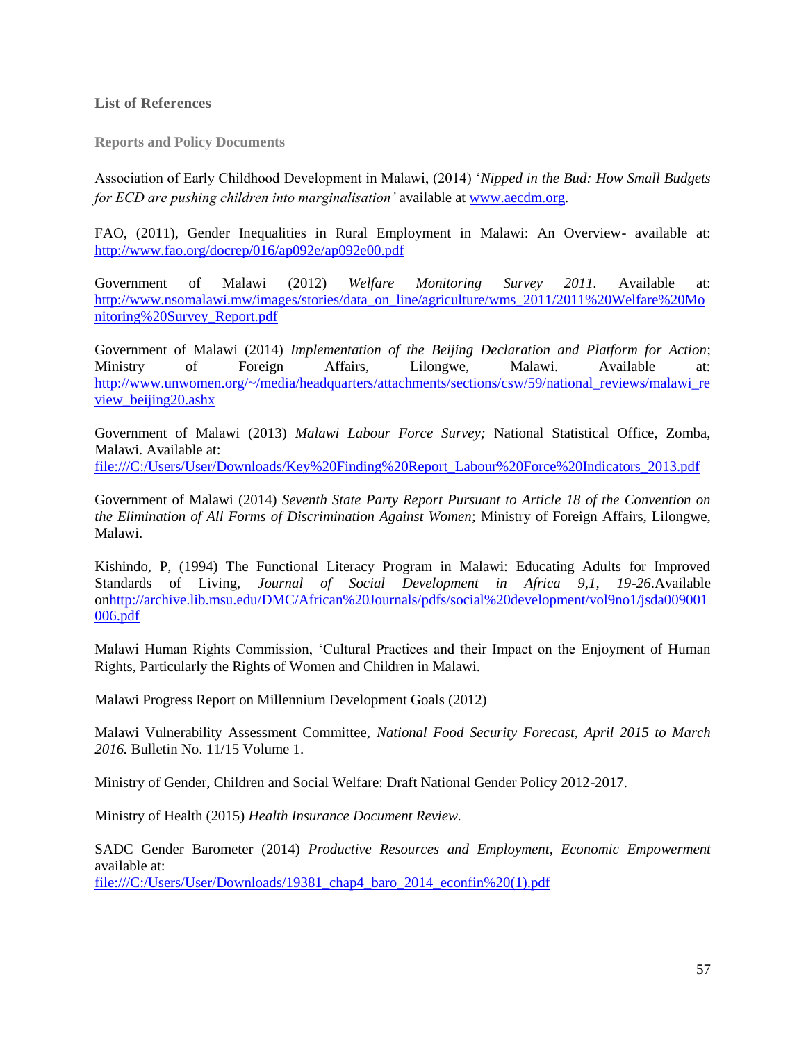## List of References

### Reports and Policy Documents

Association of Early Childhood Development in Malawi, (2014) '*Nipped in the Bud: How Small Budgets for ECD are pushing children into marginalisation'* available at [www.aecdm.org](www.aecdm.org).

FAO, (2011), Gender Inequalities in Rural Employment in Malawi: An Overview- available at: [http://www.fao.org/docrep/016/ap092e/ap092e00.pdf](http://www.fao.org/docrep/016/ap092e/ap092e00.pdf)

Government of Malawi (2012) *Welfare Monitoring Survey 2011.* Available at: [http://www.nsomalawi.mw/images/stories/data_on_line/agriculture/wms_2011/2011%20Welfare%20Monitoring%20Survey_Report.pdf](http://www.nsomalawi.mw/images/stories/data_on_line/agriculture/wms_2011/2011%20Welfare%20Monitoring%20Survey_Report.pdf)

Government of Malawi (2014) *Implementation of the Beijing Declaration and Platform for Action*; Ministry of Foreign Affairs, Lilongwe, Malawi. Available at: [http://www.unwomen.org/~/media/headquarters/attachments/sections/csw/59/national_reviews/malawi_review_beijing20.ashx](http://www.unwomen.org/~/media/headquarters/attachments/sections/csw/59/national_reviews/malawi_review_beijing20.ashx)

Government of Malawi (2013) *Malawi Labour Force Survey;* National Statistical Office, Zomba, Malawi. Available at: [file:///C:/Users/User/Downloads/Key%20Finding%20Report_Labour%20Force%20Indicators_2013.pdf](file:///C:/Users/User/Downloads/Key%20Finding%20Report_Labour%20Force%20Indicators_2013.pdf)

Government of Malawi (2014) *Seventh State Party Report Pursuant to Article 18 of the Convention on the Elimination of All Forms of Discrimination Against Women*; Ministry of Foreign Affairs, Lilongwe, Malawi.

Kishindo, P, (1994) The Functional Literacy Program in Malawi: Educating Adults for Improved Standards of Living, *Journal of Social Development in Africa 9,1, 19-26*.Available on[http://archive.lib.msu.edu/DMC/African%20Journals/pdfs/social%20development/vol9no1/jsda009001006.pdf](http://archive.lib.msu.edu/DMC/African%20Journals/pdfs/social%20development/vol9no1/jsda009001006.pdf)

Malawi Human Rights Commission, 'Cultural Practices and their Impact on the Enjoyment of Human Rights, Particularly the Rights of Women and Children in Malawi.

Malawi Progress Report on Millennium Development Goals (2012)

Malawi Vulnerability Assessment Committee, *National Food Security Forecast, April 2015 to March 2016.* Bulletin No. 11/15 Volume 1.

Ministry of Gender, Children and Social Welfare: Draft National Gender Policy 2012-2017.

Ministry of Health (2015) *Health Insurance Document Review.*

SADC Gender Barometer (2014) *Productive Resources and Employment, Economic Empowerment* available at: [file:///C:/Users/User/Downloads/19381_chap4_baro_2014_econfin%20(1).pdf](file:///C:/Users/User/Downloads/19381_chap4_baro_2014_econfin%20(1).pdf)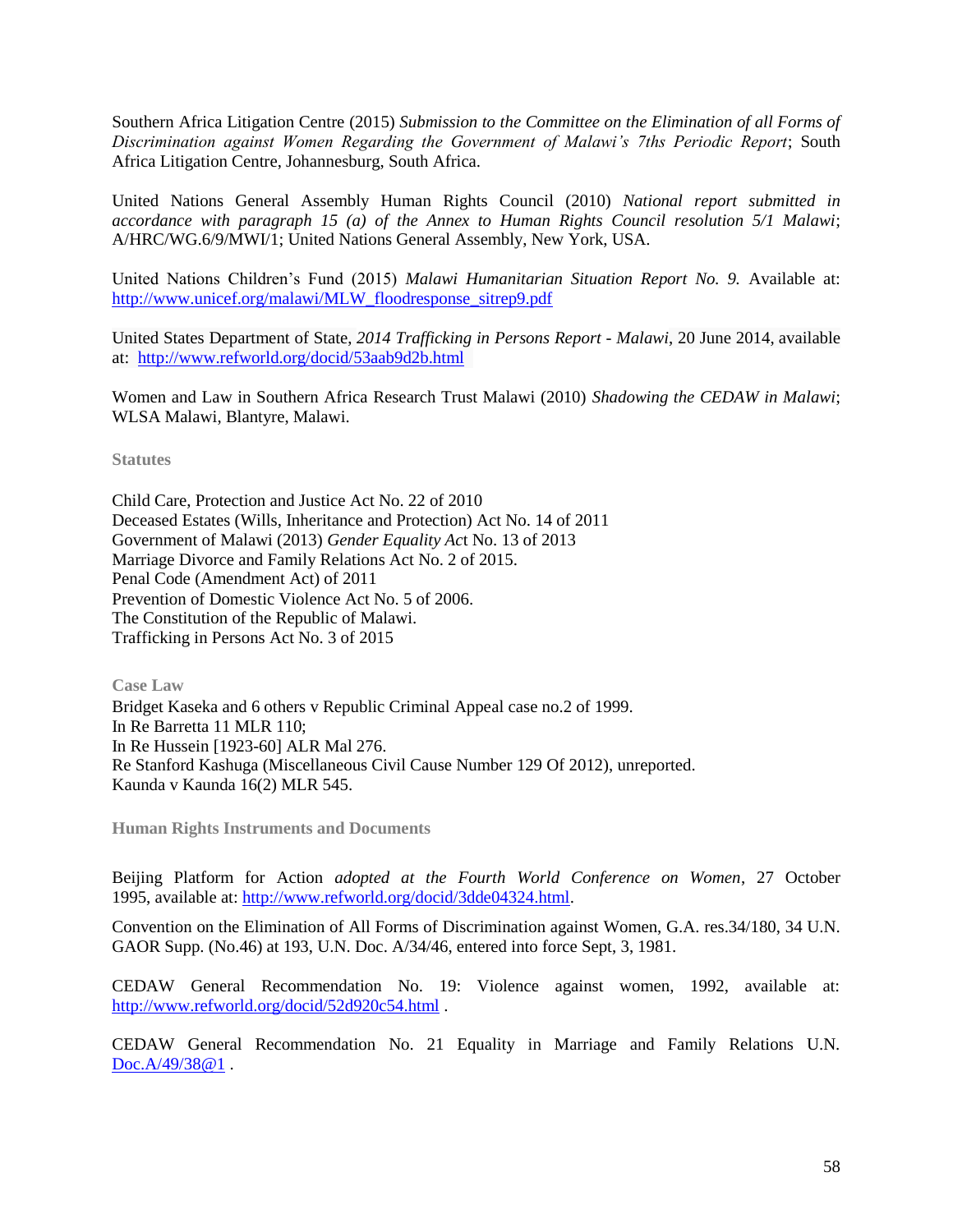Southern Africa Litigation Centre (2015) *Submission to the Committee on the Elimination of all Forms of Discrimination against Women Regarding the Government of Malawi's 7ths Periodic Report*; South Africa Litigation Centre, Johannesburg, South Africa.

United Nations General Assembly Human Rights Council (2010) *National report submitted in accordance with paragraph 15 (a) of the Annex to Human Rights Council resolution 5/1 Malawi*; A/HRC/WG.6/9/MWI/1; United Nations General Assembly, New York, USA.

United Nations Children's Fund (2015) *Malawi Humanitarian Situation Report No. 9.* Available at: http://www.unicef.org/malawi/MLW_floodresponse_sitrep9.pdf

United States Department of State, *2014 Trafficking in Persons Report - Malawi*, 20 June 2014, available at: http://www.refworld.org/docid/53aab9d2b.html

Women and Law in Southern Africa Research Trust Malawi (2010) *Shadowing the CEDAW in Malawi*; WLSA Malawi, Blantyre, Malawi.

### Statutes

Child Care, Protection and Justice Act No. 22 of 2010
Deceased Estates (Wills, Inheritance and Protection) Act No. 14 of 2011
Government of Malawi (2013) *Gender Equality Act* No. 13 of 2013
Marriage Divorce and Family Relations Act No. 2 of 2015.
Penal Code (Amendment Act) of 2011
Prevention of Domestic Violence Act No. 5 of 2006.
The Constitution of the Republic of Malawi.
Trafficking in Persons Act No. 3 of 2015

### Case Law

Bridget Kaseka and 6 others v Republic Criminal Appeal case no.2 of 1999.
In Re Barretta 11 MLR 110;
In Re Hussein [1923-60] ALR Mal 276.
Re Stanford Kashuga (Miscellaneous Civil Cause Number 129 Of 2012), unreported.
Kaunda v Kaunda 16(2) MLR 545.

### Human Rights Instruments and Documents

Beijing Platform for Action *adopted at the Fourth World Conference on Women*, 27 October 1995, available at: http://www.refworld.org/docid/3dde04324.html.

Convention on the Elimination of All Forms of Discrimination against Women, G.A. res.34/180, 34 U.N. GAOR Supp. (No.46) at 193, U.N. Doc. A/34/46, entered into force Sept, 3, 1981.

CEDAW General Recommendation No. 19: Violence against women, 1992, available at: http://www.refworld.org/docid/52d920c54.html .

CEDAW General Recommendation No. 21 Equality in Marriage and Family Relations U.N. Doc.A/49/38@1 .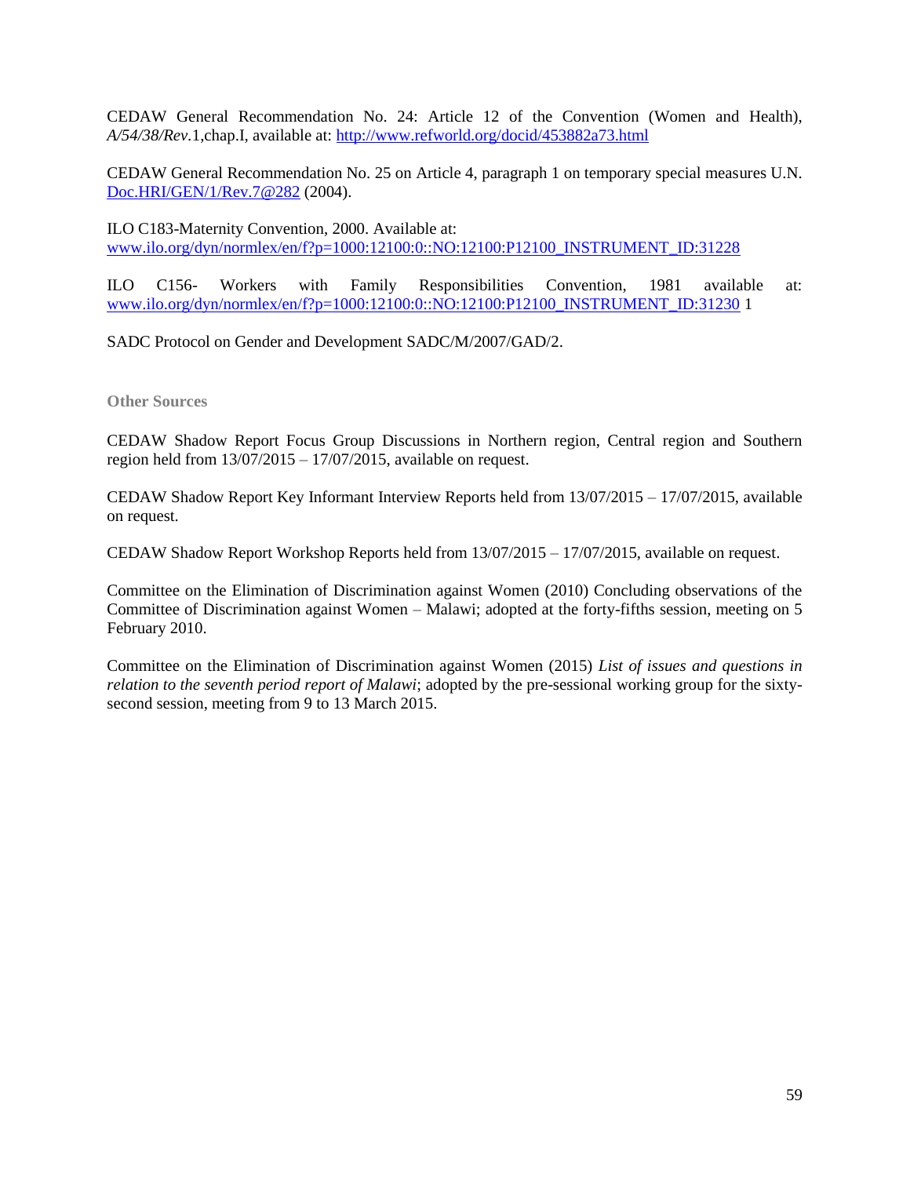CEDAW General Recommendation No. 24: Article 12 of the Convention (Women and Health), *A/54/38/Rev.*1,chap.I, available at: http://www.refworld.org/docid/453882a73.html

CEDAW General Recommendation No. 25 on Article 4, paragraph 1 on temporary special measures U.N. Doc.HRI/GEN/1/Rev.7@282 (2004).

ILO C183-Maternity Convention, 2000. Available at: www.ilo.org/dyn/normlex/en/f?p=1000:12100:0::NO:12100:P12100_INSTRUMENT_ID:31228

ILO C156- Workers with Family Responsibilities Convention, 1981 available at: www.ilo.org/dyn/normlex/en/f?p=1000:12100:0::NO:12100:P12100_INSTRUMENT_ID:31230 1

SADC Protocol on Gender and Development SADC/M/2007/GAD/2.

### Other Sources

CEDAW Shadow Report Focus Group Discussions in Northern region, Central region and Southern region held from 13/07/2015 – 17/07/2015, available on request.

CEDAW Shadow Report Key Informant Interview Reports held from 13/07/2015 – 17/07/2015, available on request.

CEDAW Shadow Report Workshop Reports held from 13/07/2015 – 17/07/2015, available on request.

Committee on the Elimination of Discrimination against Women (2010) Concluding observations of the Committee of Discrimination against Women – Malawi; adopted at the forty-fifths session, meeting on 5 February 2010.

Committee on the Elimination of Discrimination against Women (2015) *List of issues and questions in relation to the seventh period report of Malawi*; adopted by the pre-sessional working group for the sixty-second session, meeting from 9 to 13 March 2015.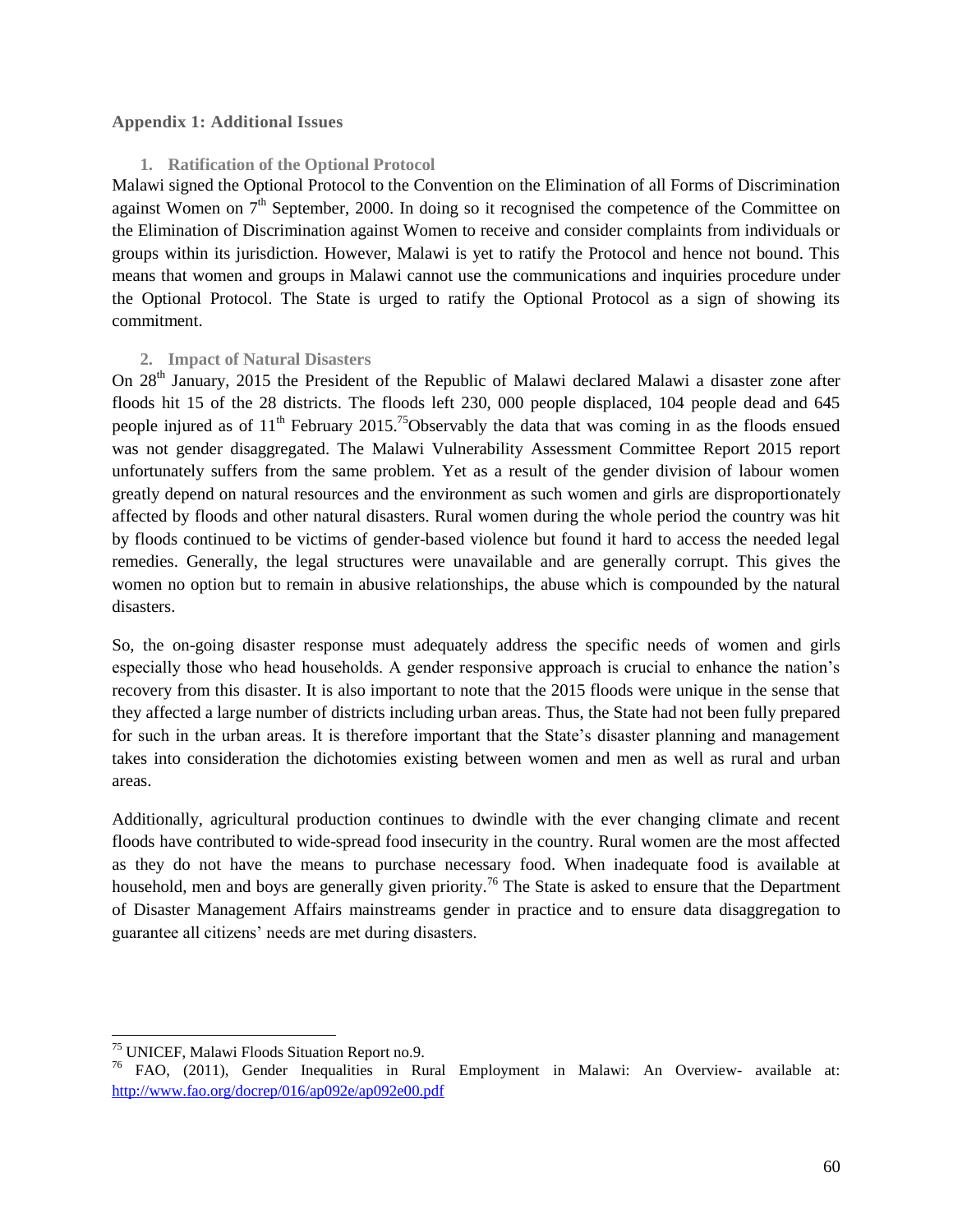## Appendix 1: Additional Issues

### 1. Ratification of the Optional Protocol

Malawi signed the Optional Protocol to the Convention on the Elimination of all Forms of Discrimination against Women on 7th September, 2000. In doing so it recognised the competence of the Committee on the Elimination of Discrimination against Women to receive and consider complaints from individuals or groups within its jurisdiction. However, Malawi is yet to ratify the Protocol and hence not bound. This means that women and groups in Malawi cannot use the communications and inquiries procedure under the Optional Protocol. The State is urged to ratify the Optional Protocol as a sign of showing its commitment.

### 2. Impact of Natural Disasters

On 28th January, 2015 the President of the Republic of Malawi declared Malawi a disaster zone after floods hit 15 of the 28 districts. The floods left 230, 000 people displaced, 104 people dead and 645 people injured as of 11th February 2015.[75]Observably the data that was coming in as the floods ensued was not gender disaggregated. The Malawi Vulnerability Assessment Committee Report 2015 report unfortunately suffers from the same problem. Yet as a result of the gender division of labour women greatly depend on natural resources and the environment as such women and girls are disproportionately affected by floods and other natural disasters. Rural women during the whole period the country was hit by floods continued to be victims of gender-based violence but found it hard to access the needed legal remedies. Generally, the legal structures were unavailable and are generally corrupt. This gives the women no option but to remain in abusive relationships, the abuse which is compounded by the natural disasters.

So, the on-going disaster response must adequately address the specific needs of women and girls especially those who head households. A gender responsive approach is crucial to enhance the nation's recovery from this disaster. It is also important to note that the 2015 floods were unique in the sense that they affected a large number of districts including urban areas. Thus, the State had not been fully prepared for such in the urban areas. It is therefore important that the State's disaster planning and management takes into consideration the dichotomies existing between women and men as well as rural and urban areas.

Additionally, agricultural production continues to dwindle with the ever changing climate and recent floods have contributed to wide-spread food insecurity in the country. Rural women are the most affected as they do not have the means to purchase necessary food. When inadequate food is available at household, men and boys are generally given priority.[76] The State is asked to ensure that the Department of Disaster Management Affairs mainstreams gender in practice and to ensure data disaggregation to guarantee all citizens' needs are met during disasters.

---

[75] UNICEF, Malawi Floods Situation Report no.9.

[76] FAO, (2011), Gender Inequalities in Rural Employment in Malawi: An Overview- available at: http://www.fao.org/docrep/016/ap092e/ap092e00.pdf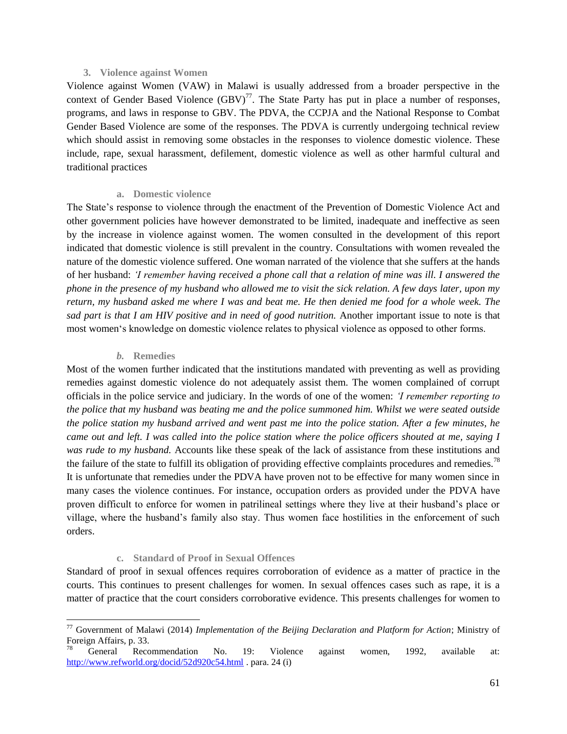### 3. Violence against Women

Violence against Women (VAW) in Malawi is usually addressed from a broader perspective in the context of Gender Based Violence (GBV)[77]. The State Party has put in place a number of responses, programs, and laws in response to GBV. The PDVA, the CCPJA and the National Response to Combat Gender Based Violence are some of the responses. The PDVA is currently undergoing technical review which should assist in removing some obstacles in the responses to violence domestic violence. These include, rape, sexual harassment, defilement, domestic violence as well as other harmful cultural and traditional practices

#### a. Domestic violence

The State's response to violence through the enactment of the Prevention of Domestic Violence Act and other government policies have however demonstrated to be limited, inadequate and ineffective as seen by the increase in violence against women. The women consulted in the development of this report indicated that domestic violence is still prevalent in the country. Consultations with women revealed the nature of the domestic violence suffered. One woman narrated of the violence that she suffers at the hands of her husband: *'I remember having received a phone call that a relation of mine was ill. I answered the phone in the presence of my husband who allowed me to visit the sick relation. A few days later, upon my return, my husband asked me where I was and beat me. He then denied me food for a whole week. The sad part is that I am HIV positive and in need of good nutrition.* Another important issue to note is that most women's knowledge on domestic violence relates to physical violence as opposed to other forms.

#### *b.* Remedies

Most of the women further indicated that the institutions mandated with preventing as well as providing remedies against domestic violence do not adequately assist them. The women complained of corrupt officials in the police service and judiciary. In the words of one of the women: *'I remember reporting to the police that my husband was beating me and the police summoned him. Whilst we were seated outside the police station my husband arrived and went past me into the police station. After a few minutes, he came out and left. I was called into the police station where the police officers shouted at me, saying I was rude to my husband.* Accounts like these speak of the lack of assistance from these institutions and the failure of the state to fulfill its obligation of providing effective complaints procedures and remedies.[78] It is unfortunate that remedies under the PDVA have proven not to be effective for many women since in many cases the violence continues. For instance, occupation orders as provided under the PDVA have proven difficult to enforce for women in patrilineal settings where they live at their husband's place or village, where the husband's family also stay. Thus women face hostilities in the enforcement of such orders.

#### c. Standard of Proof in Sexual Offences

Standard of proof in sexual offences requires corroboration of evidence as a matter of practice in the courts. This continues to present challenges for women. In sexual offences cases such as rape, it is a matter of practice that the court considers corroborative evidence. This presents challenges for women to

---

[77] Government of Malawi (2014) *Implementation of the Beijing Declaration and Platform for Action*; Ministry of Foreign Affairs, p. 33.

[78] General Recommendation No. 19: Violence against women, 1992, available at: http://www.refworld.org/docid/52d920c54.html . para. 24 (i)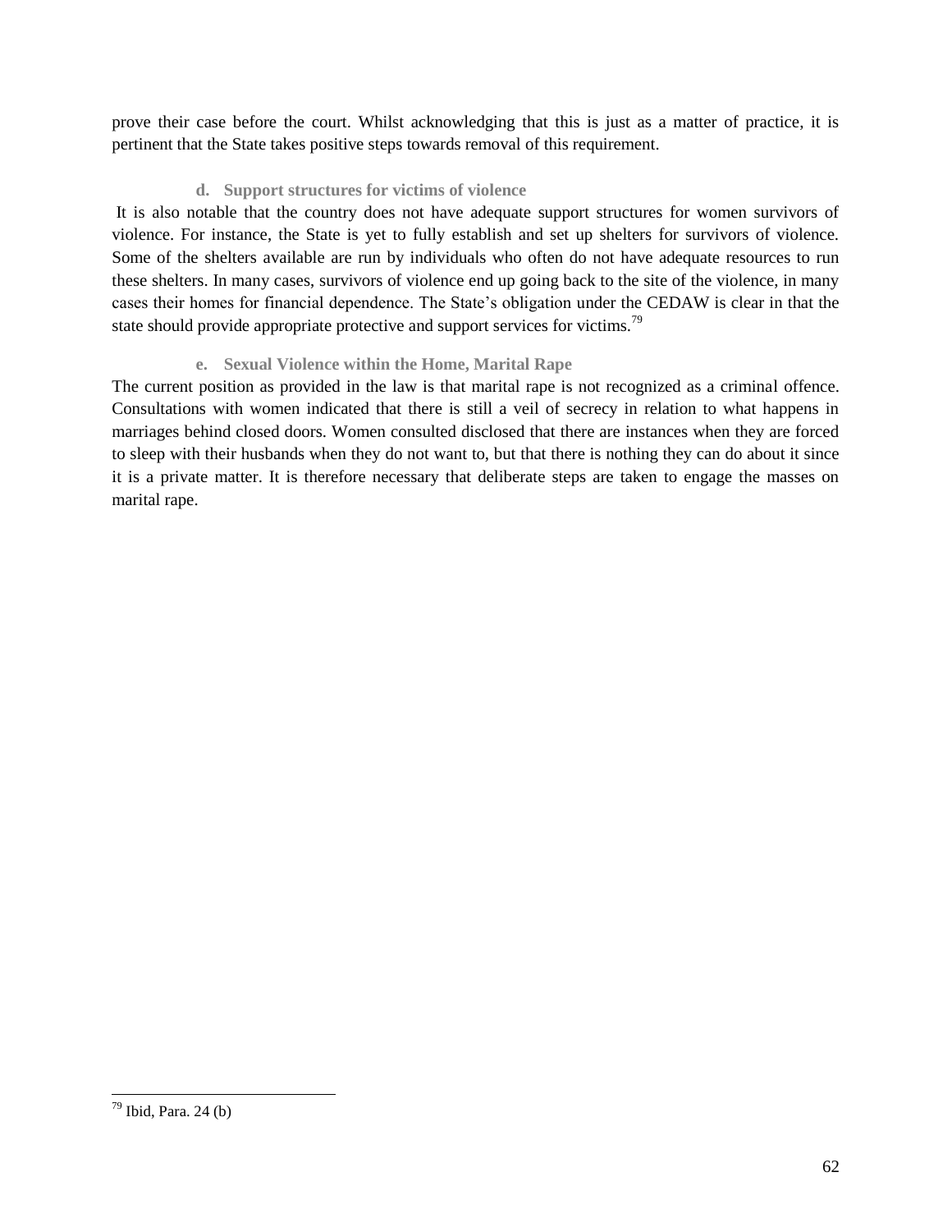prove their case before the court. Whilst acknowledging that this is just as a matter of practice, it is pertinent that the State takes positive steps towards removal of this requirement.

#### d. Support structures for victims of violence

It is also notable that the country does not have adequate support structures for women survivors of violence. For instance, the State is yet to fully establish and set up shelters for survivors of violence. Some of the shelters available are run by individuals who often do not have adequate resources to run these shelters. In many cases, survivors of violence end up going back to the site of the violence, in many cases their homes for financial dependence. The State's obligation under the CEDAW is clear in that the state should provide appropriate protective and support services for victims.[79]

#### e. Sexual Violence within the Home, Marital Rape

The current position as provided in the law is that marital rape is not recognized as a criminal offence. Consultations with women indicated that there is still a veil of secrecy in relation to what happens in marriages behind closed doors. Women consulted disclosed that there are instances when they are forced to sleep with their husbands when they do not want to, but that there is nothing they can do about it since it is a private matter. It is therefore necessary that deliberate steps are taken to engage the masses on marital rape.

---

[79] Ibid, Para. 24 (b)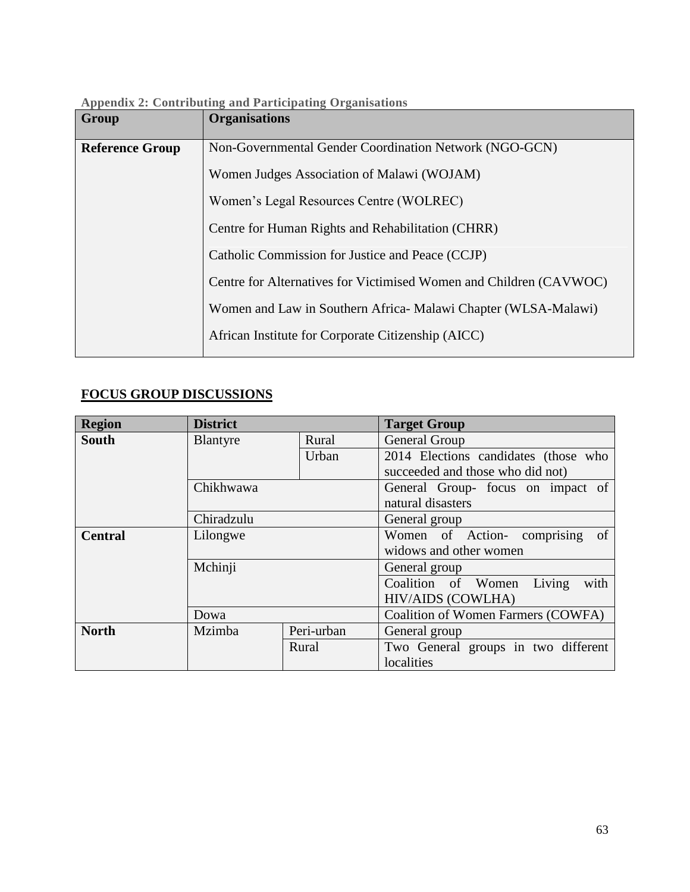**Appendix 2: Contributing and Participating Organisations**

| Group | Organisations |
|---|---|
| **Reference Group** | Non-Governmental Gender Coordination Network (NGO-GCN) |
| | Women Judges Association of Malawi (WOJAM) |
| | Women's Legal Resources Centre (WOLREC) |
| | Centre for Human Rights and Rehabilitation (CHRR) |
| | Catholic Commission for Justice and Peace (CCJP) |
| | Centre for Alternatives for Victimised Women and Children (CAVWOC) |
| | Women and Law in Southern Africa- Malawi Chapter (WLSA-Malawi) |
| | African Institute for Corporate Citizenship (AICC) |

## FOCUS GROUP DISCUSSIONS

| Region | District | | Target Group |
|---|---|---|---|
| **South** | Blantyre | Rural | General Group |
| | | Urban | 2014 Elections candidates (those who succeeded and those who did not) |
| | Chikhwawa | | General Group- focus on impact of natural disasters |
| | Chiradzulu | | General group |
| **Central** | Lilongwe | | Women of Action- comprising of widows and other women |
| | Mchinji | | General group |
| | | | Coalition of Women Living with HIV/AIDS (COWLHA) |
| | Dowa | | Coalition of Women Farmers (COWFA) |
| **North** | Mzimba | Peri-urban | General group |
| | | Rural | Two General groups in two different localities |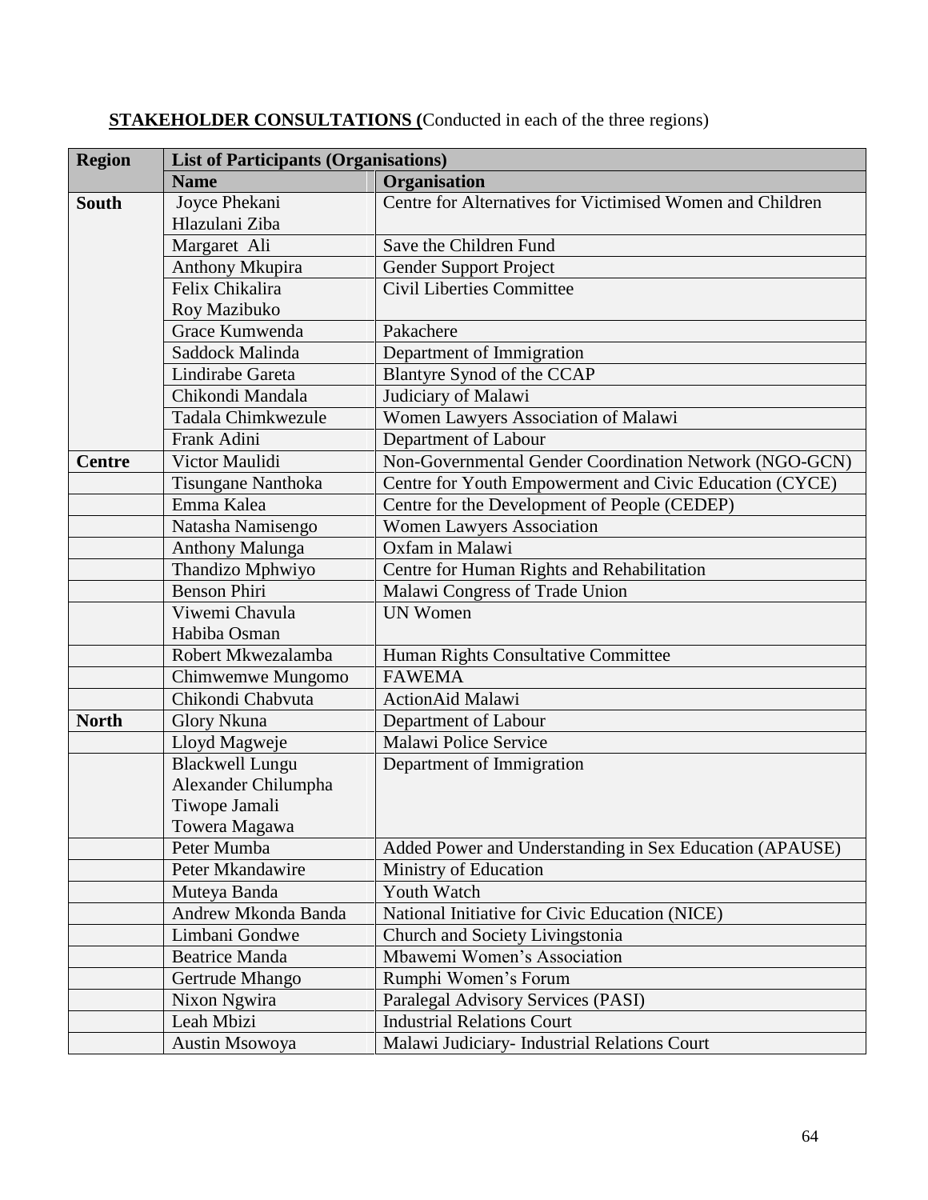**STAKEHOLDER CONSULTATIONS (**Conducted in each of the three regions)

| Region | List of Participants (Organisations) | |
|---|---|---|
| | **Name** | **Organisation** |
| **South** | Joyce Phekani<br>Hlazulani Ziba | Centre for Alternatives for Victimised Women and Children |
| | Margaret Ali | Save the Children Fund |
| | Anthony Mkupira | Gender Support Project |
| | Felix Chikalira<br>Roy Mazibuko | Civil Liberties Committee |
| | Grace Kumwenda | Pakachere |
| | Saddock Malinda | Department of Immigration |
| | Lindirabe Gareta | Blantyre Synod of the CCAP |
| | Chikondi Mandala | Judiciary of Malawi |
| | Tadala Chimkwezule | Women Lawyers Association of Malawi |
| | Frank Adini | Department of Labour |
| **Centre** | Victor Maulidi | Non-Governmental Gender Coordination Network (NGO-GCN) |
| | Tisungane Nanthoka | Centre for Youth Empowerment and Civic Education (CYCE) |
| | Emma Kalea | Centre for the Development of People (CEDEP) |
| | Natasha Namisengo | Women Lawyers Association |
| | Anthony Malunga | Oxfam in Malawi |
| | Thandizo Mphwiyo | Centre for Human Rights and Rehabilitation |
| | Benson Phiri | Malawi Congress of Trade Union |
| | Viwemi Chavula<br>Habiba Osman | UN Women |
| | Robert Mkwezalamba | Human Rights Consultative Committee |
| | Chimwemwe Mungomo | FAWEMA |
| | Chikondi Chabvuta | ActionAid Malawi |
| **North** | Glory Nkuna | Department of Labour |
| | Lloyd Magweje | Malawi Police Service |
| | Blackwell Lungu<br>Alexander Chilumpha<br>Tiwope Jamali<br>Towera Magawa | Department of Immigration |
| | Peter Mumba | Added Power and Understanding in Sex Education (APAUSE) |
| | Peter Mkandawire | Ministry of Education |
| | Muteya Banda | Youth Watch |
| | Andrew Mkonda Banda | National Initiative for Civic Education (NICE) |
| | Limbani Gondwe | Church and Society Livingstonia |
| | Beatrice Manda | Mbawemi Women's Association |
| | Gertrude Mhango | Rumphi Women's Forum |
| | Nixon Ngwira | Paralegal Advisory Services (PASI) |
| | Leah Mbizi | Industrial Relations Court |
| | Austin Msowoya | Malawi Judiciary- Industrial Relations Court |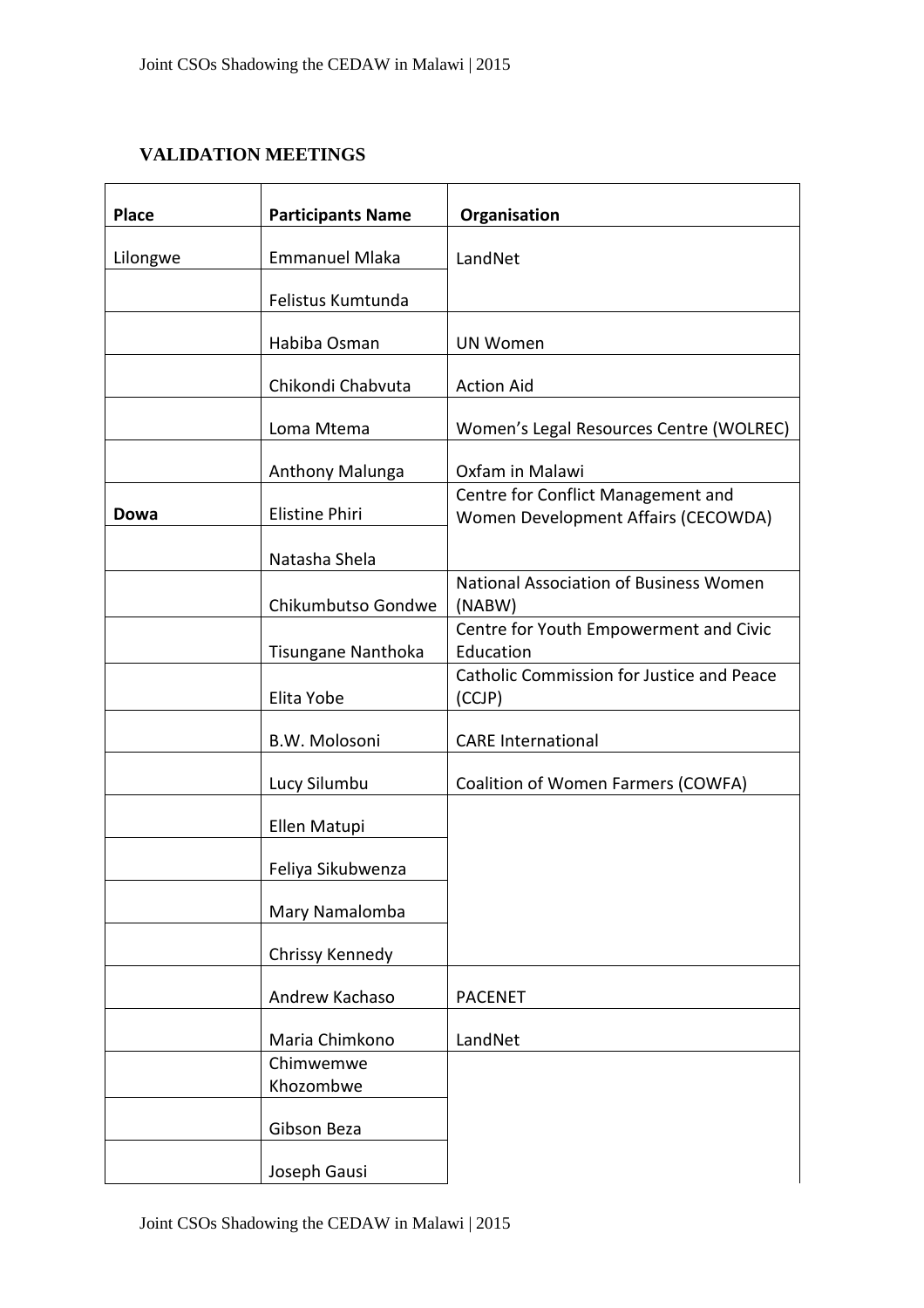### VALIDATION MEETINGS

| Place | Participants Name | Organisation |
|---|---|---|
| Lilongwe | Emmanuel Mlaka | LandNet |
| | Felistus Kumtunda | |
| | Habiba Osman | UN Women |
| | Chikondi Chabvuta | Action Aid |
| | Loma Mtema | Women's Legal Resources Centre (WOLREC) |
| | Anthony Malunga | Oxfam in Malawi |
| **Dowa** | Elistine Phiri | Centre for Conflict Management and Women Development Affairs (CECOWDA) |
| | Natasha Shela | |
| | Chikumbutso Gondwe | National Association of Business Women (NABW) |
| | Tisungane Nanthoka | Centre for Youth Empowerment and Civic Education |
| | Elita Yobe | Catholic Commission for Justice and Peace (CCJP) |
| | B.W. Molosoni | CARE International |
| | Lucy Silumbu | Coalition of Women Farmers (COWFA) |
| | Ellen Matupi | |
| | Feliya Sikubwenza | |
| | Mary Namalomba | |
| | Chrissy Kennedy | |
| | Andrew Kachaso | PACENET |
| | Maria Chimkono | LandNet |
| | Chimwemwe Khozombwe | |
| | Gibson Beza | |
| | Joseph Gausi | |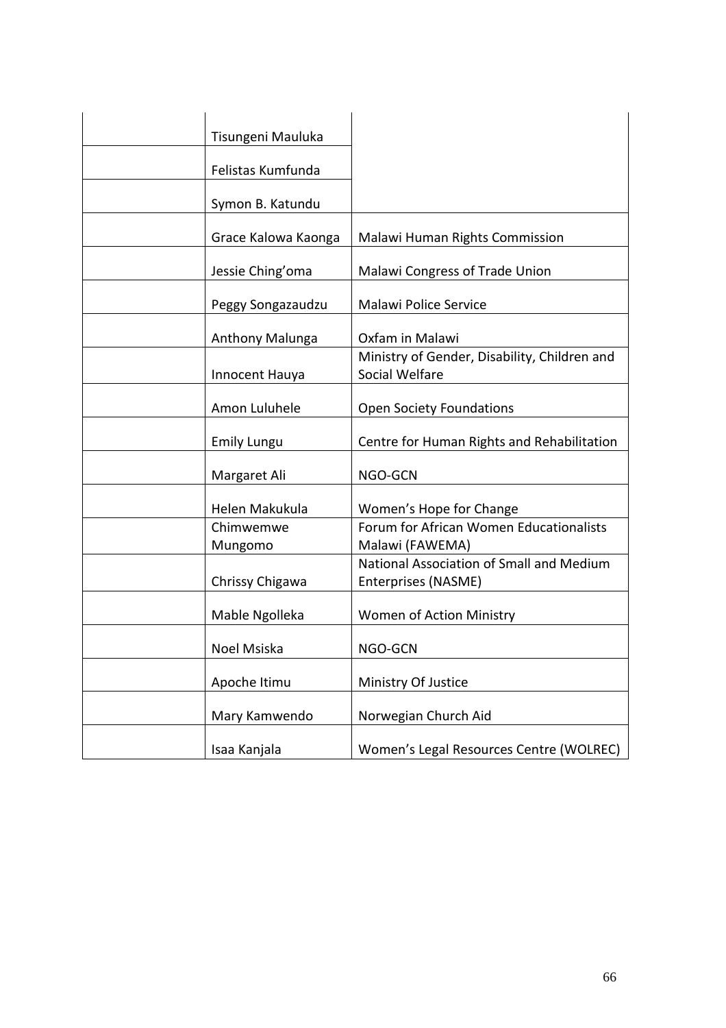| | | |
|---|---|---|
| | Tisungeni Mauluka | |
| | Felistas Kumfunda | |
| | Symon B. Katundu | |
| | Grace Kalowa Kaonga | Malawi Human Rights Commission |
| | Jessie Ching'oma | Malawi Congress of Trade Union |
| | Peggy Songazaudzu | Malawi Police Service |
| | Anthony Malunga | Oxfam in Malawi |
| | Innocent Hauya | Ministry of Gender, Disability, Children and Social Welfare |
| | Amon Luluhele | Open Society Foundations |
| | Emily Lungu | Centre for Human Rights and Rehabilitation |
| | Margaret Ali | NGO-GCN |
| | Helen Makukula | Women's Hope for Change |
| | Chimwemwe Mungomo | Forum for African Women Educationalists Malawi (FAWEMA) |
| | Chrissy Chigawa | National Association of Small and Medium Enterprises (NASME) |
| | Mable Ngolleka | Women of Action Ministry |
| | Noel Msiska | NGO-GCN |
| | Apoche Itimu | Ministry Of Justice |
| | Mary Kamwendo | Norwegian Church Aid |
| | Isaa Kanjala | Women's Legal Resources Centre (WOLREC) |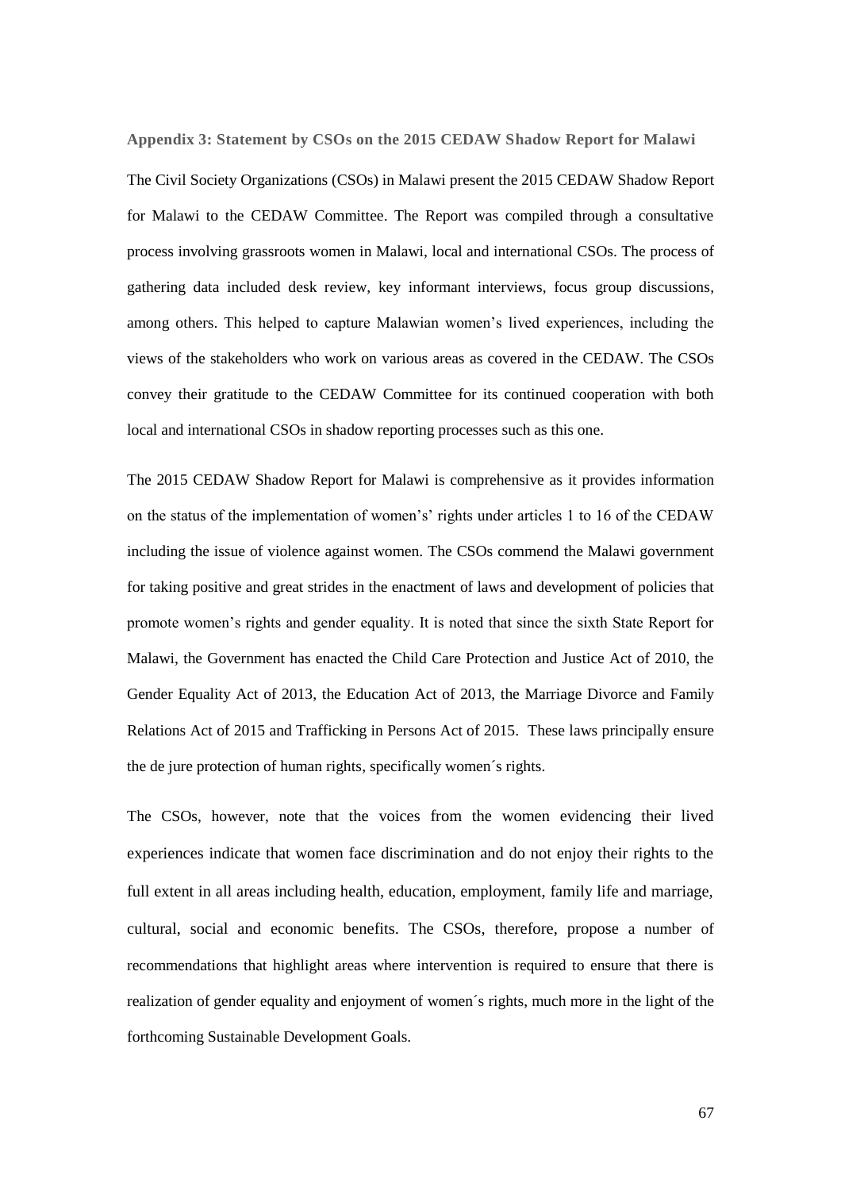### Appendix 3: Statement by CSOs on the 2015 CEDAW Shadow Report for Malawi

The Civil Society Organizations (CSOs) in Malawi present the 2015 CEDAW Shadow Report for Malawi to the CEDAW Committee. The Report was compiled through a consultative process involving grassroots women in Malawi, local and international CSOs. The process of gathering data included desk review, key informant interviews, focus group discussions, among others. This helped to capture Malawian women's lived experiences, including the views of the stakeholders who work on various areas as covered in the CEDAW. The CSOs convey their gratitude to the CEDAW Committee for its continued cooperation with both local and international CSOs in shadow reporting processes such as this one.

The 2015 CEDAW Shadow Report for Malawi is comprehensive as it provides information on the status of the implementation of women's' rights under articles 1 to 16 of the CEDAW including the issue of violence against women. The CSOs commend the Malawi government for taking positive and great strides in the enactment of laws and development of policies that promote women's rights and gender equality. It is noted that since the sixth State Report for Malawi, the Government has enacted the Child Care Protection and Justice Act of 2010, the Gender Equality Act of 2013, the Education Act of 2013, the Marriage Divorce and Family Relations Act of 2015 and Trafficking in Persons Act of 2015. These laws principally ensure the de jure protection of human rights, specifically women´s rights.

The CSOs, however, note that the voices from the women evidencing their lived experiences indicate that women face discrimination and do not enjoy their rights to the full extent in all areas including health, education, employment, family life and marriage, cultural, social and economic benefits. The CSOs, therefore, propose a number of recommendations that highlight areas where intervention is required to ensure that there is realization of gender equality and enjoyment of women´s rights, much more in the light of the forthcoming Sustainable Development Goals.